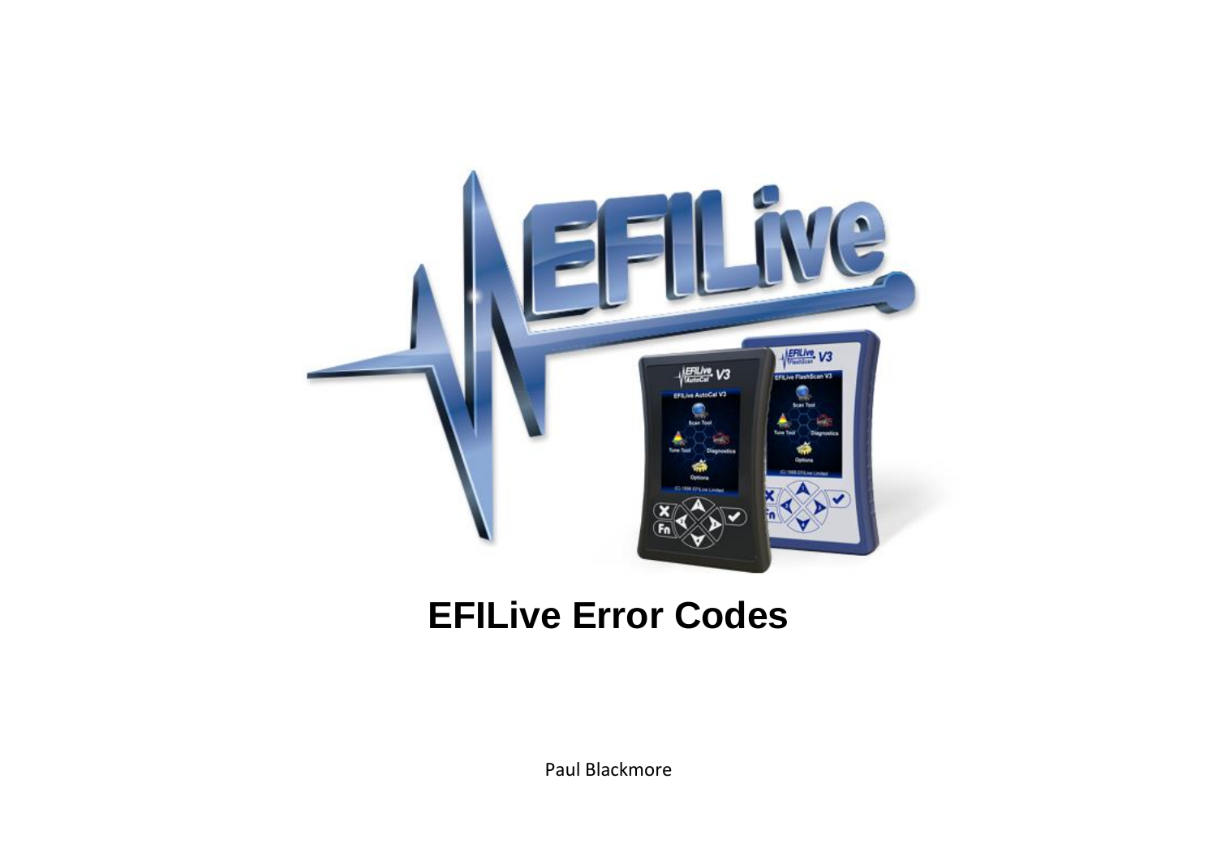# EFILive Error Codes

Paul Blackmore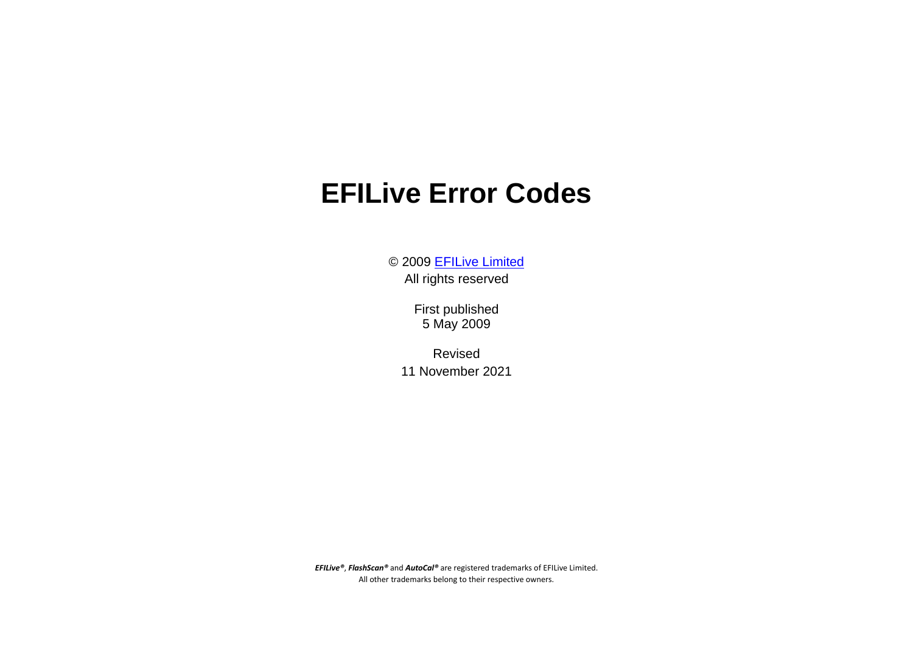# EFILive Error Codes

© 2009 [EFILive Limited]
All rights reserved

First published
5 May 2009

Revised
11 November 2021

***EFILive®***, ***FlashScan®*** and ***AutoCal®*** are registered trademarks of EFILive Limited.
All other trademarks belong to their respective owners.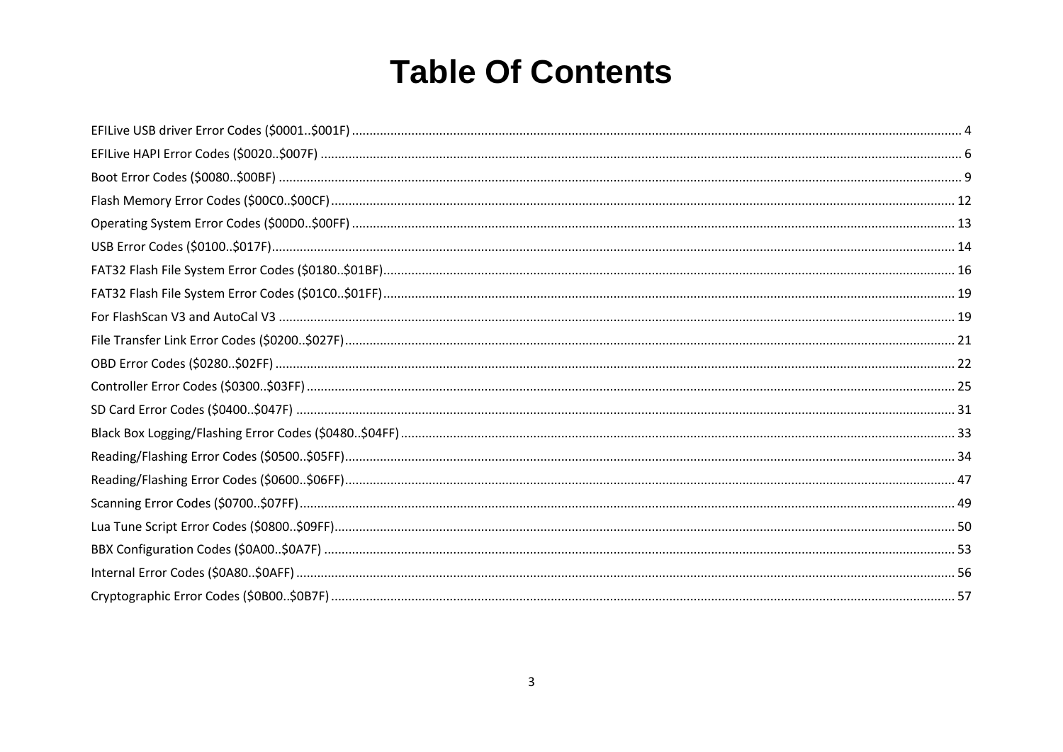# Table Of Contents

EFILive USB driver Error Codes ($0001..$001F) ........ 4
EFILive HAPI Error Codes ($0020..$007F) ........ 6
Boot Error Codes ($0080..$00BF) ........ 9
Flash Memory Error Codes ($00C0..$00CF) ........ 12
Operating System Error Codes ($00D0..$00FF) ........ 13
USB Error Codes ($0100..$017F) ........ 14
FAT32 Flash File System Error Codes ($0180..$01BF) ........ 16
FAT32 Flash File System Error Codes ($01C0..$01FF) ........ 19
For FlashScan V3 and AutoCal V3 ........ 19
File Transfer Link Error Codes ($0200..$027F) ........ 21
OBD Error Codes ($0280..$02FF) ........ 22
Controller Error Codes ($0300..$03FF) ........ 25
SD Card Error Codes ($0400..$047F) ........ 31
Black Box Logging/Flashing Error Codes ($0480..$04FF) ........ 33
Reading/Flashing Error Codes ($0500..$05FF) ........ 34
Reading/Flashing Error Codes ($0600..$06FF) ........ 47
Scanning Error Codes ($0700..$07FF) ........ 49
Lua Tune Script Error Codes ($0800..$09FF) ........ 50
BBX Configuration Codes ($0A00..$0A7F) ........ 53
Internal Error Codes ($0A80..$0AFF) ........ 56
Cryptographic Error Codes ($0B00..$0B7F) ........ 57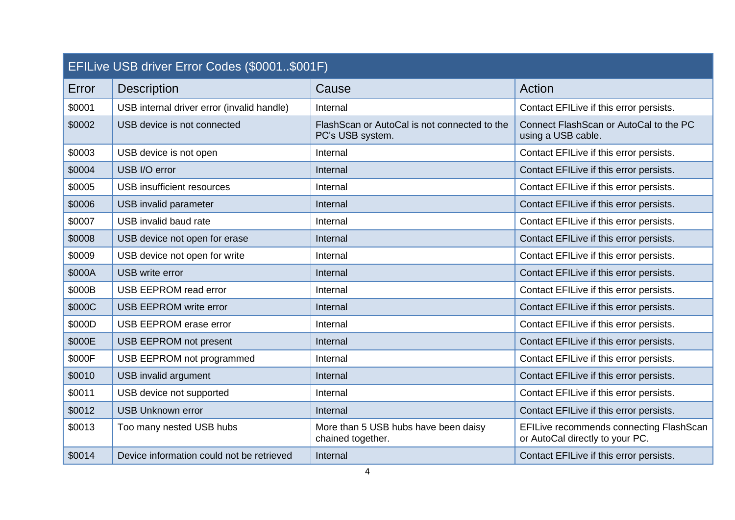| EFILive USB driver Error Codes ($0001..$001F) | | | |
|---|---|---|---|
| **Error** | **Description** | **Cause** | **Action** |
| $0001 | USB internal driver error (invalid handle) | Internal | Contact EFILive if this error persists. |
| $0002 | USB device is not connected | FlashScan or AutoCal is not connected to the PC's USB system. | Connect FlashScan or AutoCal to the PC using a USB cable. |
| $0003 | USB device is not open | Internal | Contact EFILive if this error persists. |
| $0004 | USB I/O error | Internal | Contact EFILive if this error persists. |
| $0005 | USB insufficient resources | Internal | Contact EFILive if this error persists. |
| $0006 | USB invalid parameter | Internal | Contact EFILive if this error persists. |
| $0007 | USB invalid baud rate | Internal | Contact EFILive if this error persists. |
| $0008 | USB device not open for erase | Internal | Contact EFILive if this error persists. |
| $0009 | USB device not open for write | Internal | Contact EFILive if this error persists. |
| $000A | USB write error | Internal | Contact EFILive if this error persists. |
| $000B | USB EEPROM read error | Internal | Contact EFILive if this error persists. |
| $000C | USB EEPROM write error | Internal | Contact EFILive if this error persists. |
| $000D | USB EEPROM erase error | Internal | Contact EFILive if this error persists. |
| $000E | USB EEPROM not present | Internal | Contact EFILive if this error persists. |
| $000F | USB EEPROM not programmed | Internal | Contact EFILive if this error persists. |
| $0010 | USB invalid argument | Internal | Contact EFILive if this error persists. |
| $0011 | USB device not supported | Internal | Contact EFILive if this error persists. |
| $0012 | USB Unknown error | Internal | Contact EFILive if this error persists. |
| $0013 | Too many nested USB hubs | More than 5 USB hubs have been daisy chained together. | EFILive recommends connecting FlashScan or AutoCal directly to your PC. |
| $0014 | Device information could not be retrieved | Internal | Contact EFILive if this error persists. |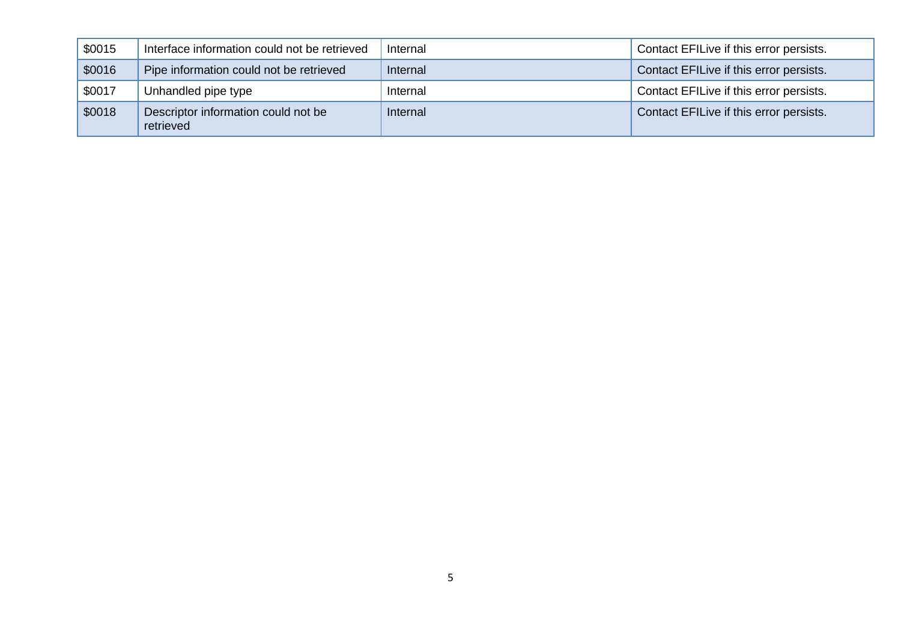| | | | |
|---|---|---|---|
| $0015 | Interface information could not be retrieved | Internal | Contact EFILive if this error persists. |
| $0016 | Pipe information could not be retrieved | Internal | Contact EFILive if this error persists. |
| $0017 | Unhandled pipe type | Internal | Contact EFILive if this error persists. |
| $0018 | Descriptor information could not be retrieved | Internal | Contact EFILive if this error persists. |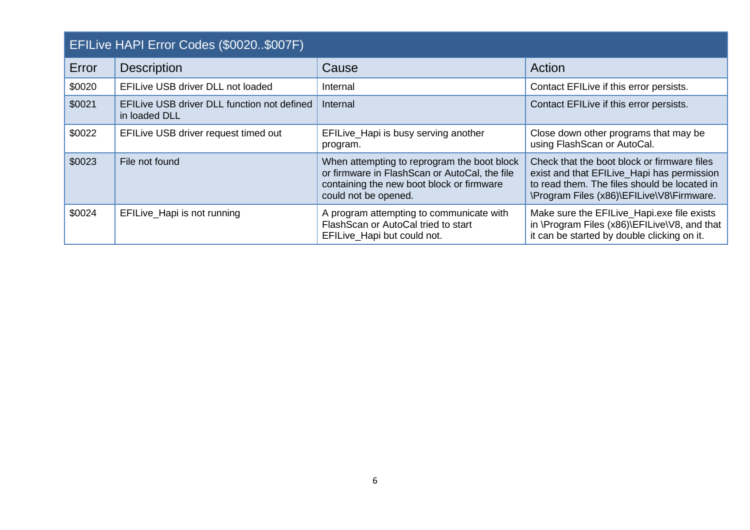| EFILive HAPI Error Codes ($0020..$007F) | | | |
|---|---|---|---|
| Error | Description | Cause | Action |
| $0020 | EFILive USB driver DLL not loaded | Internal | Contact EFILive if this error persists. |
| $0021 | EFILive USB driver DLL function not defined in loaded DLL | Internal | Contact EFILive if this error persists. |
| $0022 | EFILive USB driver request timed out | EFILive_Hapi is busy serving another program. | Close down other programs that may be using FlashScan or AutoCal. |
| $0023 | File not found | When attempting to reprogram the boot block or firmware in FlashScan or AutoCal, the file containing the new boot block or firmware could not be opened. | Check that the boot block or firmware files exist and that EFILive_Hapi has permission to read them. The files should be located in \Program Files (x86)\EFILive\V8\Firmware. |
| $0024 | EFILive_Hapi is not running | A program attempting to communicate with FlashScan or AutoCal tried to start EFILive_Hapi but could not. | Make sure the EFILive_Hapi.exe file exists in \Program Files (x86)\EFILive\V8, and that it can be started by double clicking on it. |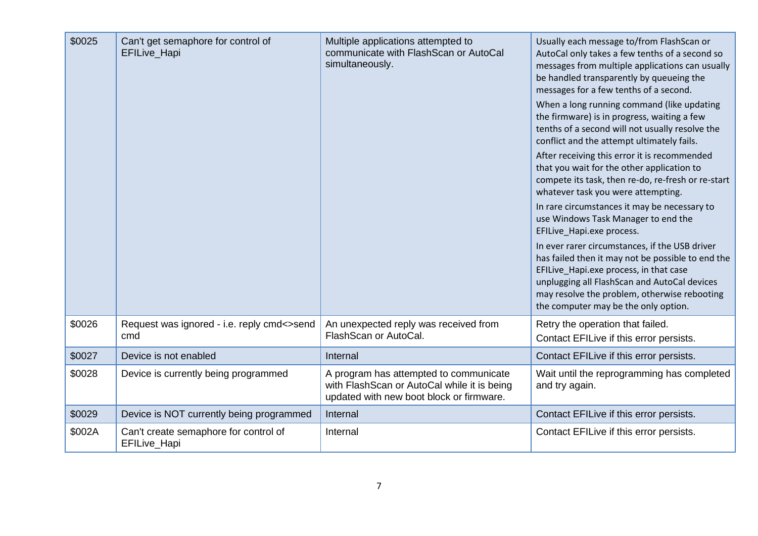| | | | |
|---|---|---|---|
| $0025 | Can't get semaphore for control of EFILive_Hapi | Multiple applications attempted to communicate with FlashScan or AutoCal simultaneously. | Usually each message to/from FlashScan or AutoCal only takes a few tenths of a second so messages from multiple applications can usually be handled transparently by queueing the messages for a few tenths of a second.<br>When a long running command (like updating the firmware) is in progress, waiting a few tenths of a second will not usually resolve the conflict and the attempt ultimately fails.<br>After receiving this error it is recommended that you wait for the other application to compete its task, then re-do, re-fresh or re-start whatever task you were attempting.<br>In rare circumstances it may be necessary to use Windows Task Manager to end the EFILive_Hapi.exe process.<br>In ever rarer circumstances, if the USB driver has failed then it may not be possible to end the EFILive_Hapi.exe process, in that case unplugging all FlashScan and AutoCal devices may resolve the problem, otherwise rebooting the computer may be the only option. |
| $0026 | Request was ignored - i.e. reply cmd<>send cmd | An unexpected reply was received from FlashScan or AutoCal. | Retry the operation that failed.<br>Contact EFILive if this error persists. |
| $0027 | Device is not enabled | Internal | Contact EFILive if this error persists. |
| $0028 | Device is currently being programmed | A program has attempted to communicate with FlashScan or AutoCal while it is being updated with new boot block or firmware. | Wait until the reprogramming has completed and try again. |
| $0029 | Device is NOT currently being programmed | Internal | Contact EFILive if this error persists. |
| $002A | Can't create semaphore for control of EFILive_Hapi | Internal | Contact EFILive if this error persists. |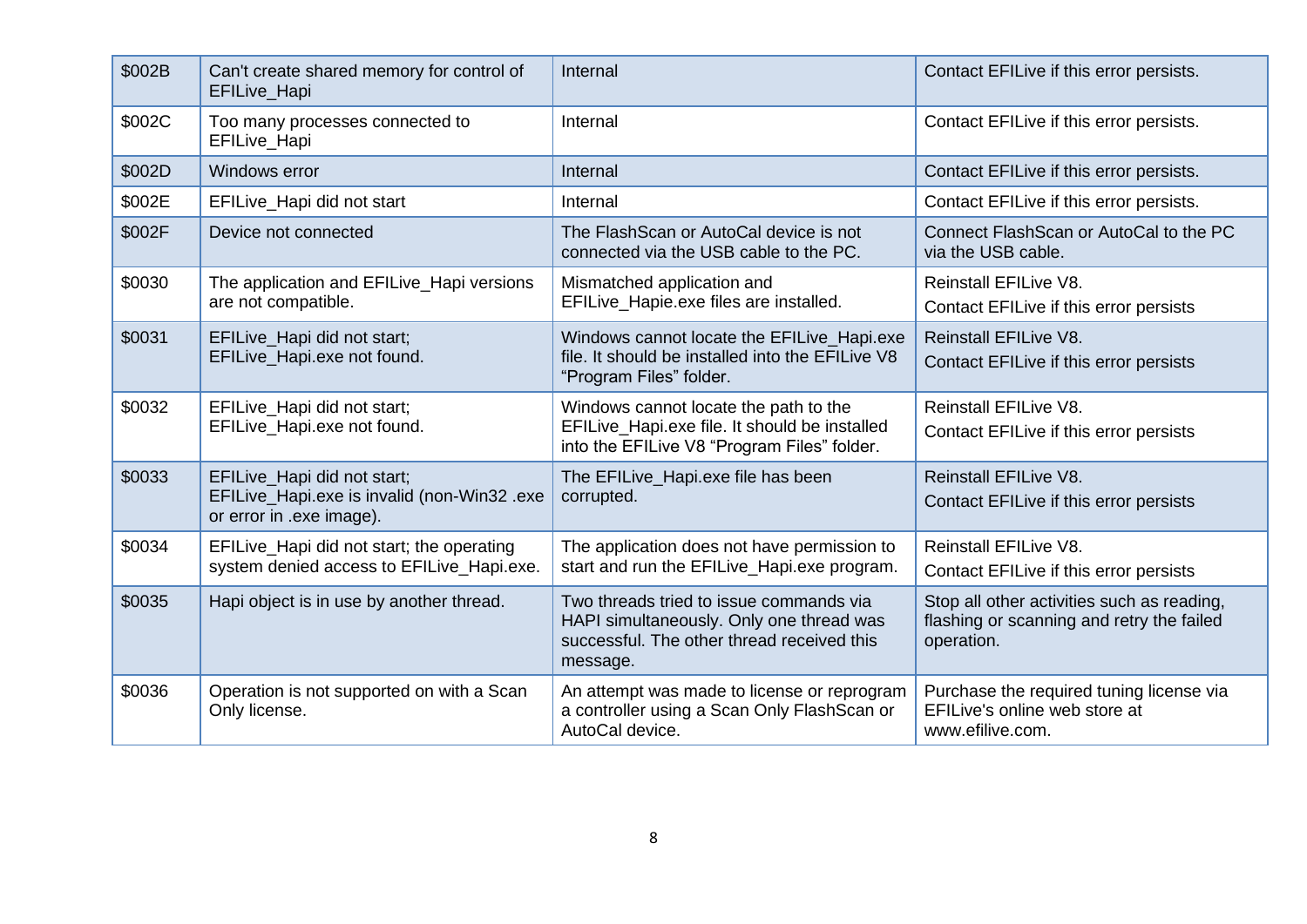| | | | |
|---|---|---|---|
| $002B | Can't create shared memory for control of EFILive_Hapi | Internal | Contact EFILive if this error persists. |
| $002C | Too many processes connected to EFILive_Hapi | Internal | Contact EFILive if this error persists. |
| $002D | Windows error | Internal | Contact EFILive if this error persists. |
| $002E | EFILive_Hapi did not start | Internal | Contact EFILive if this error persists. |
| $002F | Device not connected | The FlashScan or AutoCal device is not connected via the USB cable to the PC. | Connect FlashScan or AutoCal to the PC via the USB cable. |
| $0030 | The application and EFILive_Hapi versions are not compatible. | Mismatched application and EFILive_Hapie.exe files are installed. | Reinstall EFILive V8.<br>Contact EFILive if this error persists |
| $0031 | EFILive_Hapi did not start;<br>EFILive_Hapi.exe not found. | Windows cannot locate the EFILive_Hapi.exe file. It should be installed into the EFILive V8 "Program Files" folder. | Reinstall EFILive V8.<br>Contact EFILive if this error persists |
| $0032 | EFILive_Hapi did not start;<br>EFILive_Hapi.exe not found. | Windows cannot locate the path to the EFILive_Hapi.exe file. It should be installed into the EFILive V8 "Program Files" folder. | Reinstall EFILive V8.<br>Contact EFILive if this error persists |
| $0033 | EFILive_Hapi did not start;<br>EFILive_Hapi.exe is invalid (non-Win32 .exe or error in .exe image). | The EFILive_Hapi.exe file has been corrupted. | Reinstall EFILive V8.<br>Contact EFILive if this error persists |
| $0034 | EFILive_Hapi did not start; the operating system denied access to EFILive_Hapi.exe. | The application does not have permission to start and run the EFILive_Hapi.exe program. | Reinstall EFILive V8.<br>Contact EFILive if this error persists |
| $0035 | Hapi object is in use by another thread. | Two threads tried to issue commands via HAPI simultaneously. Only one thread was successful. The other thread received this message. | Stop all other activities such as reading, flashing or scanning and retry the failed operation. |
| $0036 | Operation is not supported on with a Scan Only license. | An attempt was made to license or reprogram a controller using a Scan Only FlashScan or AutoCal device. | Purchase the required tuning license via EFILive's online web store at www.efilive.com. |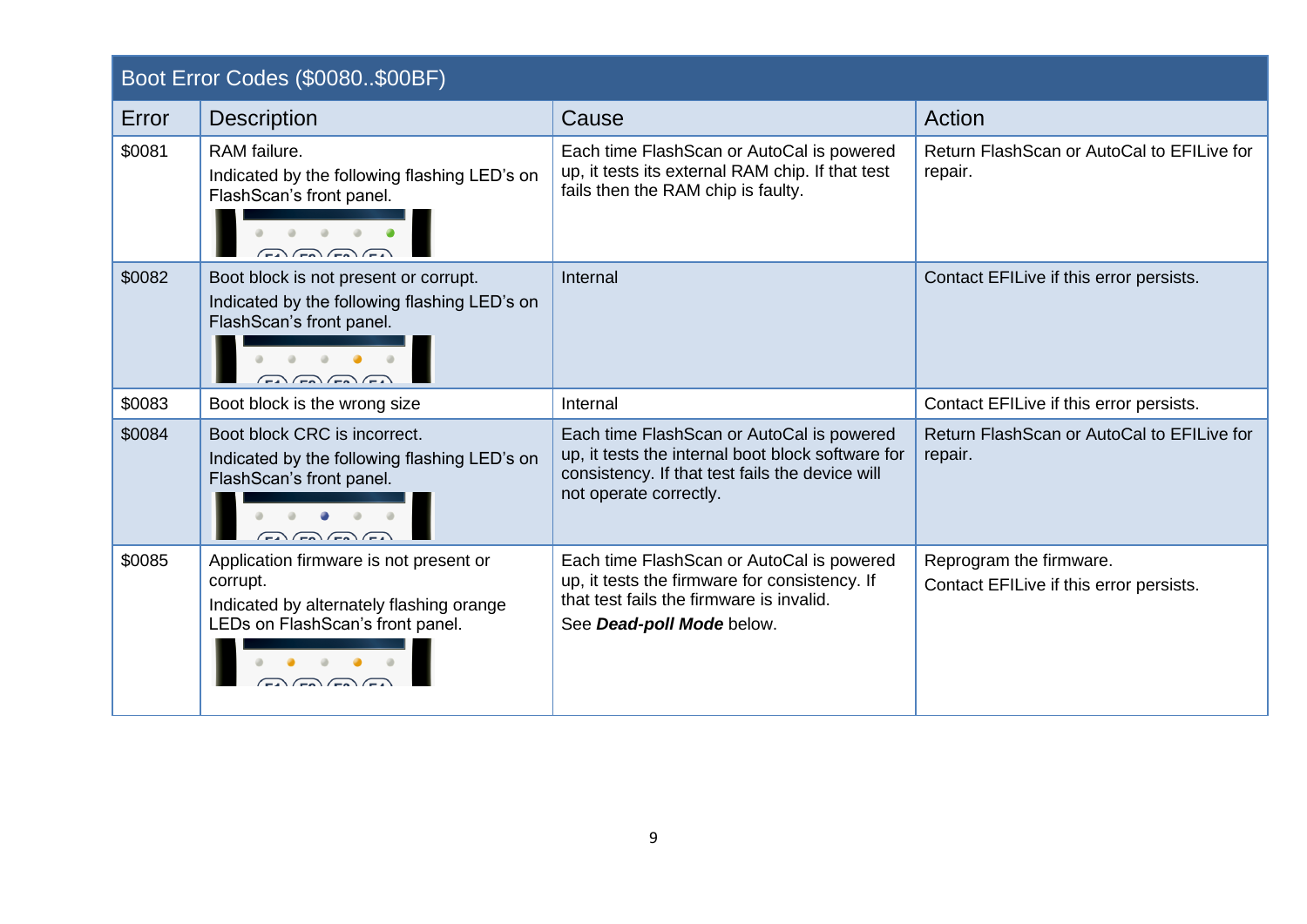| Boot Error Codes ($0080..$00BF) | | | |
|---|---|---|---|
| **Error** | **Description** | **Cause** | **Action** |
| $0081 | RAM failure.<br>Indicated by the following flashing LED's on FlashScan's front panel. | Each time FlashScan or AutoCal is powered up, it tests its external RAM chip. If that test fails then the RAM chip is faulty. | Return FlashScan or AutoCal to EFILive for repair. |
| $0082 | Boot block is not present or corrupt.<br>Indicated by the following flashing LED's on FlashScan's front panel. | Internal | Contact EFILive if this error persists. |
| $0083 | Boot block is the wrong size | Internal | Contact EFILive if this error persists. |
| $0084 | Boot block CRC is incorrect.<br>Indicated by the following flashing LED's on FlashScan's front panel. | Each time FlashScan or AutoCal is powered up, it tests the internal boot block software for consistency. If that test fails the device will not operate correctly. | Return FlashScan or AutoCal to EFILive for repair. |
| $0085 | Application firmware is not present or corrupt.<br>Indicated by alternately flashing orange LEDs on FlashScan's front panel. | Each time FlashScan or AutoCal is powered up, it tests the firmware for consistency. If that test fails the firmware is invalid.<br>See ***Dead-poll Mode*** below. | Reprogram the firmware.<br>Contact EFILive if this error persists. |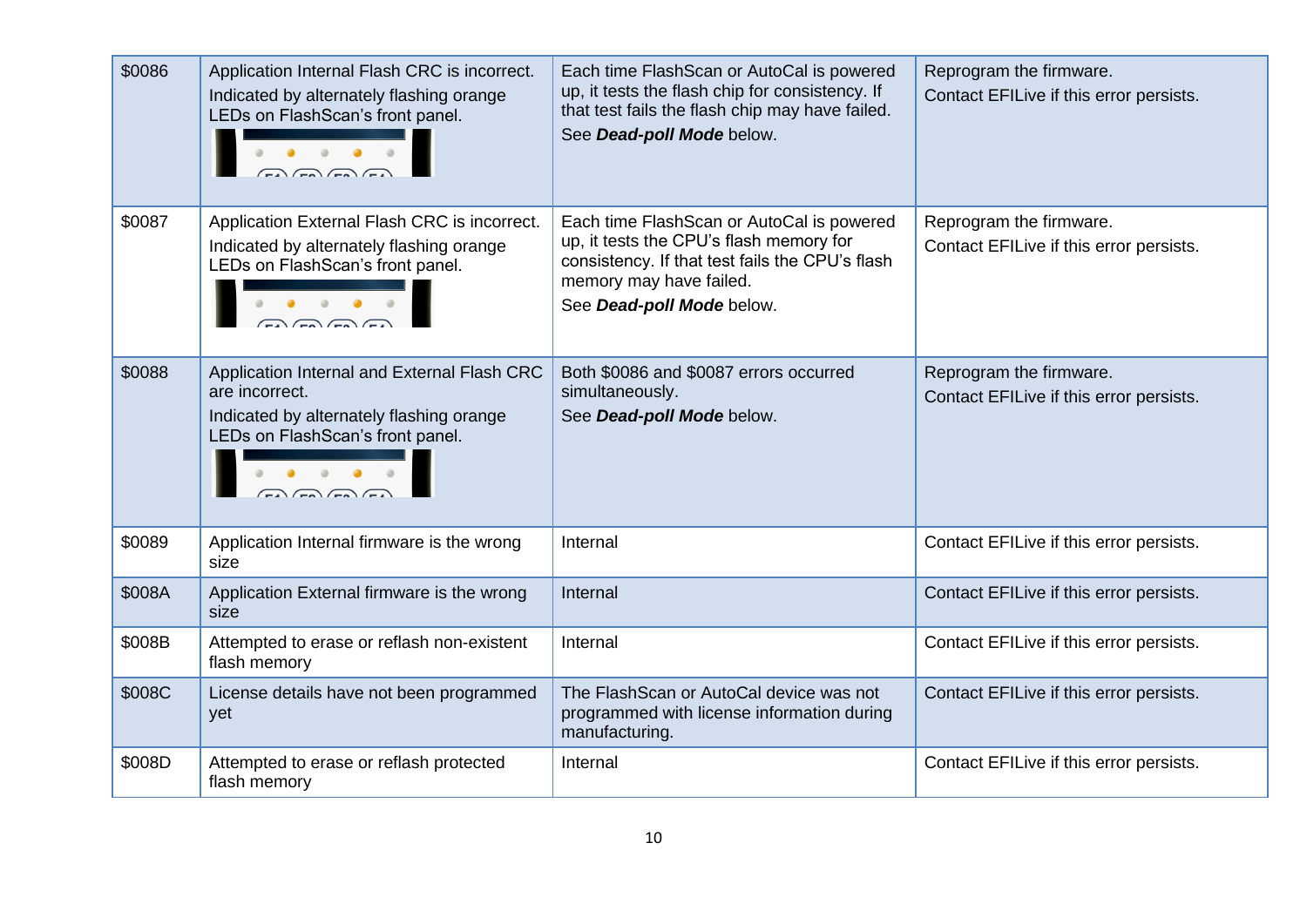| | | | |
|---|---|---|---|
| $0086 | Application Internal Flash CRC is incorrect.<br>Indicated by alternately flashing orange LEDs on FlashScan's front panel. | Each time FlashScan or AutoCal is powered up, it tests the flash chip for consistency. If that test fails the flash chip may have failed.<br>See ***Dead-poll Mode*** below. | Reprogram the firmware.<br>Contact EFILive if this error persists. |
| $0087 | Application External Flash CRC is incorrect.<br>Indicated by alternately flashing orange LEDs on FlashScan's front panel. | Each time FlashScan or AutoCal is powered up, it tests the CPU's flash memory for consistency. If that test fails the CPU's flash memory may have failed.<br>See ***Dead-poll Mode*** below. | Reprogram the firmware.<br>Contact EFILive if this error persists. |
| $0088 | Application Internal and External Flash CRC are incorrect.<br>Indicated by alternately flashing orange LEDs on FlashScan's front panel. | Both $0086 and $0087 errors occurred simultaneously.<br>See ***Dead-poll Mode*** below. | Reprogram the firmware.<br>Contact EFILive if this error persists. |
| $0089 | Application Internal firmware is the wrong size | Internal | Contact EFILive if this error persists. |
| $008A | Application External firmware is the wrong size | Internal | Contact EFILive if this error persists. |
| $008B | Attempted to erase or reflash non-existent flash memory | Internal | Contact EFILive if this error persists. |
| $008C | License details have not been programmed yet | The FlashScan or AutoCal device was not programmed with license information during manufacturing. | Contact EFILive if this error persists. |
| $008D | Attempted to erase or reflash protected flash memory | Internal | Contact EFILive if this error persists. |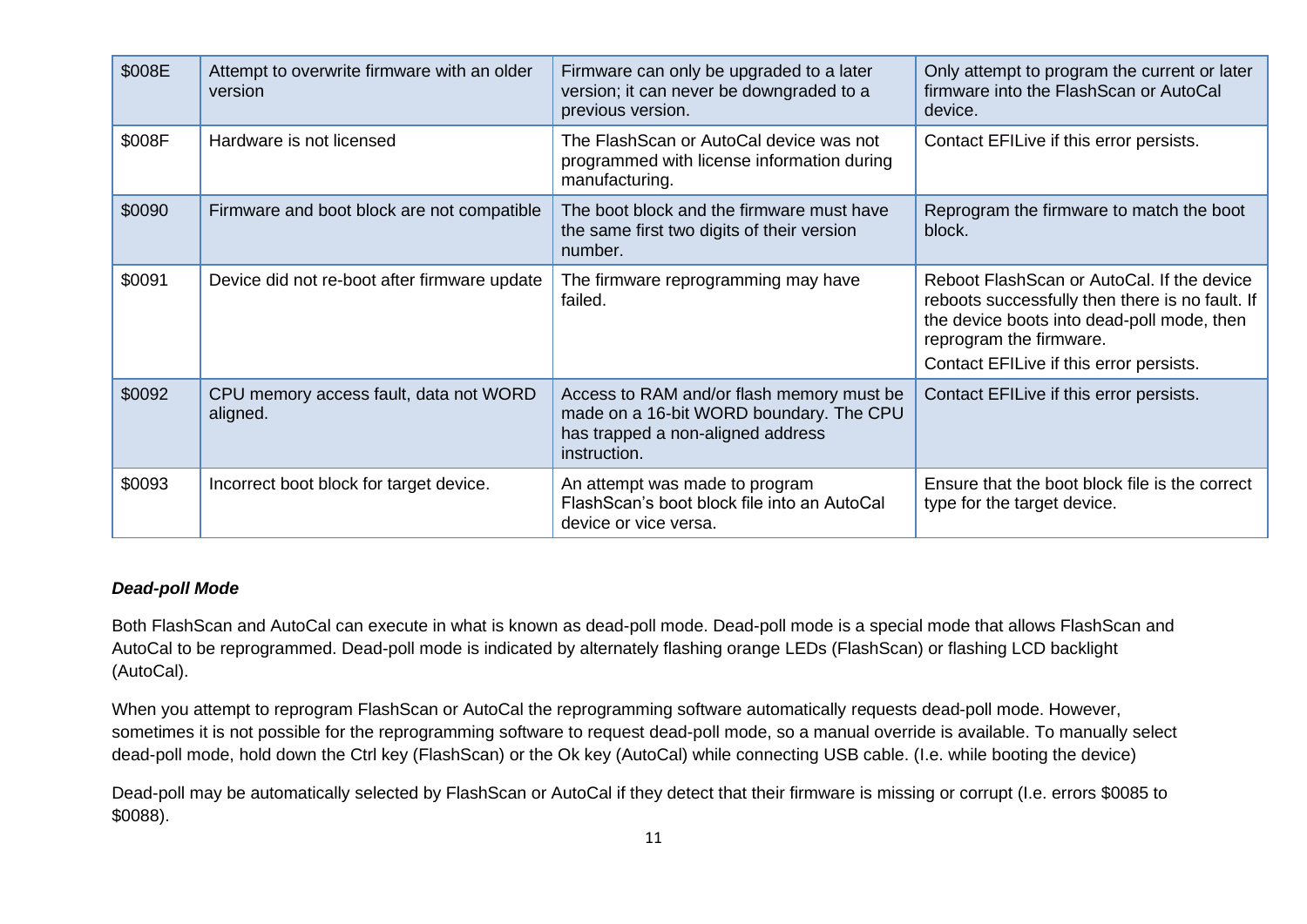| | | | |
|---|---|---|---|
| $008E | Attempt to overwrite firmware with an older version | Firmware can only be upgraded to a later version; it can never be downgraded to a previous version. | Only attempt to program the current or later firmware into the FlashScan or AutoCal device. |
| $008F | Hardware is not licensed | The FlashScan or AutoCal device was not programmed with license information during manufacturing. | Contact EFILive if this error persists. |
| $0090 | Firmware and boot block are not compatible | The boot block and the firmware must have the same first two digits of their version number. | Reprogram the firmware to match the boot block. |
| $0091 | Device did not re-boot after firmware update | The firmware reprogramming may have failed. | Reboot FlashScan or AutoCal. If the device reboots successfully then there is no fault. If the device boots into dead-poll mode, then reprogram the firmware.<br>Contact EFILive if this error persists. |
| $0092 | CPU memory access fault, data not WORD aligned. | Access to RAM and/or flash memory must be made on a 16-bit WORD boundary. The CPU has trapped a non-aligned address instruction. | Contact EFILive if this error persists. |
| $0093 | Incorrect boot block for target device. | An attempt was made to program FlashScan's boot block file into an AutoCal device or vice versa. | Ensure that the boot block file is the correct type for the target device. |

***Dead-poll Mode***

Both FlashScan and AutoCal can execute in what is known as dead-poll mode. Dead-poll mode is a special mode that allows FlashScan and AutoCal to be reprogrammed. Dead-poll mode is indicated by alternately flashing orange LEDs (FlashScan) or flashing LCD backlight (AutoCal).

When you attempt to reprogram FlashScan or AutoCal the reprogramming software automatically requests dead-poll mode. However, sometimes it is not possible for the reprogramming software to request dead-poll mode, so a manual override is available. To manually select dead-poll mode, hold down the Ctrl key (FlashScan) or the Ok key (AutoCal) while connecting USB cable. (I.e. while booting the device)

Dead-poll may be automatically selected by FlashScan or AutoCal if they detect that their firmware is missing or corrupt (I.e. errors $0085 to $0088).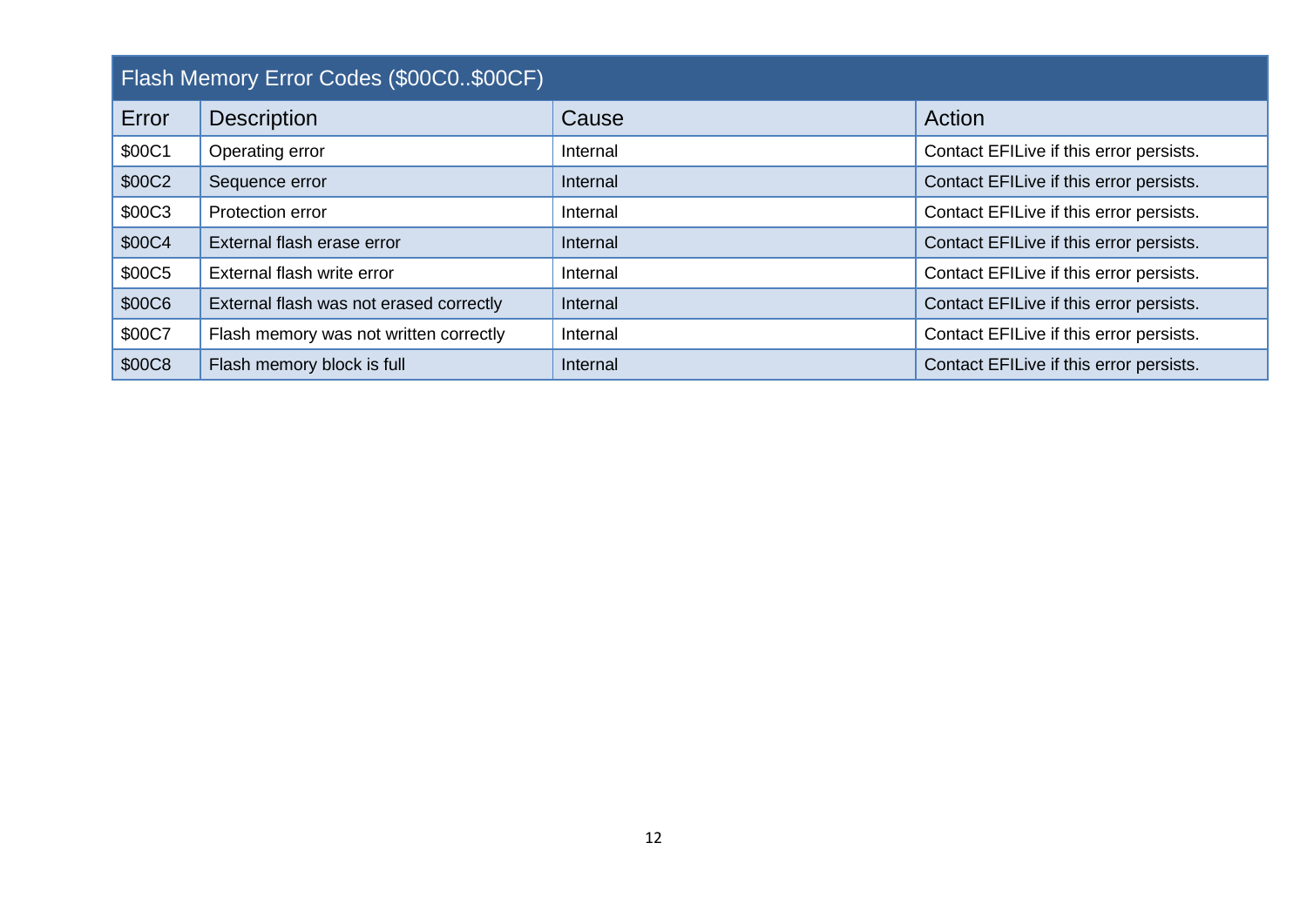| Flash Memory Error Codes ($00C0..$00CF) | | | |
|---|---|---|---|
| Error | Description | Cause | Action |
| $00C1 | Operating error | Internal | Contact EFILive if this error persists. |
| $00C2 | Sequence error | Internal | Contact EFILive if this error persists. |
| $00C3 | Protection error | Internal | Contact EFILive if this error persists. |
| $00C4 | External flash erase error | Internal | Contact EFILive if this error persists. |
| $00C5 | External flash write error | Internal | Contact EFILive if this error persists. |
| $00C6 | External flash was not erased correctly | Internal | Contact EFILive if this error persists. |
| $00C7 | Flash memory was not written correctly | Internal | Contact EFILive if this error persists. |
| $00C8 | Flash memory block is full | Internal | Contact EFILive if this error persists. |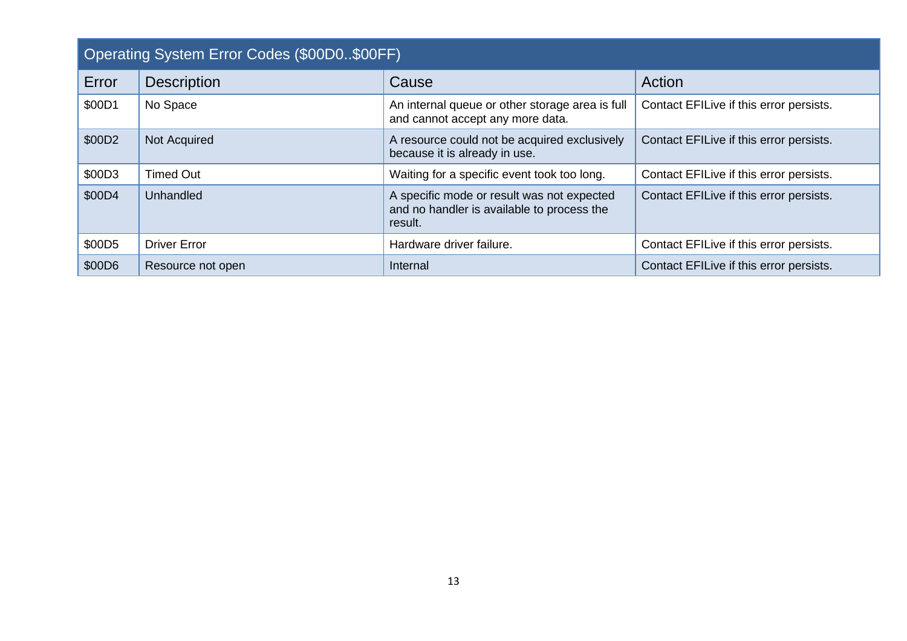| Operating System Error Codes ($00D0..$00FF) | | | |
|---|---|---|---|
| Error | Description | Cause | Action |
| $00D1 | No Space | An internal queue or other storage area is full and cannot accept any more data. | Contact EFILive if this error persists. |
| $00D2 | Not Acquired | A resource could not be acquired exclusively because it is already in use. | Contact EFILive if this error persists. |
| $00D3 | Timed Out | Waiting for a specific event took too long. | Contact EFILive if this error persists. |
| $00D4 | Unhandled | A specific mode or result was not expected and no handler is available to process the result. | Contact EFILive if this error persists. |
| $00D5 | Driver Error | Hardware driver failure. | Contact EFILive if this error persists. |
| $00D6 | Resource not open | Internal | Contact EFILive if this error persists. |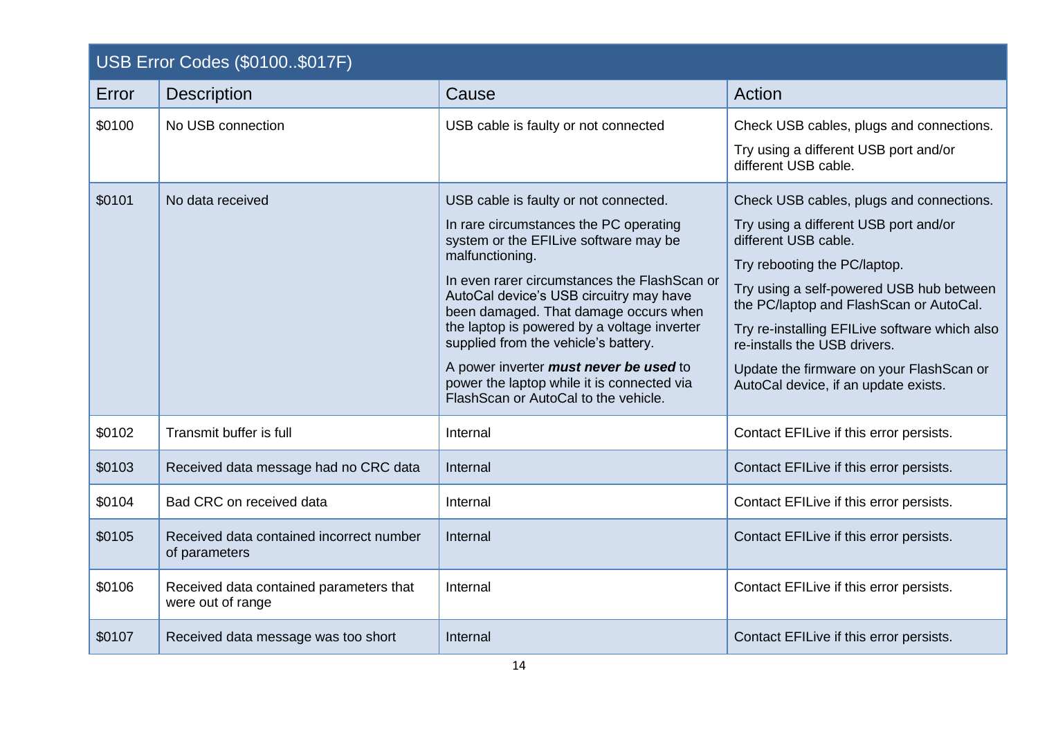| USB Error Codes ($0100..$017F) | | | |
|---|---|---|---|
| Error | Description | Cause | Action |
| $0100 | No USB connection | USB cable is faulty or not connected | Check USB cables, plugs and connections.<br><br>Try using a different USB port and/or different USB cable. |
| $0101 | No data received | USB cable is faulty or not connected.<br><br>In rare circumstances the PC operating system or the EFILive software may be malfunctioning.<br><br>In even rarer circumstances the FlashScan or AutoCal device's USB circuitry may have been damaged. That damage occurs when the laptop is powered by a voltage inverter supplied from the vehicle's battery.<br><br>A power inverter ***must never be used*** to power the laptop while it is connected via FlashScan or AutoCal to the vehicle. | Check USB cables, plugs and connections.<br><br>Try using a different USB port and/or different USB cable.<br><br>Try rebooting the PC/laptop.<br><br>Try using a self-powered USB hub between the PC/laptop and FlashScan or AutoCal.<br><br>Try re-installing EFILive software which also re-installs the USB drivers.<br><br>Update the firmware on your FlashScan or AutoCal device, if an update exists. |
| $0102 | Transmit buffer is full | Internal | Contact EFILive if this error persists. |
| $0103 | Received data message had no CRC data | Internal | Contact EFILive if this error persists. |
| $0104 | Bad CRC on received data | Internal | Contact EFILive if this error persists. |
| $0105 | Received data contained incorrect number of parameters | Internal | Contact EFILive if this error persists. |
| $0106 | Received data contained parameters that were out of range | Internal | Contact EFILive if this error persists. |
| $0107 | Received data message was too short | Internal | Contact EFILive if this error persists. |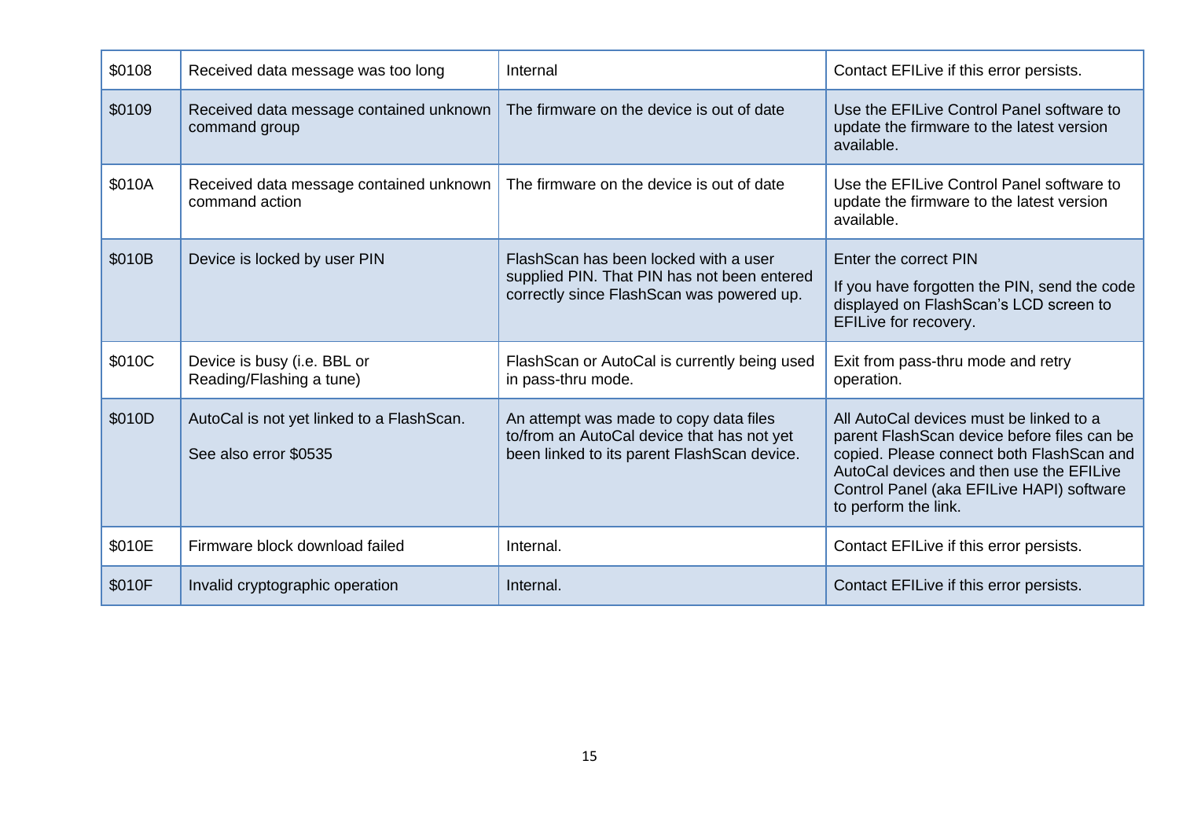| $0108 | Received data message was too long | Internal | Contact EFILive if this error persists. |
|---|---|---|---|
| $0109 | Received data message contained unknown command group | The firmware on the device is out of date | Use the EFILive Control Panel software to update the firmware to the latest version available. |
| $010A | Received data message contained unknown command action | The firmware on the device is out of date | Use the EFILive Control Panel software to update the firmware to the latest version available. |
| $010B | Device is locked by user PIN | FlashScan has been locked with a user supplied PIN. That PIN has not been entered correctly since FlashScan was powered up. | Enter the correct PIN<br>If you have forgotten the PIN, send the code displayed on FlashScan's LCD screen to EFILive for recovery. |
| $010C | Device is busy (i.e. BBL or Reading/Flashing a tune) | FlashScan or AutoCal is currently being used in pass-thru mode. | Exit from pass-thru mode and retry operation. |
| $010D | AutoCal is not yet linked to a FlashScan.<br>See also error $0535 | An attempt was made to copy data files to/from an AutoCal device that has not yet been linked to its parent FlashScan device. | All AutoCal devices must be linked to a parent FlashScan device before files can be copied. Please connect both FlashScan and AutoCal devices and then use the EFILive Control Panel (aka EFILive HAPI) software to perform the link. |
| $010E | Firmware block download failed | Internal. | Contact EFILive if this error persists. |
| $010F | Invalid cryptographic operation | Internal. | Contact EFILive if this error persists. |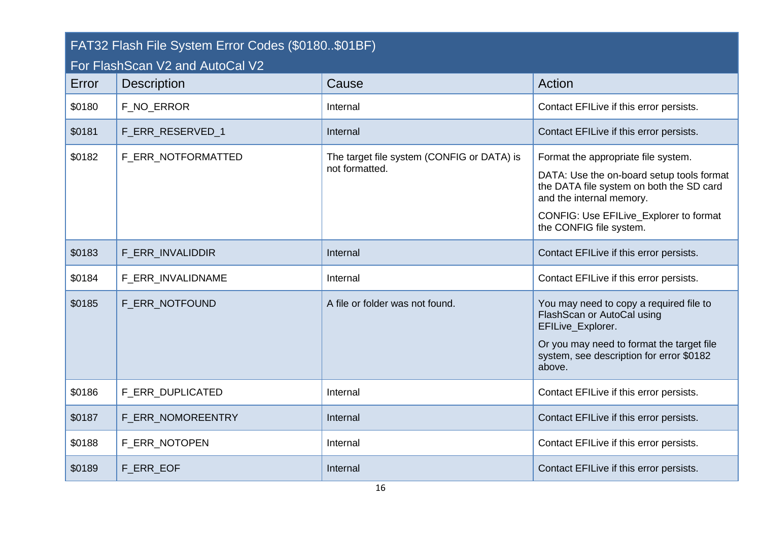| FAT32 Flash File System Error Codes ($0180..$01BF)<br>For FlashScan V2 and AutoCal V2 | | | |
|---|---|---|---|
| **Error** | **Description** | **Cause** | **Action** |
| $0180 | F_NO_ERROR | Internal | Contact EFILive if this error persists. |
| $0181 | F_ERR_RESERVED_1 | Internal | Contact EFILive if this error persists. |
| $0182 | F_ERR_NOTFORMATTED | The target file system (CONFIG or DATA) is not formatted. | Format the appropriate file system.<br>DATA: Use the on-board setup tools format the DATA file system on both the SD card and the internal memory.<br>CONFIG: Use EFILive_Explorer to format the CONFIG file system. |
| $0183 | F_ERR_INVALIDDIR | Internal | Contact EFILive if this error persists. |
| $0184 | F_ERR_INVALIDNAME | Internal | Contact EFILive if this error persists. |
| $0185 | F_ERR_NOTFOUND | A file or folder was not found. | You may need to copy a required file to FlashScan or AutoCal using EFILive_Explorer.<br>Or you may need to format the target file system, see description for error $0182 above. |
| $0186 | F_ERR_DUPLICATED | Internal | Contact EFILive if this error persists. |
| $0187 | F_ERR_NOMOREENTRY | Internal | Contact EFILive if this error persists. |
| $0188 | F_ERR_NOTOPEN | Internal | Contact EFILive if this error persists. |
| $0189 | F_ERR_EOF | Internal | Contact EFILive if this error persists. |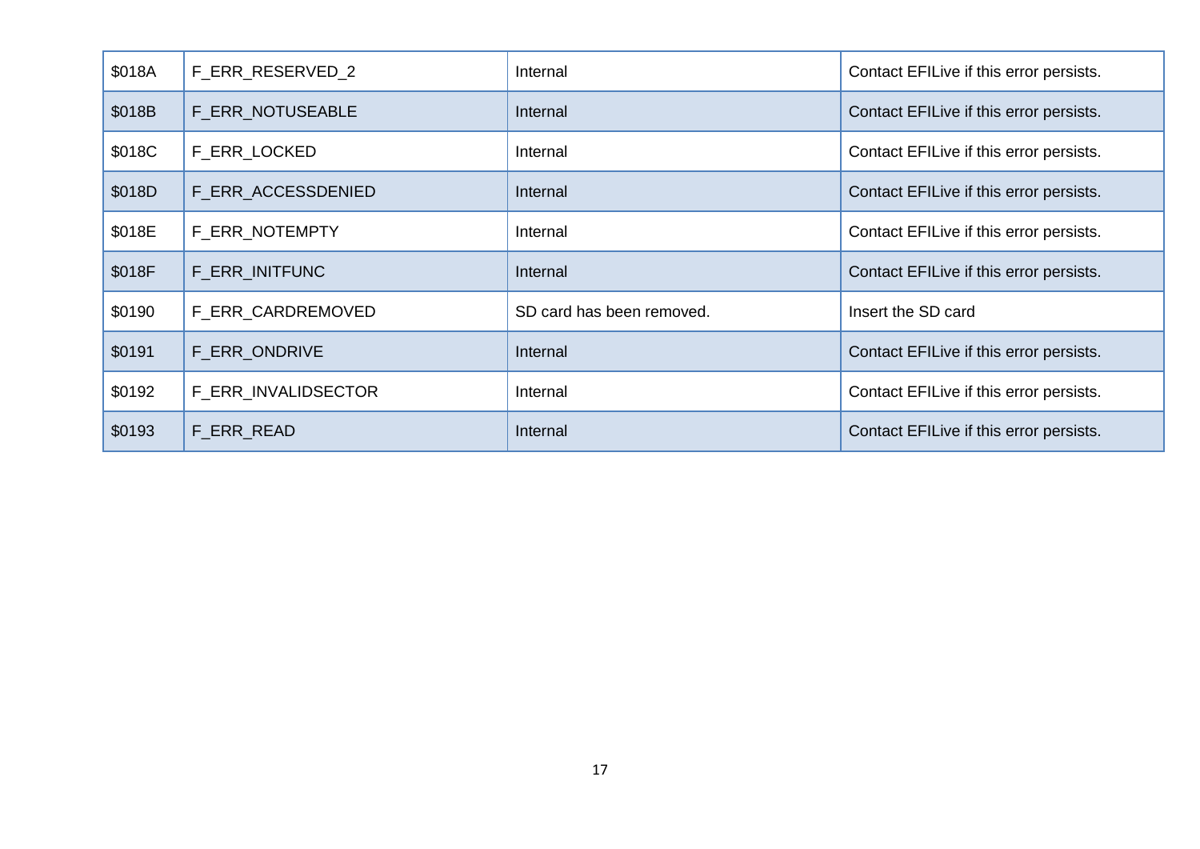| | | | |
|---|---|---|---|
| $018A | F_ERR_RESERVED_2 | Internal | Contact EFILive if this error persists. |
| $018B | F_ERR_NOTUSEABLE | Internal | Contact EFILive if this error persists. |
| $018C | F_ERR_LOCKED | Internal | Contact EFILive if this error persists. |
| $018D | F_ERR_ACCESSDENIED | Internal | Contact EFILive if this error persists. |
| $018E | F_ERR_NOTEMPTY | Internal | Contact EFILive if this error persists. |
| $018F | F_ERR_INITFUNC | Internal | Contact EFILive if this error persists. |
| $0190 | F_ERR_CARDREMOVED | SD card has been removed. | Insert the SD card |
| $0191 | F_ERR_ONDRIVE | Internal | Contact EFILive if this error persists. |
| $0192 | F_ERR_INVALIDSECTOR | Internal | Contact EFILive if this error persists. |
| $0193 | F_ERR_READ | Internal | Contact EFILive if this error persists. |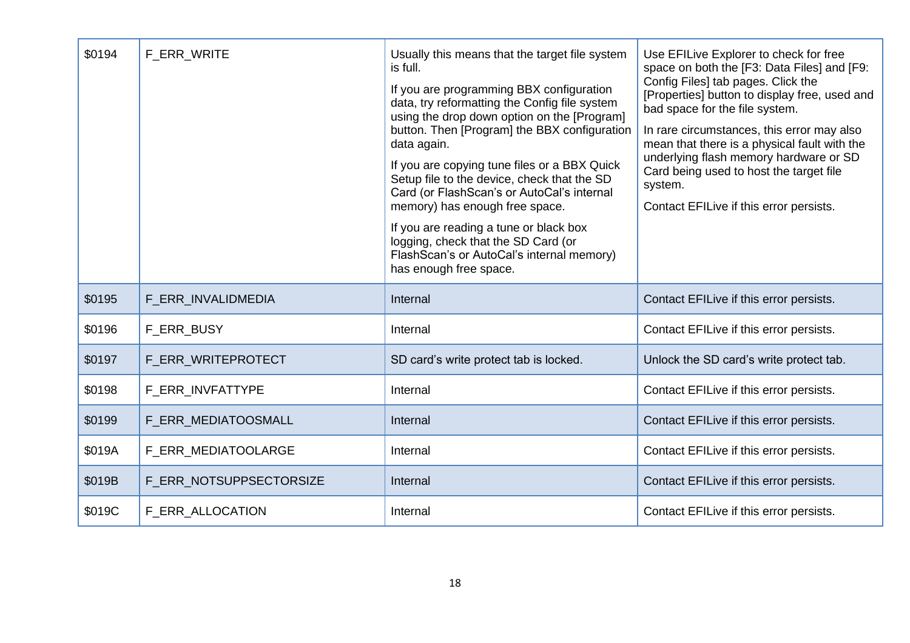| | | | |
|---|---|---|---|
| $0194 | F_ERR_WRITE | Usually this means that the target file system is full.<br><br>If you are programming BBX configuration data, try reformatting the Config file system using the drop down option on the [Program] button. Then [Program] the BBX configuration data again.<br><br>If you are copying tune files or a BBX Quick Setup file to the device, check that the SD Card (or FlashScan's or AutoCal's internal memory) has enough free space.<br><br>If you are reading a tune or black box logging, check that the SD Card (or FlashScan's or AutoCal's internal memory) has enough free space. | Use EFILive Explorer to check for free space on both the [F3: Data Files] and [F9: Config Files] tab pages. Click the [Properties] button to display free, used and bad space for the file system.<br><br>In rare circumstances, this error may also mean that there is a physical fault with the underlying flash memory hardware or SD Card being used to host the target file system.<br><br>Contact EFILive if this error persists. |
| $0195 | F_ERR_INVALIDMEDIA | Internal | Contact EFILive if this error persists. |
| $0196 | F_ERR_BUSY | Internal | Contact EFILive if this error persists. |
| $0197 | F_ERR_WRITEPROTECT | SD card's write protect tab is locked. | Unlock the SD card's write protect tab. |
| $0198 | F_ERR_INVFATTYPE | Internal | Contact EFILive if this error persists. |
| $0199 | F_ERR_MEDIATOOSMALL | Internal | Contact EFILive if this error persists. |
| $019A | F_ERR_MEDIATOOLARGE | Internal | Contact EFILive if this error persists. |
| $019B | F_ERR_NOTSUPPSECTORSIZE | Internal | Contact EFILive if this error persists. |
| $019C | F_ERR_ALLOCATION | Internal | Contact EFILive if this error persists. |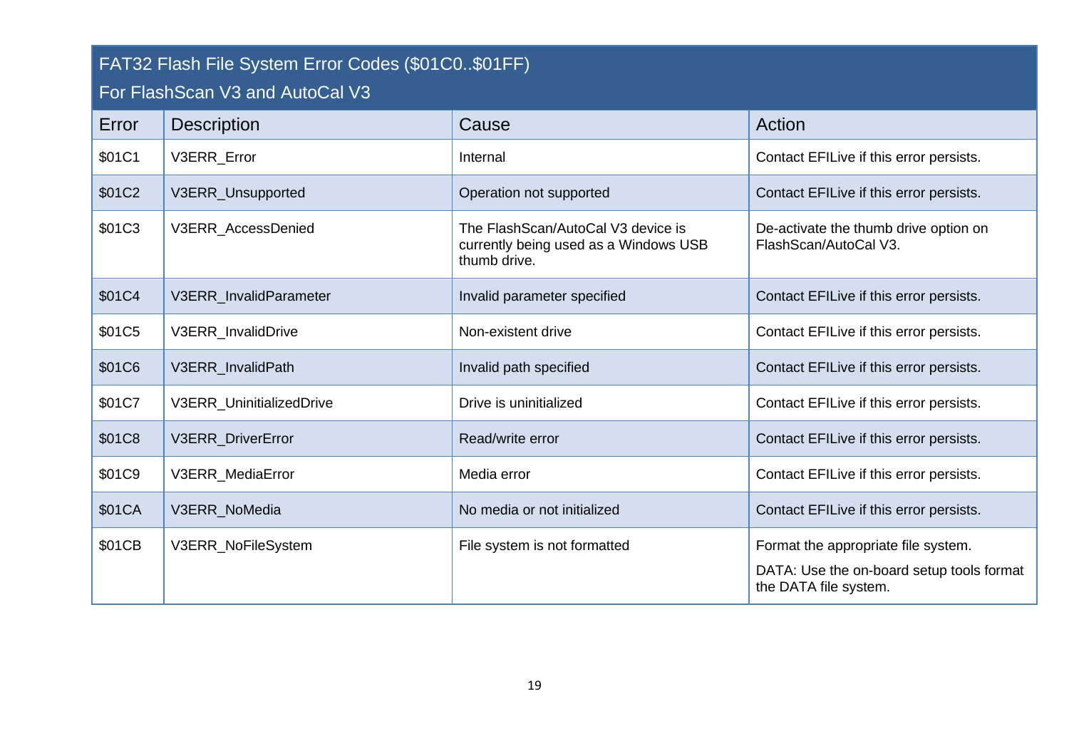## FAT32 Flash File System Error Codes ($01C0..$01FF)

## For FlashScan V3 and AutoCal V3

| Error | Description | Cause | Action |
|---|---|---|---|
| $01C1 | V3ERR_Error | Internal | Contact EFILive if this error persists. |
| $01C2 | V3ERR_Unsupported | Operation not supported | Contact EFILive if this error persists. |
| $01C3 | V3ERR_AccessDenied | The FlashScan/AutoCal V3 device is currently being used as a Windows USB thumb drive. | De-activate the thumb drive option on FlashScan/AutoCal V3. |
| $01C4 | V3ERR_InvalidParameter | Invalid parameter specified | Contact EFILive if this error persists. |
| $01C5 | V3ERR_InvalidDrive | Non-existent drive | Contact EFILive if this error persists. |
| $01C6 | V3ERR_InvalidPath | Invalid path specified | Contact EFILive if this error persists. |
| $01C7 | V3ERR_UninitializedDrive | Drive is uninitialized | Contact EFILive if this error persists. |
| $01C8 | V3ERR_DriverError | Read/write error | Contact EFILive if this error persists. |
| $01C9 | V3ERR_MediaError | Media error | Contact EFILive if this error persists. |
| $01CA | V3ERR_NoMedia | No media or not initialized | Contact EFILive if this error persists. |
| $01CB | V3ERR_NoFileSystem | File system is not formatted | Format the appropriate file system.<br>DATA: Use the on-board setup tools format the DATA file system. |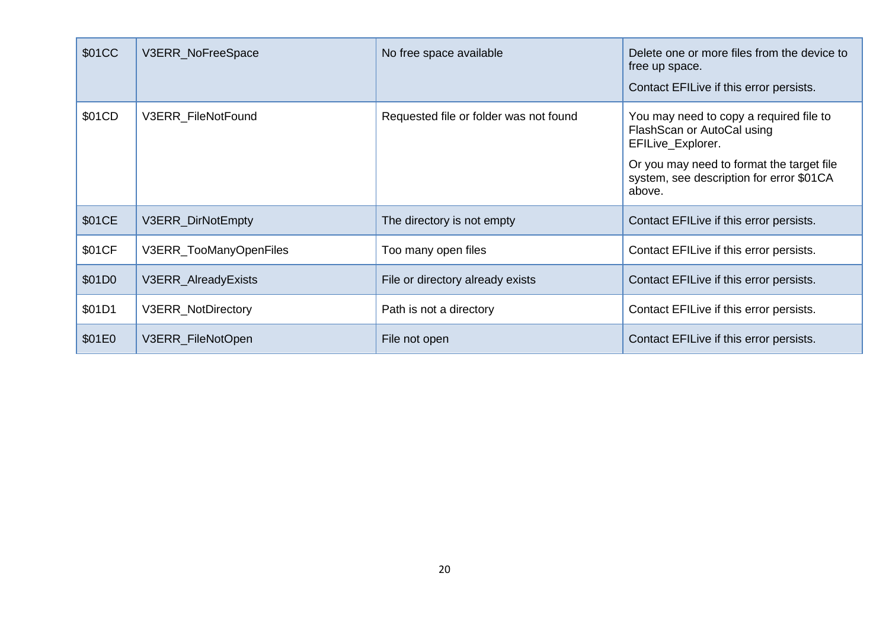| | | | |
|---|---|---|---|
| $01CC | V3ERR_NoFreeSpace | No free space available | Delete one or more files from the device to free up space.<br>Contact EFILive if this error persists. |
| $01CD | V3ERR_FileNotFound | Requested file or folder was not found | You may need to copy a required file to FlashScan or AutoCal using EFILive_Explorer.<br>Or you may need to format the target file system, see description for error $01CA above. |
| $01CE | V3ERR_DirNotEmpty | The directory is not empty | Contact EFILive if this error persists. |
| $01CF | V3ERR_TooManyOpenFiles | Too many open files | Contact EFILive if this error persists. |
| $01D0 | V3ERR_AlreadyExists | File or directory already exists | Contact EFILive if this error persists. |
| $01D1 | V3ERR_NotDirectory | Path is not a directory | Contact EFILive if this error persists. |
| $01E0 | V3ERR_FileNotOpen | File not open | Contact EFILive if this error persists. |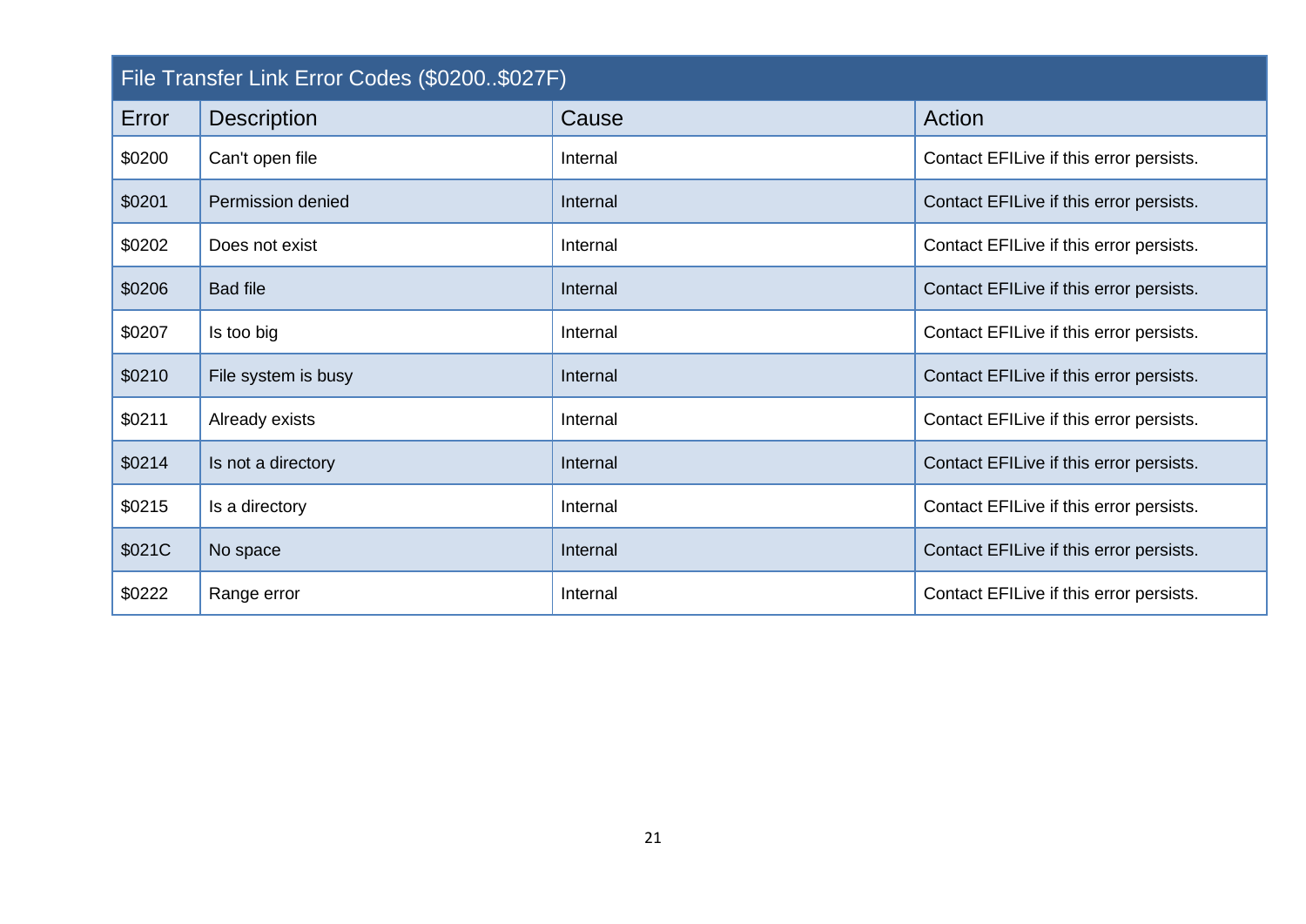| File Transfer Link Error Codes ($0200..$027F) | | | |
|---|---|---|---|
| Error | Description | Cause | Action |
| $0200 | Can't open file | Internal | Contact EFILive if this error persists. |
| $0201 | Permission denied | Internal | Contact EFILive if this error persists. |
| $0202 | Does not exist | Internal | Contact EFILive if this error persists. |
| $0206 | Bad file | Internal | Contact EFILive if this error persists. |
| $0207 | Is too big | Internal | Contact EFILive if this error persists. |
| $0210 | File system is busy | Internal | Contact EFILive if this error persists. |
| $0211 | Already exists | Internal | Contact EFILive if this error persists. |
| $0214 | Is not a directory | Internal | Contact EFILive if this error persists. |
| $0215 | Is a directory | Internal | Contact EFILive if this error persists. |
| $021C | No space | Internal | Contact EFILive if this error persists. |
| $0222 | Range error | Internal | Contact EFILive if this error persists. |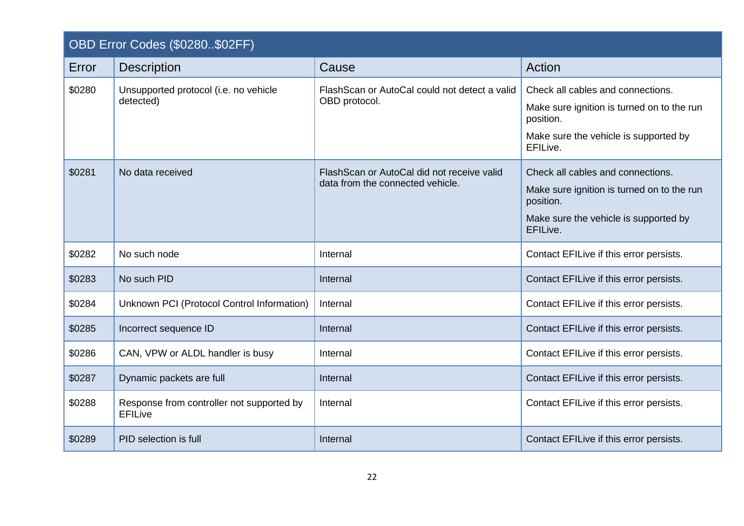| OBD Error Codes ($0280..$02FF) | | | |
|---|---|---|---|
| Error | Description | Cause | Action |
| $0280 | Unsupported protocol (i.e. no vehicle detected) | FlashScan or AutoCal could not detect a valid OBD protocol. | Check all cables and connections.<br>Make sure ignition is turned on to the run position.<br>Make sure the vehicle is supported by EFILive. |
| $0281 | No data received | FlashScan or AutoCal did not receive valid data from the connected vehicle. | Check all cables and connections.<br>Make sure ignition is turned on to the run position.<br>Make sure the vehicle is supported by EFILive. |
| $0282 | No such node | Internal | Contact EFILive if this error persists. |
| $0283 | No such PID | Internal | Contact EFILive if this error persists. |
| $0284 | Unknown PCI (Protocol Control Information) | Internal | Contact EFILive if this error persists. |
| $0285 | Incorrect sequence ID | Internal | Contact EFILive if this error persists. |
| $0286 | CAN, VPW or ALDL handler is busy | Internal | Contact EFILive if this error persists. |
| $0287 | Dynamic packets are full | Internal | Contact EFILive if this error persists. |
| $0288 | Response from controller not supported by EFILive | Internal | Contact EFILive if this error persists. |
| $0289 | PID selection is full | Internal | Contact EFILive if this error persists. |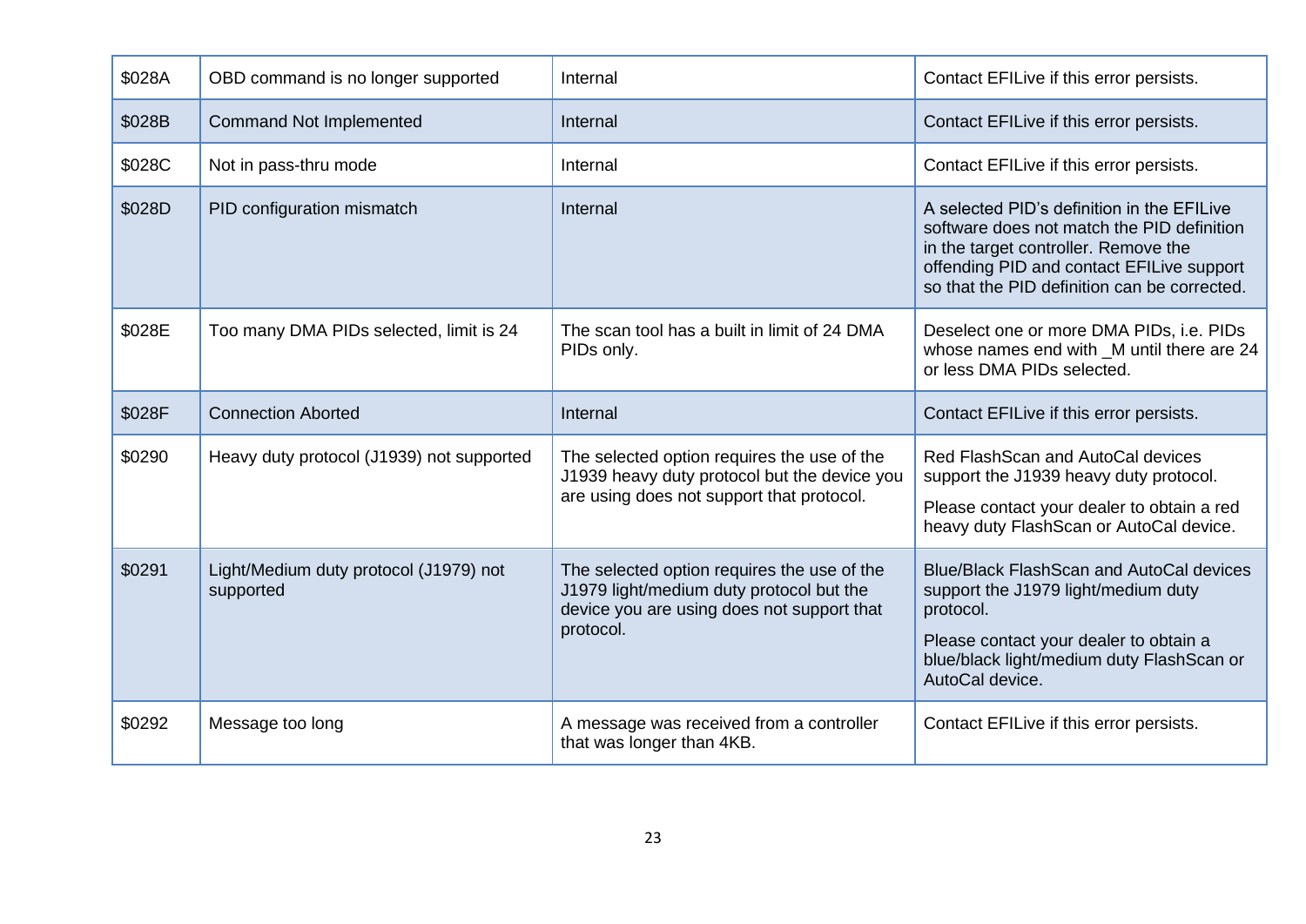| | | | |
|---|---|---|---|
| $028A | OBD command is no longer supported | Internal | Contact EFILive if this error persists. |
| $028B | Command Not Implemented | Internal | Contact EFILive if this error persists. |
| $028C | Not in pass-thru mode | Internal | Contact EFILive if this error persists. |
| $028D | PID configuration mismatch | Internal | A selected PID's definition in the EFILive software does not match the PID definition in the target controller. Remove the offending PID and contact EFILive support so that the PID definition can be corrected. |
| $028E | Too many DMA PIDs selected, limit is 24 | The scan tool has a built in limit of 24 DMA PIDs only. | Deselect one or more DMA PIDs, i.e. PIDs whose names end with _M until there are 24 or less DMA PIDs selected. |
| $028F | Connection Aborted | Internal | Contact EFILive if this error persists. |
| $0290 | Heavy duty protocol (J1939) not supported | The selected option requires the use of the J1939 heavy duty protocol but the device you are using does not support that protocol. | Red FlashScan and AutoCal devices support the J1939 heavy duty protocol.<br>Please contact your dealer to obtain a red heavy duty FlashScan or AutoCal device. |
| $0291 | Light/Medium duty protocol (J1979) not supported | The selected option requires the use of the J1979 light/medium duty protocol but the device you are using does not support that protocol. | Blue/Black FlashScan and AutoCal devices support the J1979 light/medium duty protocol.<br>Please contact your dealer to obtain a blue/black light/medium duty FlashScan or AutoCal device. |
| $0292 | Message too long | A message was received from a controller that was longer than 4KB. | Contact EFILive if this error persists. |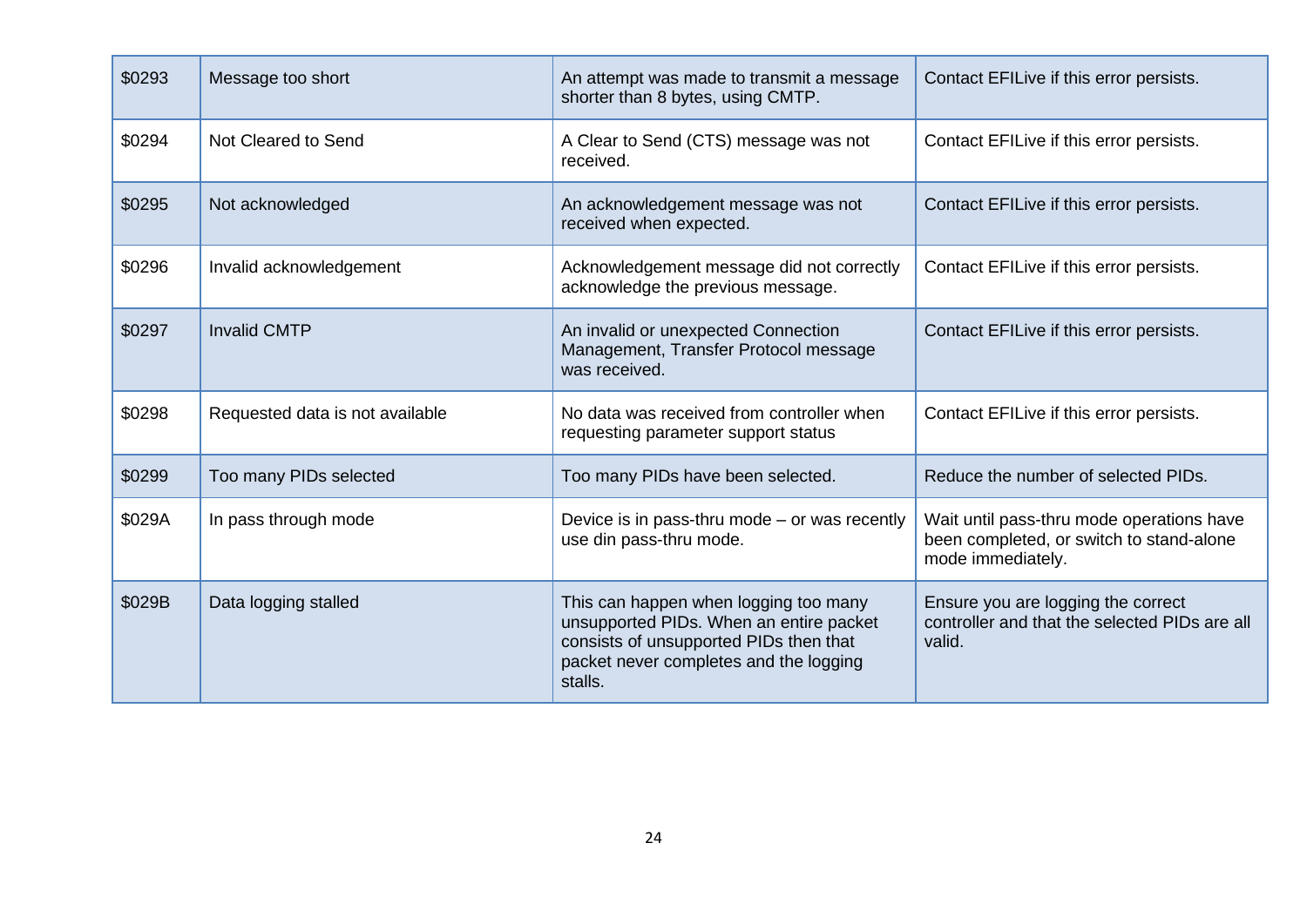| | | | |
|---|---|---|---|
| $0293 | Message too short | An attempt was made to transmit a message shorter than 8 bytes, using CMTP. | Contact EFILive if this error persists. |
| $0294 | Not Cleared to Send | A Clear to Send (CTS) message was not received. | Contact EFILive if this error persists. |
| $0295 | Not acknowledged | An acknowledgement message was not received when expected. | Contact EFILive if this error persists. |
| $0296 | Invalid acknowledgement | Acknowledgement message did not correctly acknowledge the previous message. | Contact EFILive if this error persists. |
| $0297 | Invalid CMTP | An invalid or unexpected Connection Management, Transfer Protocol message was received. | Contact EFILive if this error persists. |
| $0298 | Requested data is not available | No data was received from controller when requesting parameter support status | Contact EFILive if this error persists. |
| $0299 | Too many PIDs selected | Too many PIDs have been selected. | Reduce the number of selected PIDs. |
| $029A | In pass through mode | Device is in pass-thru mode – or was recently use din pass-thru mode. | Wait until pass-thru mode operations have been completed, or switch to stand-alone mode immediately. |
| $029B | Data logging stalled | This can happen when logging too many unsupported PIDs. When an entire packet consists of unsupported PIDs then that packet never completes and the logging stalls. | Ensure you are logging the correct controller and that the selected PIDs are all valid. |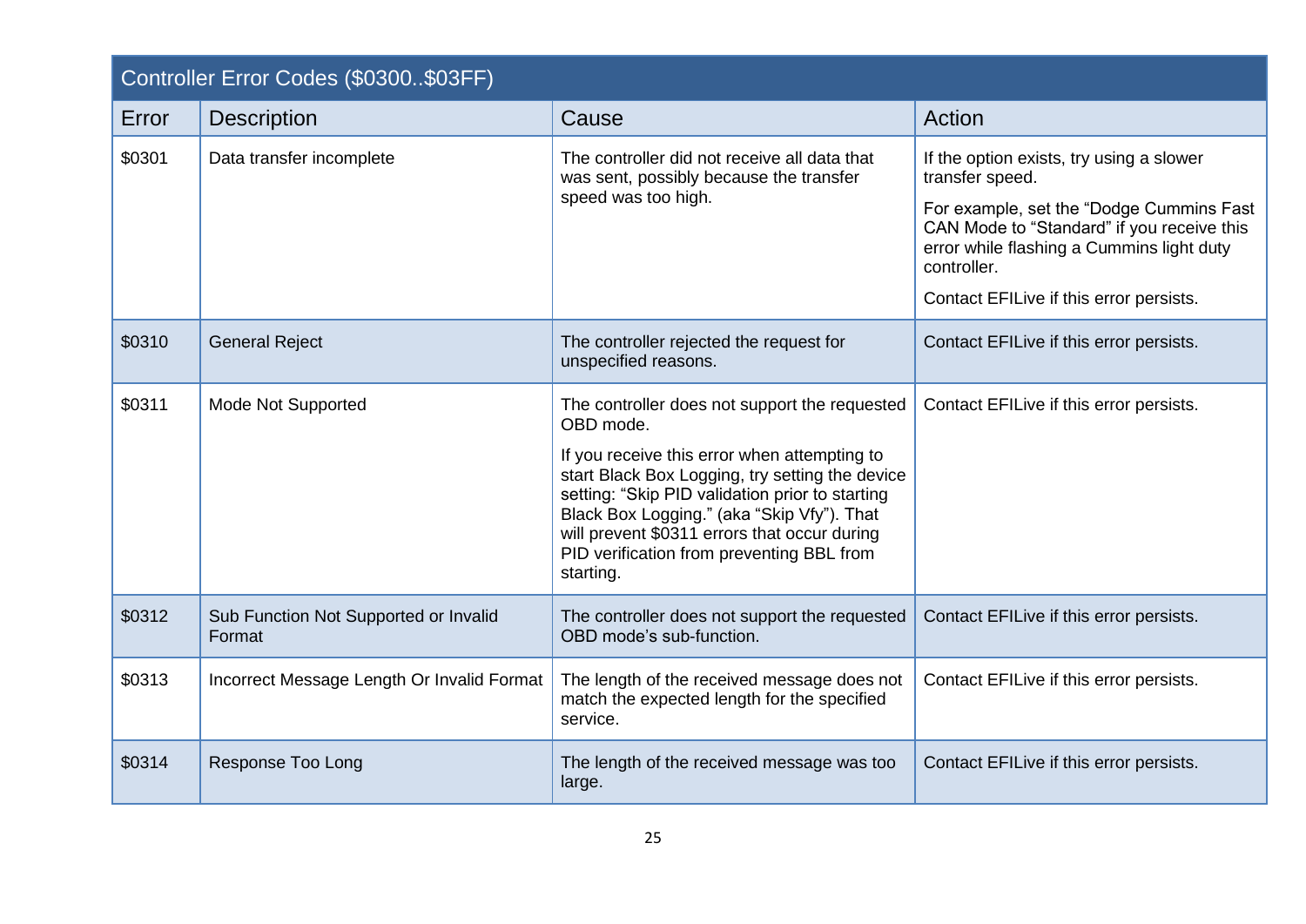| Controller Error Codes ($0300..$03FF) | | | |
|---|---|---|---|
| Error | Description | Cause | Action |
| $0301 | Data transfer incomplete | The controller did not receive all data that was sent, possibly because the transfer speed was too high. | If the option exists, try using a slower transfer speed.<br><br>For example, set the "Dodge Cummins Fast CAN Mode to "Standard" if you receive this error while flashing a Cummins light duty controller.<br><br>Contact EFILive if this error persists. |
| $0310 | General Reject | The controller rejected the request for unspecified reasons. | Contact EFILive if this error persists. |
| $0311 | Mode Not Supported | The controller does not support the requested OBD mode.<br><br>If you receive this error when attempting to start Black Box Logging, try setting the device setting: "Skip PID validation prior to starting Black Box Logging." (aka "Skip Vfy"). That will prevent $0311 errors that occur during PID verification from preventing BBL from starting. | Contact EFILive if this error persists. |
| $0312 | Sub Function Not Supported or Invalid Format | The controller does not support the requested OBD mode's sub-function. | Contact EFILive if this error persists. |
| $0313 | Incorrect Message Length Or Invalid Format | The length of the received message does not match the expected length for the specified service. | Contact EFILive if this error persists. |
| $0314 | Response Too Long | The length of the received message was too large. | Contact EFILive if this error persists. |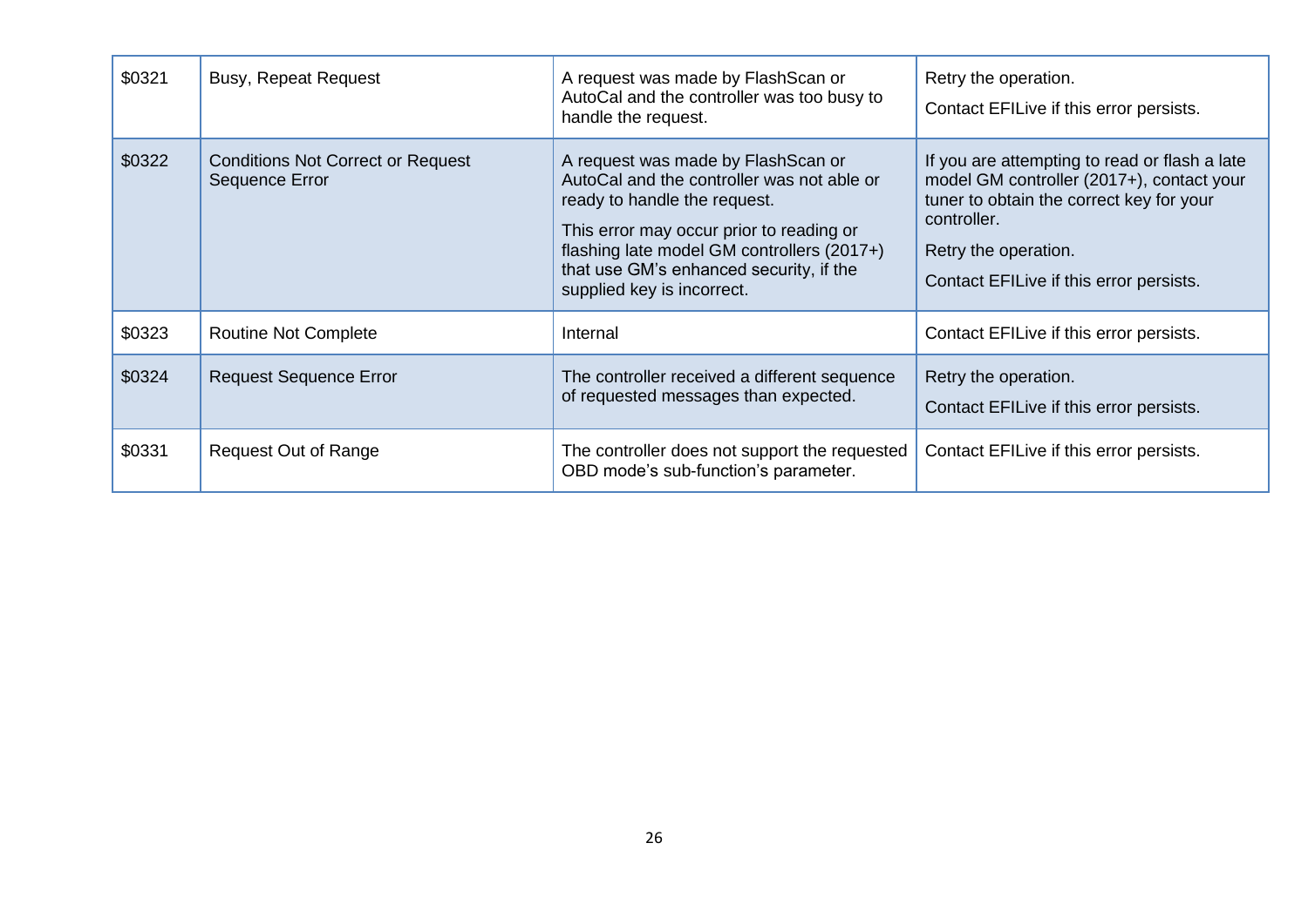| | | | |
|---|---|---|---|
| $0321 | Busy, Repeat Request | A request was made by FlashScan or AutoCal and the controller was too busy to handle the request. | Retry the operation.<br><br>Contact EFILive if this error persists. |
| $0322 | Conditions Not Correct or Request Sequence Error | A request was made by FlashScan or AutoCal and the controller was not able or ready to handle the request.<br><br>This error may occur prior to reading or flashing late model GM controllers (2017+) that use GM's enhanced security, if the supplied key is incorrect. | If you are attempting to read or flash a late model GM controller (2017+), contact your tuner to obtain the correct key for your controller.<br><br>Retry the operation.<br><br>Contact EFILive if this error persists. |
| $0323 | Routine Not Complete | Internal | Contact EFILive if this error persists. |
| $0324 | Request Sequence Error | The controller received a different sequence of requested messages than expected. | Retry the operation.<br><br>Contact EFILive if this error persists. |
| $0331 | Request Out of Range | The controller does not support the requested OBD mode's sub-function's parameter. | Contact EFILive if this error persists. |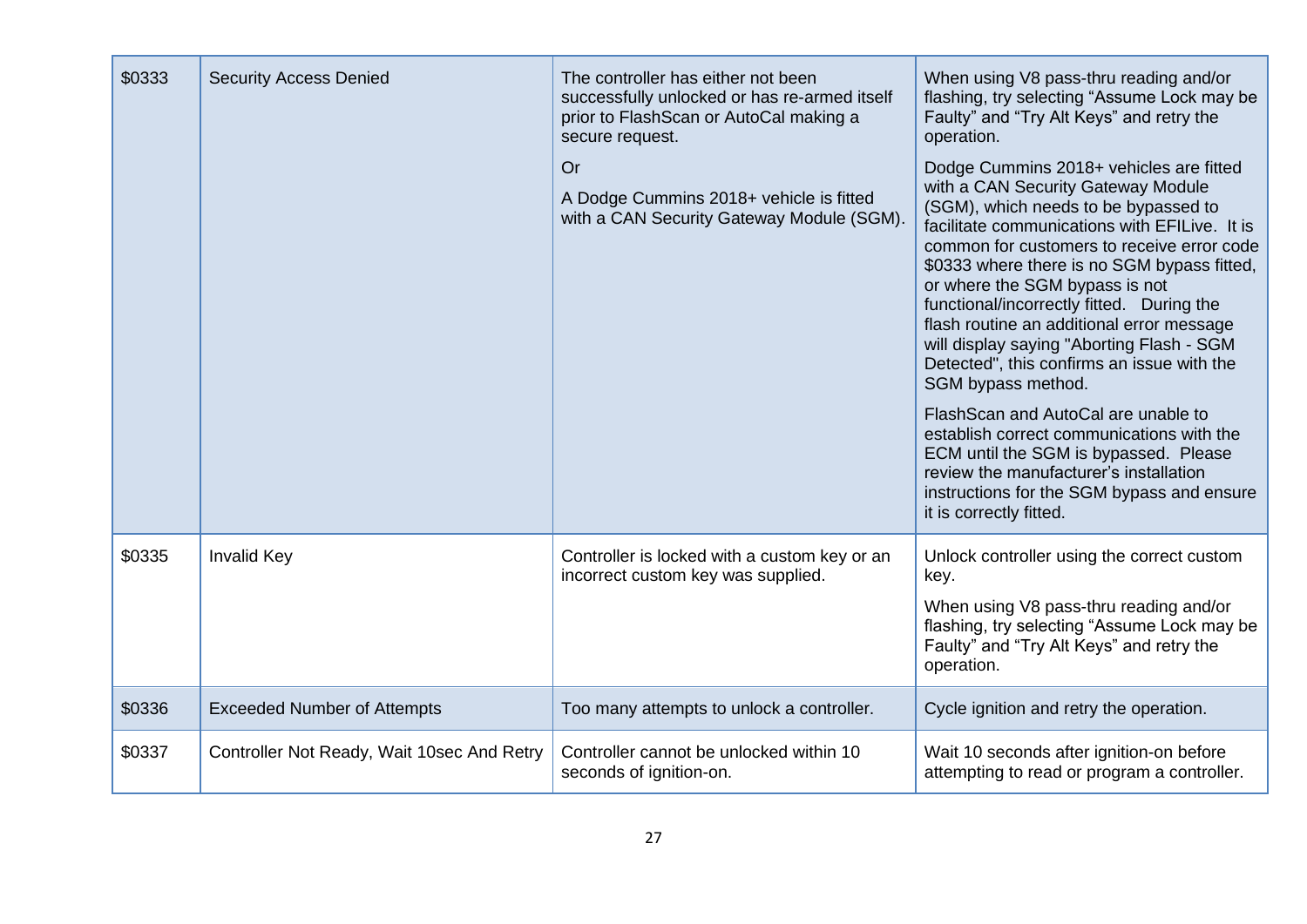| | | | |
|---|---|---|---|
| $0333 | Security Access Denied | The controller has either not been successfully unlocked or has re-armed itself prior to FlashScan or AutoCal making a secure request.<br><br>Or<br><br>A Dodge Cummins 2018+ vehicle is fitted with a CAN Security Gateway Module (SGM). | When using V8 pass-thru reading and/or flashing, try selecting "Assume Lock may be Faulty" and "Try Alt Keys" and retry the operation.<br><br>Dodge Cummins 2018+ vehicles are fitted with a CAN Security Gateway Module (SGM), which needs to be bypassed to facilitate communications with EFILive. It is common for customers to receive error code $0333 where there is no SGM bypass fitted, or where the SGM bypass is not functional/incorrectly fitted. During the flash routine an additional error message will display saying "Aborting Flash - SGM Detected", this confirms an issue with the SGM bypass method.<br><br>FlashScan and AutoCal are unable to establish correct communications with the ECM until the SGM is bypassed. Please review the manufacturer's installation instructions for the SGM bypass and ensure it is correctly fitted. |
| $0335 | Invalid Key | Controller is locked with a custom key or an incorrect custom key was supplied. | Unlock controller using the correct custom key.<br><br>When using V8 pass-thru reading and/or flashing, try selecting "Assume Lock may be Faulty" and "Try Alt Keys" and retry the operation. |
| $0336 | Exceeded Number of Attempts | Too many attempts to unlock a controller. | Cycle ignition and retry the operation. |
| $0337 | Controller Not Ready, Wait 10sec And Retry | Controller cannot be unlocked within 10 seconds of ignition-on. | Wait 10 seconds after ignition-on before attempting to read or program a controller. |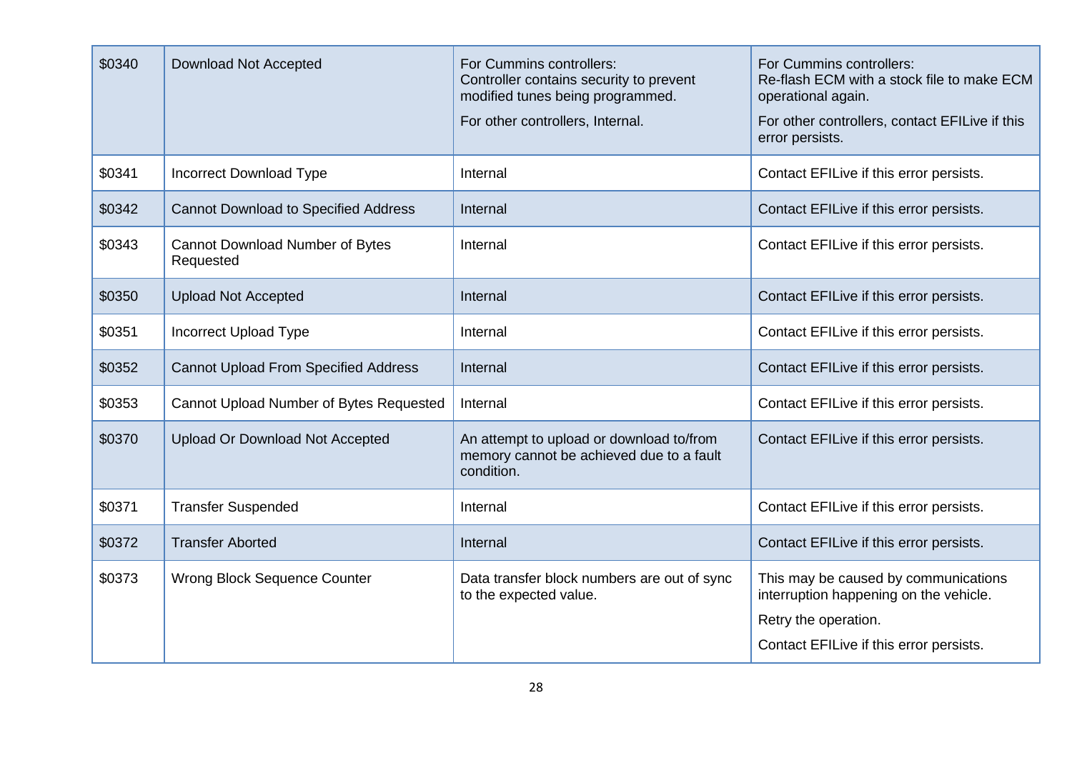| | | | |
|---|---|---|---|
| $0340 | Download Not Accepted | For Cummins controllers:<br>Controller contains security to prevent modified tunes being programmed.<br><br>For other controllers, Internal. | For Cummins controllers:<br>Re-flash ECM with a stock file to make ECM operational again.<br><br>For other controllers, contact EFILive if this error persists. |
| $0341 | Incorrect Download Type | Internal | Contact EFILive if this error persists. |
| $0342 | Cannot Download to Specified Address | Internal | Contact EFILive if this error persists. |
| $0343 | Cannot Download Number of Bytes Requested | Internal | Contact EFILive if this error persists. |
| $0350 | Upload Not Accepted | Internal | Contact EFILive if this error persists. |
| $0351 | Incorrect Upload Type | Internal | Contact EFILive if this error persists. |
| $0352 | Cannot Upload From Specified Address | Internal | Contact EFILive if this error persists. |
| $0353 | Cannot Upload Number of Bytes Requested | Internal | Contact EFILive if this error persists. |
| $0370 | Upload Or Download Not Accepted | An attempt to upload or download to/from memory cannot be achieved due to a fault condition. | Contact EFILive if this error persists. |
| $0371 | Transfer Suspended | Internal | Contact EFILive if this error persists. |
| $0372 | Transfer Aborted | Internal | Contact EFILive if this error persists. |
| $0373 | Wrong Block Sequence Counter | Data transfer block numbers are out of sync to the expected value. | This may be caused by communications interruption happening on the vehicle.<br><br>Retry the operation.<br><br>Contact EFILive if this error persists. |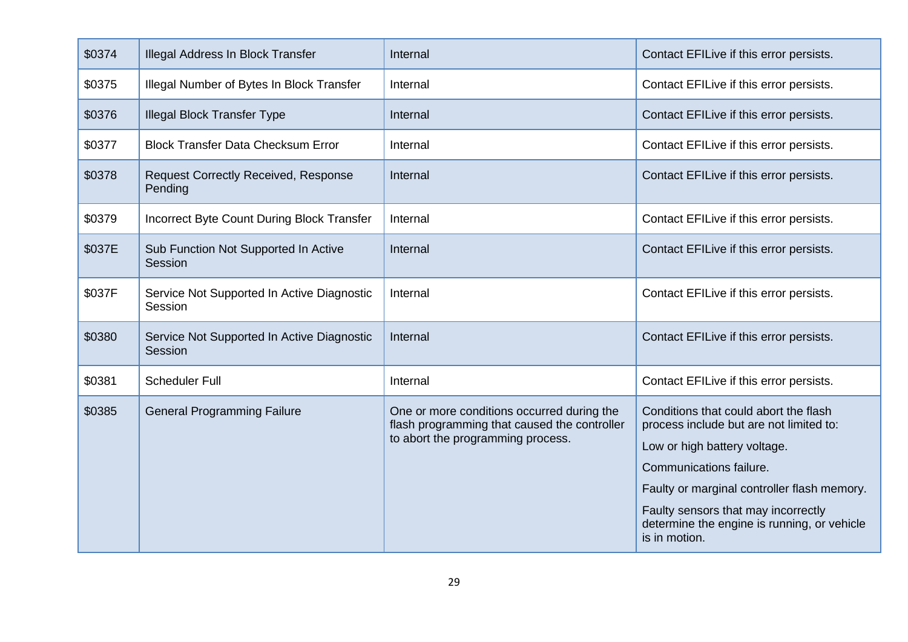| | | | |
|---|---|---|---|
| $0374 | Illegal Address In Block Transfer | Internal | Contact EFILive if this error persists. |
| $0375 | Illegal Number of Bytes In Block Transfer | Internal | Contact EFILive if this error persists. |
| $0376 | Illegal Block Transfer Type | Internal | Contact EFILive if this error persists. |
| $0377 | Block Transfer Data Checksum Error | Internal | Contact EFILive if this error persists. |
| $0378 | Request Correctly Received, Response Pending | Internal | Contact EFILive if this error persists. |
| $0379 | Incorrect Byte Count During Block Transfer | Internal | Contact EFILive if this error persists. |
| $037E | Sub Function Not Supported In Active Session | Internal | Contact EFILive if this error persists. |
| $037F | Service Not Supported In Active Diagnostic Session | Internal | Contact EFILive if this error persists. |
| $0380 | Service Not Supported In Active Diagnostic Session | Internal | Contact EFILive if this error persists. |
| $0381 | Scheduler Full | Internal | Contact EFILive if this error persists. |
| $0385 | General Programming Failure | One or more conditions occurred during the flash programming that caused the controller to abort the programming process. | Conditions that could abort the flash process include but are not limited to:<br>Low or high battery voltage.<br>Communications failure.<br>Faulty or marginal controller flash memory.<br>Faulty sensors that may incorrectly determine the engine is running, or vehicle is in motion. |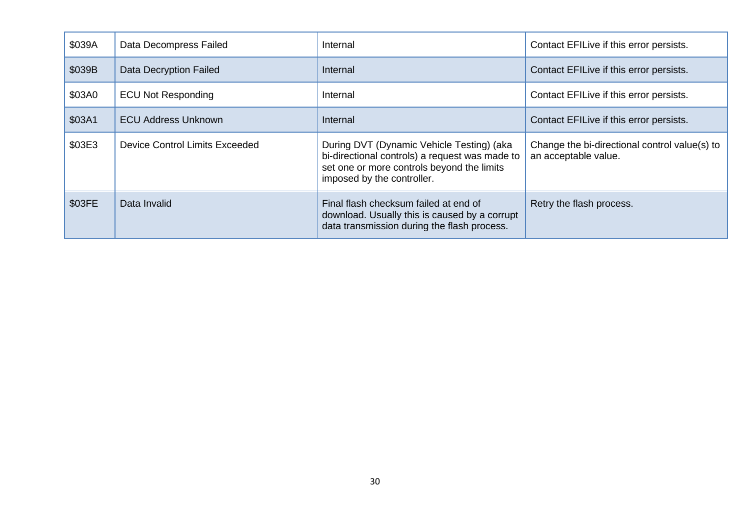| \$039A | Data Decompress Failed | Internal | Contact EFILive if this error persists. |
|---|---|---|---|
| \$039B | Data Decryption Failed | Internal | Contact EFILive if this error persists. |
| \$03A0 | ECU Not Responding | Internal | Contact EFILive if this error persists. |
| \$03A1 | ECU Address Unknown | Internal | Contact EFILive if this error persists. |
| \$03E3 | Device Control Limits Exceeded | During DVT (Dynamic Vehicle Testing) (aka bi-directional controls) a request was made to set one or more controls beyond the limits imposed by the controller. | Change the bi-directional control value(s) to an acceptable value. |
| \$03FE | Data Invalid | Final flash checksum failed at end of download. Usually this is caused by a corrupt data transmission during the flash process. | Retry the flash process. |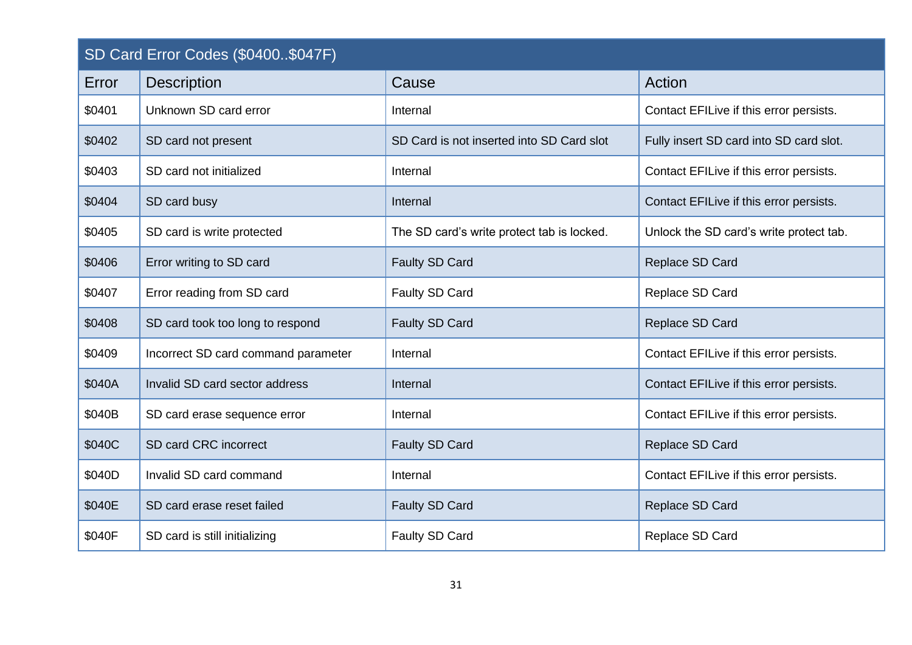| SD Card Error Codes ($0400..$047F) | | | |
|---|---|---|---|
| Error | Description | Cause | Action |
| $0401 | Unknown SD card error | Internal | Contact EFILive if this error persists. |
| $0402 | SD card not present | SD Card is not inserted into SD Card slot | Fully insert SD card into SD card slot. |
| $0403 | SD card not initialized | Internal | Contact EFILive if this error persists. |
| $0404 | SD card busy | Internal | Contact EFILive if this error persists. |
| $0405 | SD card is write protected | The SD card's write protect tab is locked. | Unlock the SD card's write protect tab. |
| $0406 | Error writing to SD card | Faulty SD Card | Replace SD Card |
| $0407 | Error reading from SD card | Faulty SD Card | Replace SD Card |
| $0408 | SD card took too long to respond | Faulty SD Card | Replace SD Card |
| $0409 | Incorrect SD card command parameter | Internal | Contact EFILive if this error persists. |
| $040A | Invalid SD card sector address | Internal | Contact EFILive if this error persists. |
| $040B | SD card erase sequence error | Internal | Contact EFILive if this error persists. |
| $040C | SD card CRC incorrect | Faulty SD Card | Replace SD Card |
| $040D | Invalid SD card command | Internal | Contact EFILive if this error persists. |
| $040E | SD card erase reset failed | Faulty SD Card | Replace SD Card |
| $040F | SD card is still initializing | Faulty SD Card | Replace SD Card |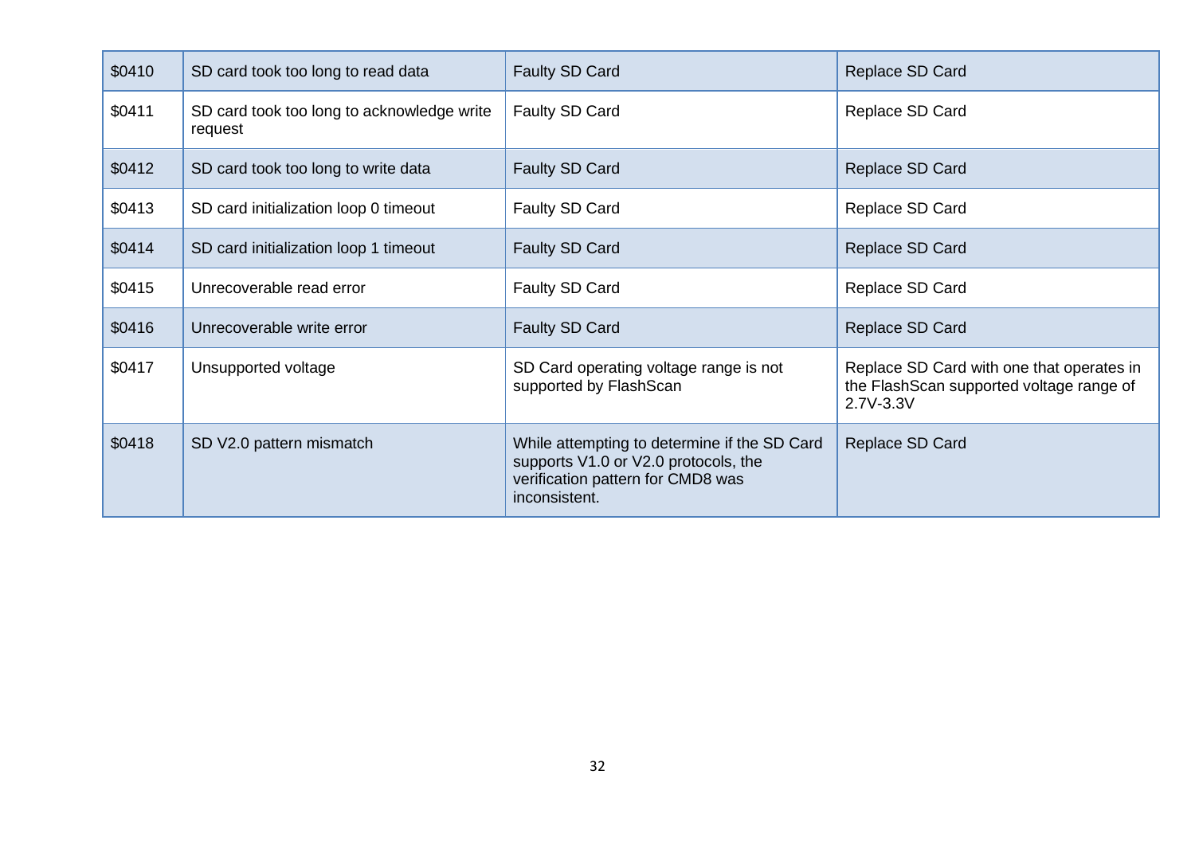| | | | |
|---|---|---|---|
| $0410 | SD card took too long to read data | Faulty SD Card | Replace SD Card |
| $0411 | SD card took too long to acknowledge write request | Faulty SD Card | Replace SD Card |
| $0412 | SD card took too long to write data | Faulty SD Card | Replace SD Card |
| $0413 | SD card initialization loop 0 timeout | Faulty SD Card | Replace SD Card |
| $0414 | SD card initialization loop 1 timeout | Faulty SD Card | Replace SD Card |
| $0415 | Unrecoverable read error | Faulty SD Card | Replace SD Card |
| $0416 | Unrecoverable write error | Faulty SD Card | Replace SD Card |
| $0417 | Unsupported voltage | SD Card operating voltage range is not supported by FlashScan | Replace SD Card with one that operates in the FlashScan supported voltage range of 2.7V-3.3V |
| $0418 | SD V2.0 pattern mismatch | While attempting to determine if the SD Card supports V1.0 or V2.0 protocols, the verification pattern for CMD8 was inconsistent. | Replace SD Card |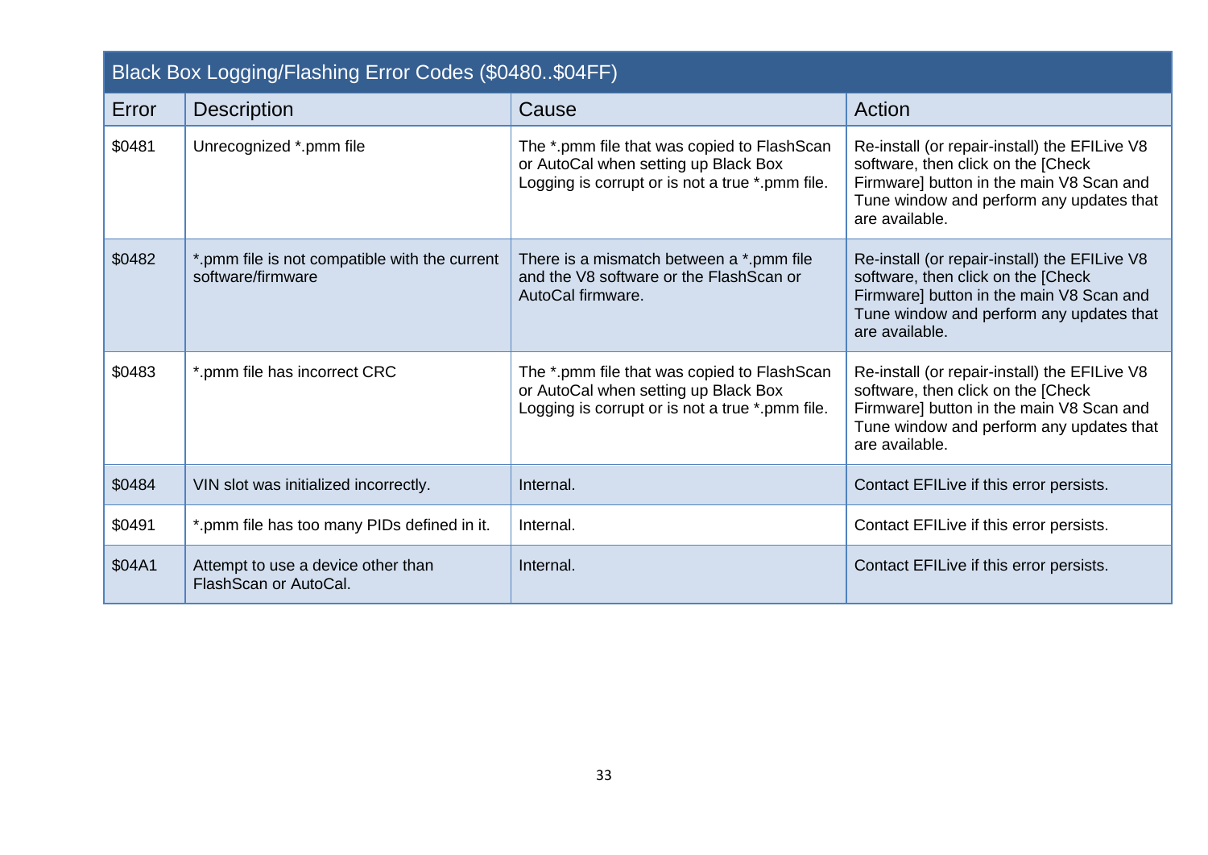| Black Box Logging/Flashing Error Codes ($0480..$04FF) | | | |
|---|---|---|---|
| Error | Description | Cause | Action |
| $0481 | Unrecognized *.pmm file | The *.pmm file that was copied to FlashScan or AutoCal when setting up Black Box Logging is corrupt or is not a true *.pmm file. | Re-install (or repair-install) the EFILive V8 software, then click on the [Check Firmware] button in the main V8 Scan and Tune window and perform any updates that are available. |
| $0482 | *.pmm file is not compatible with the current software/firmware | There is a mismatch between a *.pmm file and the V8 software or the FlashScan or AutoCal firmware. | Re-install (or repair-install) the EFILive V8 software, then click on the [Check Firmware] button in the main V8 Scan and Tune window and perform any updates that are available. |
| $0483 | *.pmm file has incorrect CRC | The *.pmm file that was copied to FlashScan or AutoCal when setting up Black Box Logging is corrupt or is not a true *.pmm file. | Re-install (or repair-install) the EFILive V8 software, then click on the [Check Firmware] button in the main V8 Scan and Tune window and perform any updates that are available. |
| $0484 | VIN slot was initialized incorrectly. | Internal. | Contact EFILive if this error persists. |
| $0491 | *.pmm file has too many PIDs defined in it. | Internal. | Contact EFILive if this error persists. |
| $04A1 | Attempt to use a device other than FlashScan or AutoCal. | Internal. | Contact EFILive if this error persists. |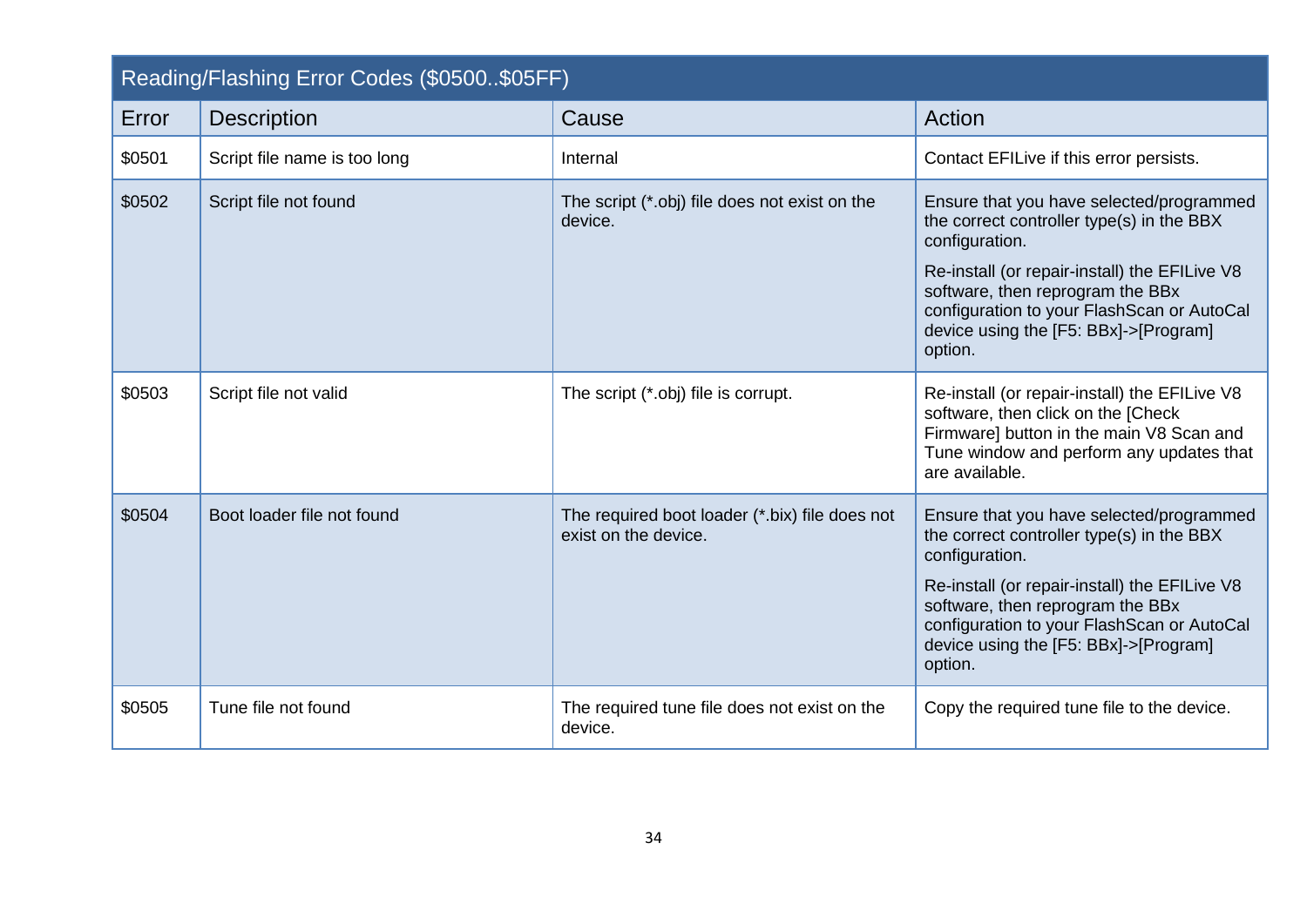| Reading/Flashing Error Codes ($0500..$05FF) | | | |
|---|---|---|---|
| Error | Description | Cause | Action |
| $0501 | Script file name is too long | Internal | Contact EFILive if this error persists. |
| $0502 | Script file not found | The script (*.obj) file does not exist on the device. | Ensure that you have selected/programmed the correct controller type(s) in the BBX configuration.<br><br>Re-install (or repair-install) the EFILive V8 software, then reprogram the BBx configuration to your FlashScan or AutoCal device using the [F5: BBx]->[Program] option. |
| $0503 | Script file not valid | The script (*.obj) file is corrupt. | Re-install (or repair-install) the EFILive V8 software, then click on the [Check Firmware] button in the main V8 Scan and Tune window and perform any updates that are available. |
| $0504 | Boot loader file not found | The required boot loader (*.bix) file does not exist on the device. | Ensure that you have selected/programmed the correct controller type(s) in the BBX configuration.<br><br>Re-install (or repair-install) the EFILive V8 software, then reprogram the BBx configuration to your FlashScan or AutoCal device using the [F5: BBx]->[Program] option. |
| $0505 | Tune file not found | The required tune file does not exist on the device. | Copy the required tune file to the device. |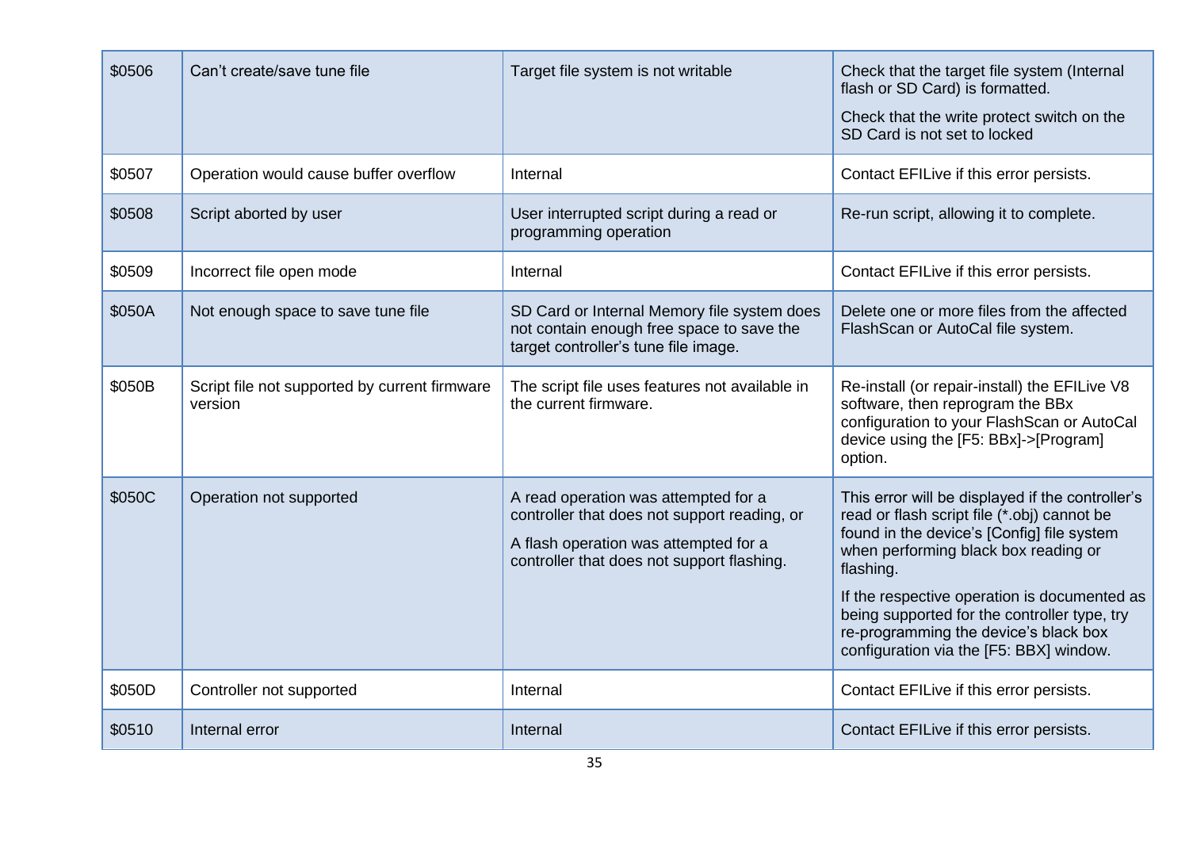| | | | |
|---|---|---|---|
| $0506 | Can’t create/save tune file | Target file system is not writable | Check that the target file system (Internal flash or SD Card) is formatted.<br>Check that the write protect switch on the SD Card is not set to locked |
| $0507 | Operation would cause buffer overflow | Internal | Contact EFILive if this error persists. |
| $0508 | Script aborted by user | User interrupted script during a read or programming operation | Re-run script, allowing it to complete. |
| $0509 | Incorrect file open mode | Internal | Contact EFILive if this error persists. |
| $050A | Not enough space to save tune file | SD Card or Internal Memory file system does not contain enough free space to save the target controller’s tune file image. | Delete one or more files from the affected FlashScan or AutoCal file system. |
| $050B | Script file not supported by current firmware version | The script file uses features not available in the current firmware. | Re-install (or repair-install) the EFILive V8 software, then reprogram the BBx configuration to your FlashScan or AutoCal device using the [F5: BBx]->[Program] option. |
| $050C | Operation not supported | A read operation was attempted for a controller that does not support reading, or<br>A flash operation was attempted for a controller that does not support flashing. | This error will be displayed if the controller’s read or flash script file (*.obj) cannot be found in the device’s [Config] file system when performing black box reading or flashing.<br>If the respective operation is documented as being supported for the controller type, try re-programming the device’s black box configuration via the [F5: BBX] window. |
| $050D | Controller not supported | Internal | Contact EFILive if this error persists. |
| $0510 | Internal error | Internal | Contact EFILive if this error persists. |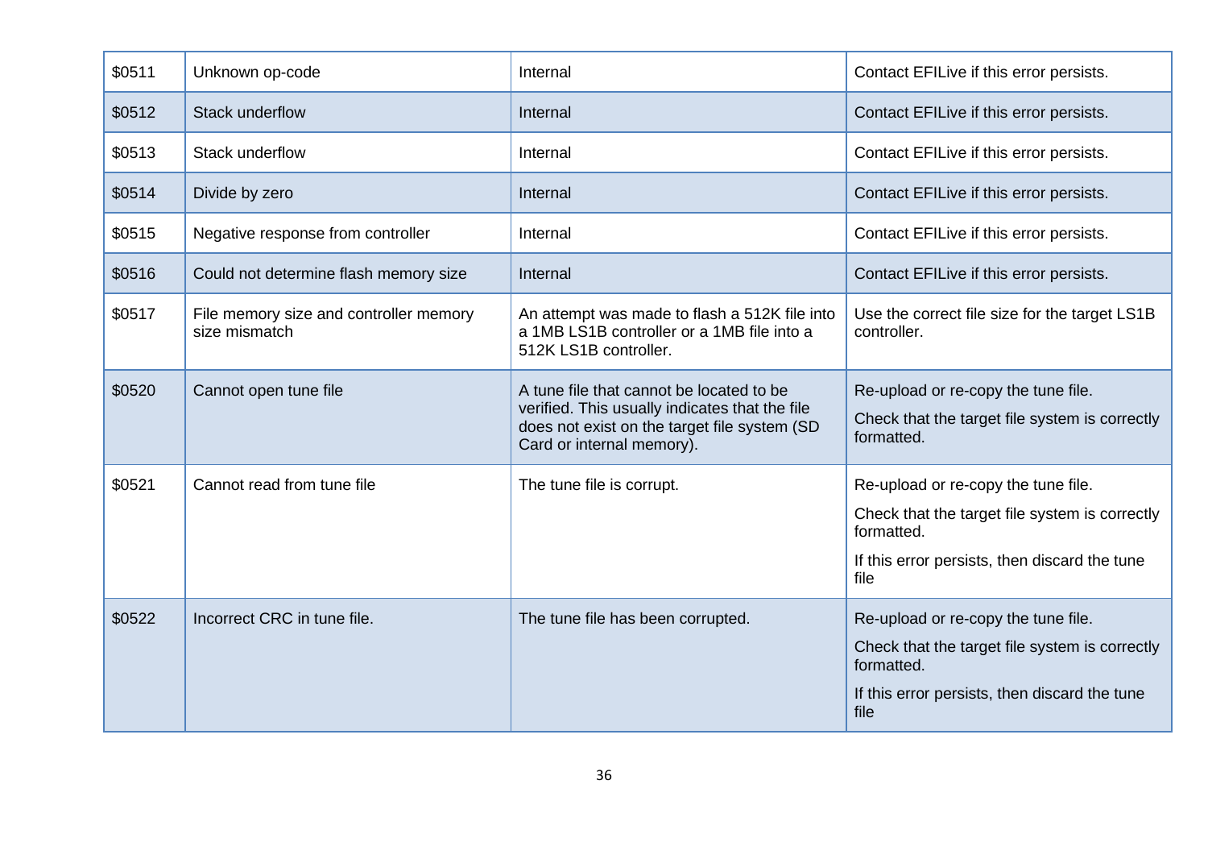| | | | |
|---|---|---|---|
| $0511 | Unknown op-code | Internal | Contact EFILive if this error persists. |
| $0512 | Stack underflow | Internal | Contact EFILive if this error persists. |
| $0513 | Stack underflow | Internal | Contact EFILive if this error persists. |
| $0514 | Divide by zero | Internal | Contact EFILive if this error persists. |
| $0515 | Negative response from controller | Internal | Contact EFILive if this error persists. |
| $0516 | Could not determine flash memory size | Internal | Contact EFILive if this error persists. |
| $0517 | File memory size and controller memory size mismatch | An attempt was made to flash a 512K file into a 1MB LS1B controller or a 1MB file into a 512K LS1B controller. | Use the correct file size for the target LS1B controller. |
| $0520 | Cannot open tune file | A tune file that cannot be located to be verified. This usually indicates that the file does not exist on the target file system (SD Card or internal memory). | Re-upload or re-copy the tune file.<br>Check that the target file system is correctly formatted. |
| $0521 | Cannot read from tune file | The tune file is corrupt. | Re-upload or re-copy the tune file.<br>Check that the target file system is correctly formatted.<br>If this error persists, then discard the tune file |
| $0522 | Incorrect CRC in tune file. | The tune file has been corrupted. | Re-upload or re-copy the tune file.<br>Check that the target file system is correctly formatted.<br>If this error persists, then discard the tune file |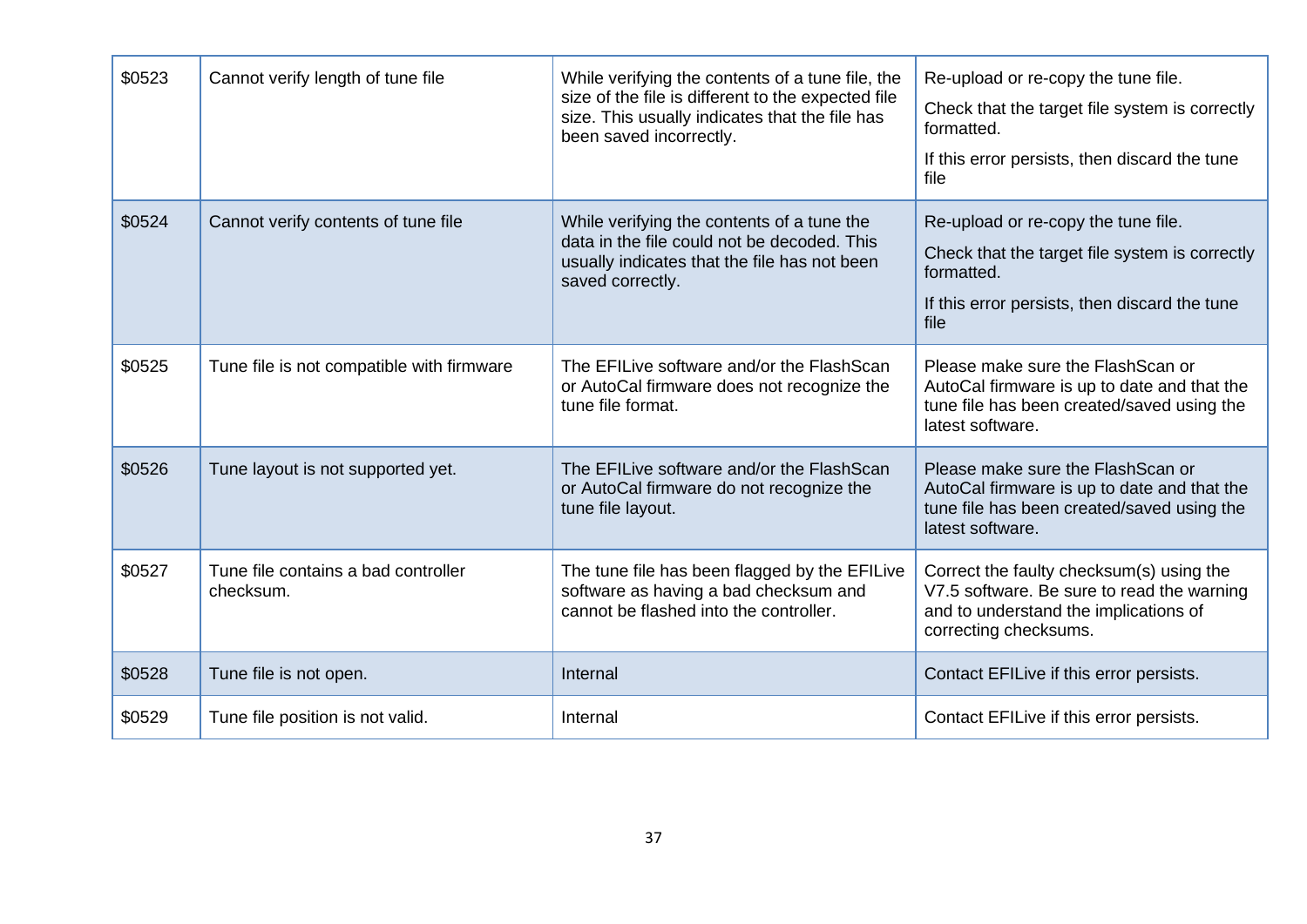| | | | |
|---|---|---|---|
| $0523 | Cannot verify length of tune file | While verifying the contents of a tune file, the size of the file is different to the expected file size. This usually indicates that the file has been saved incorrectly. | Re-upload or re-copy the tune file.<br><br>Check that the target file system is correctly formatted.<br><br>If this error persists, then discard the tune file |
| $0524 | Cannot verify contents of tune file | While verifying the contents of a tune the data in the file could not be decoded. This usually indicates that the file has not been saved correctly. | Re-upload or re-copy the tune file.<br><br>Check that the target file system is correctly formatted.<br><br>If this error persists, then discard the tune file |
| $0525 | Tune file is not compatible with firmware | The EFILive software and/or the FlashScan or AutoCal firmware does not recognize the tune file format. | Please make sure the FlashScan or AutoCal firmware is up to date and that the tune file has been created/saved using the latest software. |
| $0526 | Tune layout is not supported yet. | The EFILive software and/or the FlashScan or AutoCal firmware do not recognize the tune file layout. | Please make sure the FlashScan or AutoCal firmware is up to date and that the tune file has been created/saved using the latest software. |
| $0527 | Tune file contains a bad controller checksum. | The tune file has been flagged by the EFILive software as having a bad checksum and cannot be flashed into the controller. | Correct the faulty checksum(s) using the V7.5 software. Be sure to read the warning and to understand the implications of correcting checksums. |
| $0528 | Tune file is not open. | Internal | Contact EFILive if this error persists. |
| $0529 | Tune file position is not valid. | Internal | Contact EFILive if this error persists. |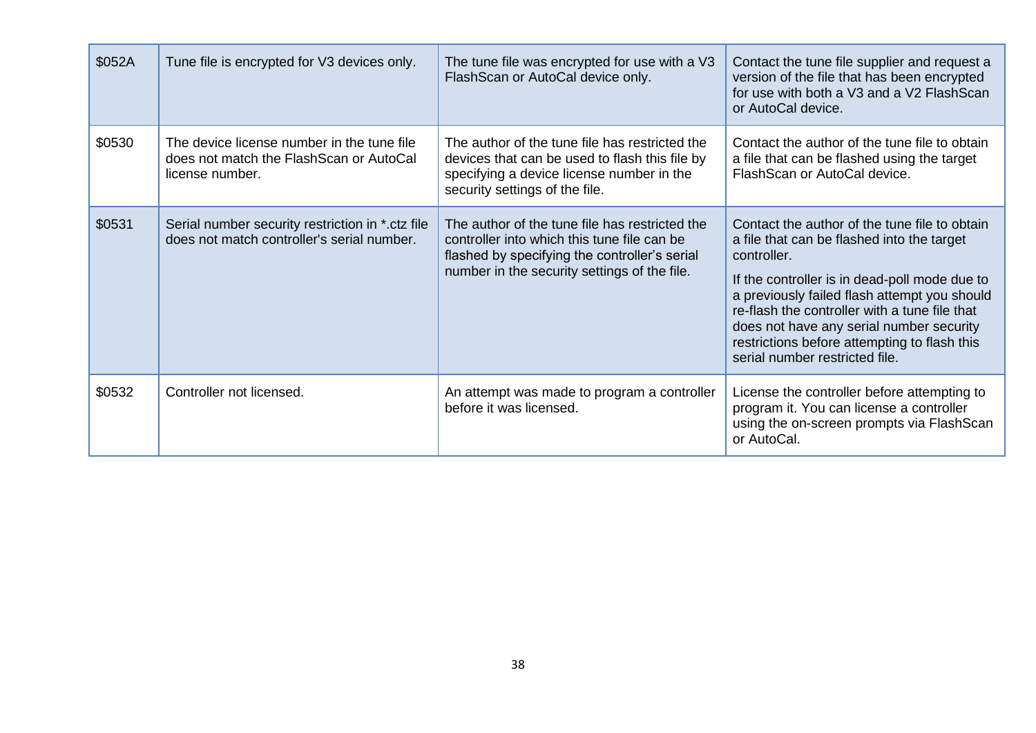| | | | |
|---|---|---|---|
| $052A | Tune file is encrypted for V3 devices only. | The tune file was encrypted for use with a V3 FlashScan or AutoCal device only. | Contact the tune file supplier and request a version of the file that has been encrypted for use with both a V3 and a V2 FlashScan or AutoCal device. |
| $0530 | The device license number in the tune file does not match the FlashScan or AutoCal license number. | The author of the tune file has restricted the devices that can be used to flash this file by specifying a device license number in the security settings of the file. | Contact the author of the tune file to obtain a file that can be flashed using the target FlashScan or AutoCal device. |
| $0531 | Serial number security restriction in *.ctz file does not match controller's serial number. | The author of the tune file has restricted the controller into which this tune file can be flashed by specifying the controller's serial number in the security settings of the file. | Contact the author of the tune file to obtain a file that can be flashed into the target controller.<br><br>If the controller is in dead-poll mode due to a previously failed flash attempt you should re-flash the controller with a tune file that does not have any serial number security restrictions before attempting to flash this serial number restricted file. |
| $0532 | Controller not licensed. | An attempt was made to program a controller before it was licensed. | License the controller before attempting to program it. You can license a controller using the on-screen prompts via FlashScan or AutoCal. |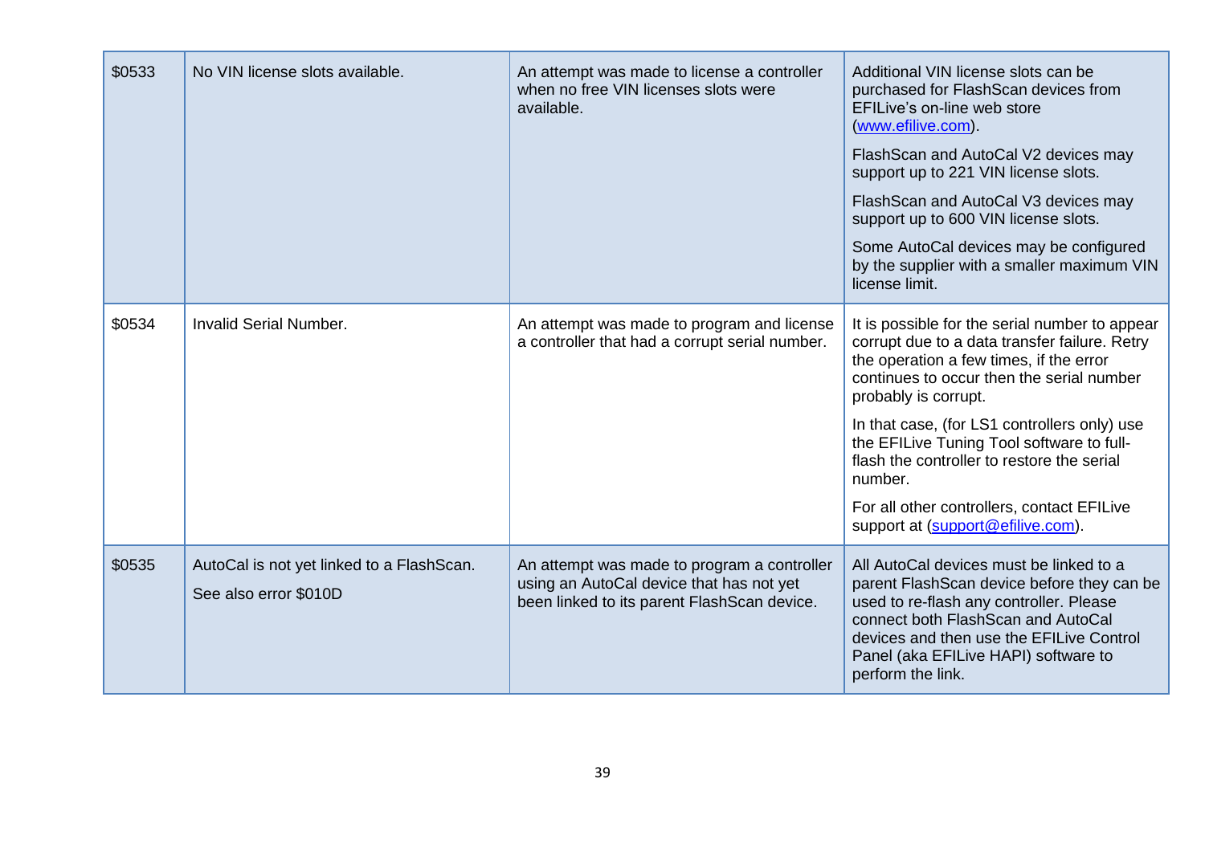| | | | |
|---|---|---|---|
| $0533 | No VIN license slots available. | An attempt was made to license a controller when no free VIN licenses slots were available. | Additional VIN license slots can be purchased for FlashScan devices from EFILive's on-line web store (www.efilive.com).<br><br>FlashScan and AutoCal V2 devices may support up to 221 VIN license slots.<br><br>FlashScan and AutoCal V3 devices may support up to 600 VIN license slots.<br><br>Some AutoCal devices may be configured by the supplier with a smaller maximum VIN license limit. |
| $0534 | Invalid Serial Number. | An attempt was made to program and license a controller that had a corrupt serial number. | It is possible for the serial number to appear corrupt due to a data transfer failure. Retry the operation a few times, if the error continues to occur then the serial number probably is corrupt.<br><br>In that case, (for LS1 controllers only) use the EFILive Tuning Tool software to full-flash the controller to restore the serial number.<br><br>For all other controllers, contact EFILive support at (support@efilive.com). |
| $0535 | AutoCal is not yet linked to a FlashScan.<br><br>See also error $010D | An attempt was made to program a controller using an AutoCal device that has not yet been linked to its parent FlashScan device. | All AutoCal devices must be linked to a parent FlashScan device before they can be used to re-flash any controller. Please connect both FlashScan and AutoCal devices and then use the EFILive Control Panel (aka EFILive HAPI) software to perform the link. |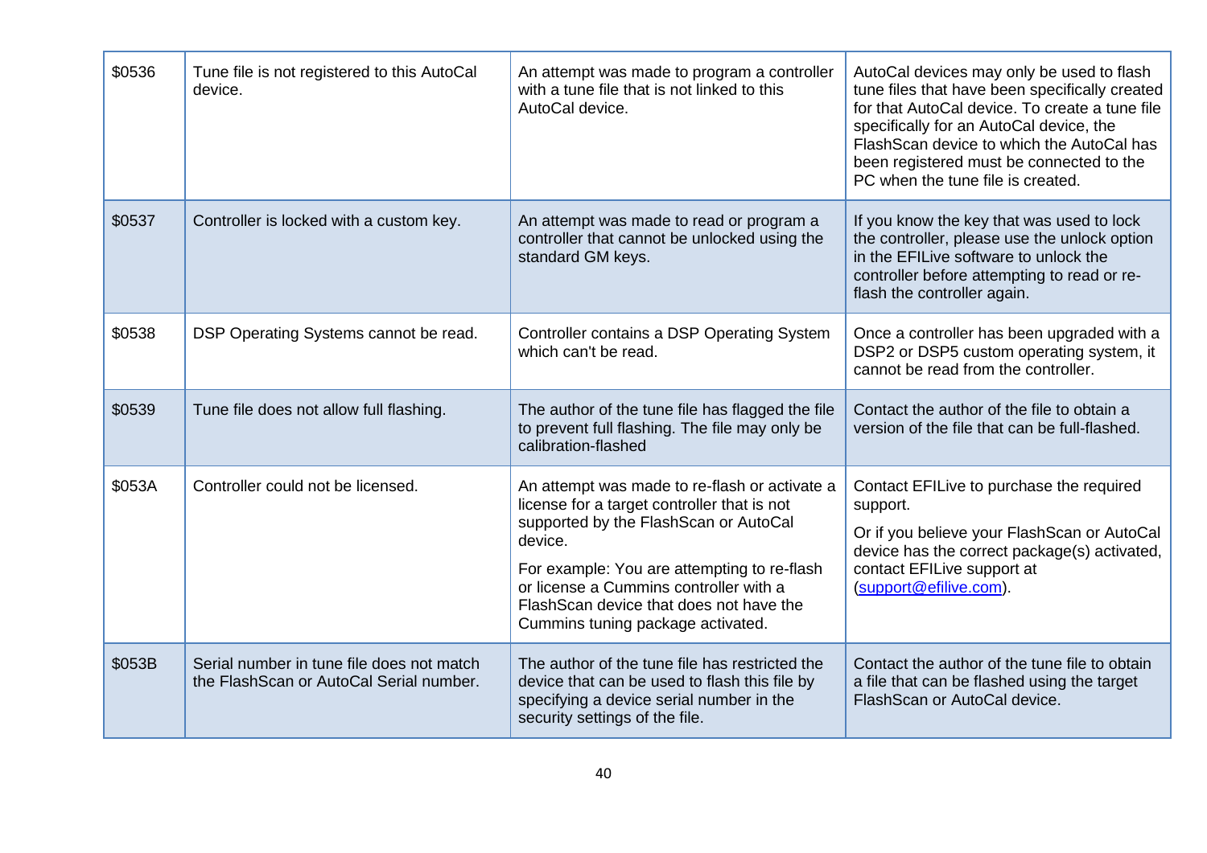| | | | |
|---|---|---|---|
| $0536 | Tune file is not registered to this AutoCal device. | An attempt was made to program a controller with a tune file that is not linked to this AutoCal device. | AutoCal devices may only be used to flash tune files that have been specifically created for that AutoCal device. To create a tune file specifically for an AutoCal device, the FlashScan device to which the AutoCal has been registered must be connected to the PC when the tune file is created. |
| $0537 | Controller is locked with a custom key. | An attempt was made to read or program a controller that cannot be unlocked using the standard GM keys. | If you know the key that was used to lock the controller, please use the unlock option in the EFILive software to unlock the controller before attempting to read or re-flash the controller again. |
| $0538 | DSP Operating Systems cannot be read. | Controller contains a DSP Operating System which can't be read. | Once a controller has been upgraded with a DSP2 or DSP5 custom operating system, it cannot be read from the controller. |
| $0539 | Tune file does not allow full flashing. | The author of the tune file has flagged the file to prevent full flashing. The file may only be calibration-flashed | Contact the author of the file to obtain a version of the file that can be full-flashed. |
| $053A | Controller could not be licensed. | An attempt was made to re-flash or activate a license for a target controller that is not supported by the FlashScan or AutoCal device.<br><br>For example: You are attempting to re-flash or license a Cummins controller with a FlashScan device that does not have the Cummins tuning package activated. | Contact EFILive to purchase the required support.<br><br>Or if you believe your FlashScan or AutoCal device has the correct package(s) activated, contact EFILive support at (support@efilive.com). |
| $053B | Serial number in tune file does not match the FlashScan or AutoCal Serial number. | The author of the tune file has restricted the device that can be used to flash this file by specifying a device serial number in the security settings of the file. | Contact the author of the tune file to obtain a file that can be flashed using the target FlashScan or AutoCal device. |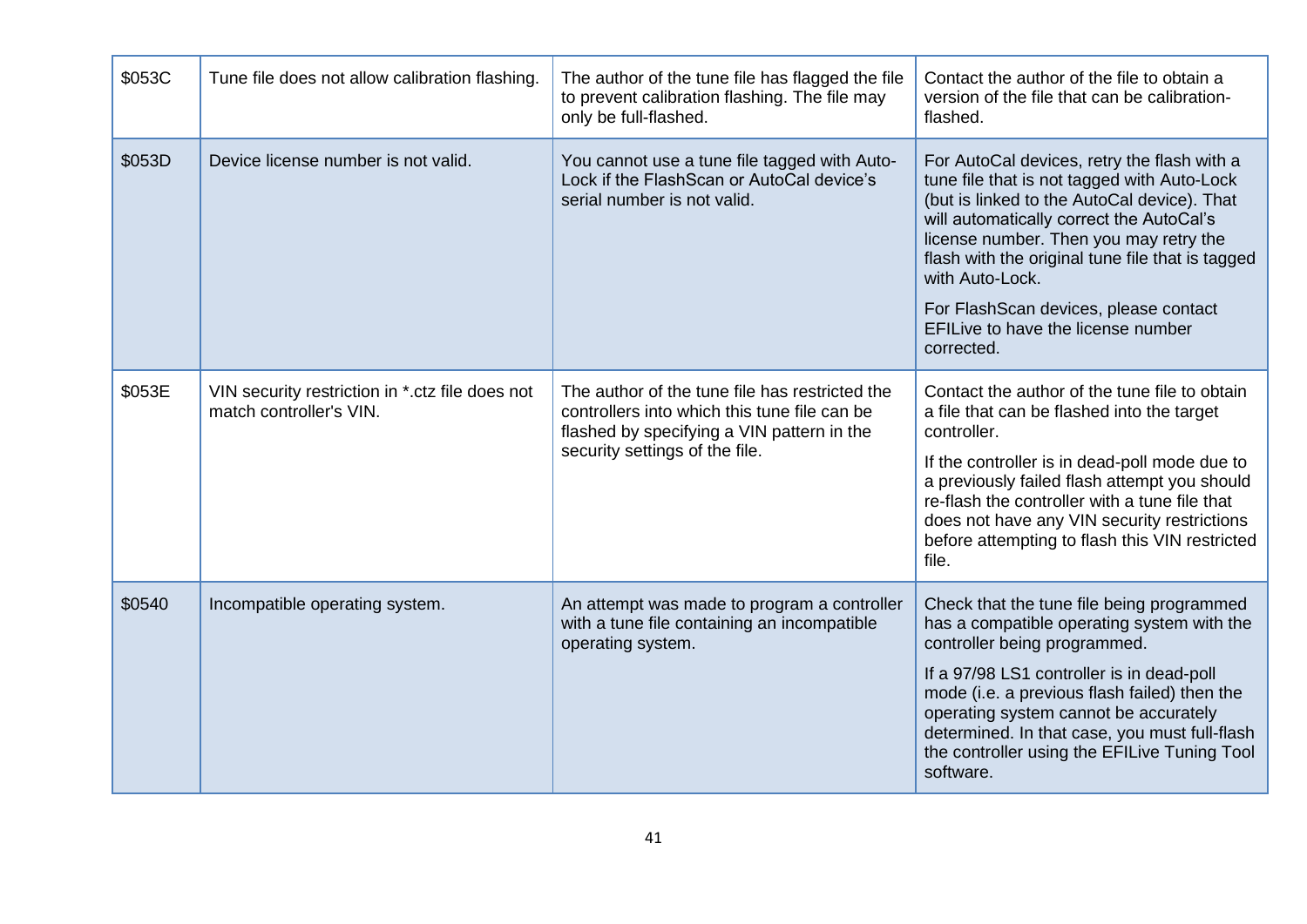| | | | |
|---|---|---|---|
| $053C | Tune file does not allow calibration flashing. | The author of the tune file has flagged the file to prevent calibration flashing. The file may only be full-flashed. | Contact the author of the file to obtain a version of the file that can be calibration-flashed. |
| $053D | Device license number is not valid. | You cannot use a tune file tagged with Auto-Lock if the FlashScan or AutoCal device's serial number is not valid. | For AutoCal devices, retry the flash with a tune file that is not tagged with Auto-Lock (but is linked to the AutoCal device). That will automatically correct the AutoCal's license number. Then you may retry the flash with the original tune file that is tagged with Auto-Lock.<br><br>For FlashScan devices, please contact EFILive to have the license number corrected. |
| $053E | VIN security restriction in *.ctz file does not match controller's VIN. | The author of the tune file has restricted the controllers into which this tune file can be flashed by specifying a VIN pattern in the security settings of the file. | Contact the author of the tune file to obtain a file that can be flashed into the target controller.<br><br>If the controller is in dead-poll mode due to a previously failed flash attempt you should re-flash the controller with a tune file that does not have any VIN security restrictions before attempting to flash this VIN restricted file. |
| $0540 | Incompatible operating system. | An attempt was made to program a controller with a tune file containing an incompatible operating system. | Check that the tune file being programmed has a compatible operating system with the controller being programmed.<br><br>If a 97/98 LS1 controller is in dead-poll mode (i.e. a previous flash failed) then the operating system cannot be accurately determined. In that case, you must full-flash the controller using the EFILive Tuning Tool software. |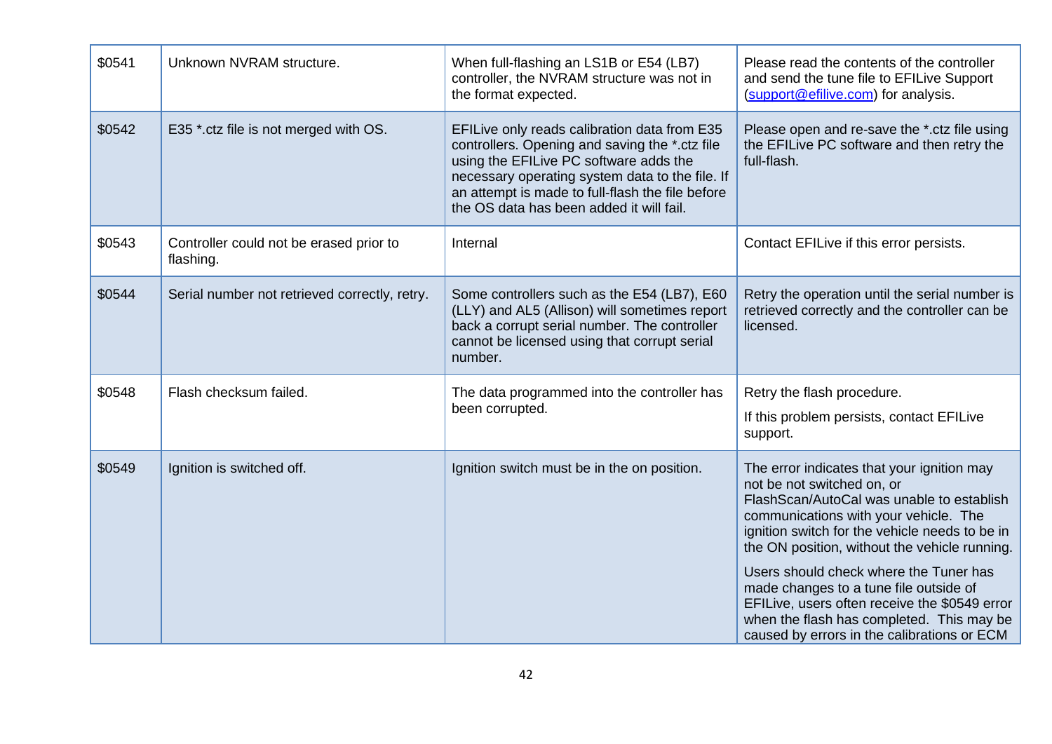| | | | |
|---|---|---|---|
| $0541 | Unknown NVRAM structure. | When full-flashing an LS1B or E54 (LB7) controller, the NVRAM structure was not in the format expected. | Please read the contents of the controller and send the tune file to EFILive Support (support@efilive.com) for analysis. |
| $0542 | E35 *.ctz file is not merged with OS. | EFILive only reads calibration data from E35 controllers. Opening and saving the *.ctz file using the EFILive PC software adds the necessary operating system data to the file. If an attempt is made to full-flash the file before the OS data has been added it will fail. | Please open and re-save the *.ctz file using the EFILive PC software and then retry the full-flash. |
| $0543 | Controller could not be erased prior to flashing. | Internal | Contact EFILive if this error persists. |
| $0544 | Serial number not retrieved correctly, retry. | Some controllers such as the E54 (LB7), E60 (LLY) and AL5 (Allison) will sometimes report back a corrupt serial number. The controller cannot be licensed using that corrupt serial number. | Retry the operation until the serial number is retrieved correctly and the controller can be licensed. |
| $0548 | Flash checksum failed. | The data programmed into the controller has been corrupted. | Retry the flash procedure.<br><br>If this problem persists, contact EFILive support. |
| $0549 | Ignition is switched off. | Ignition switch must be in the on position. | The error indicates that your ignition may not be not switched on, or FlashScan/AutoCal was unable to establish communications with your vehicle. The ignition switch for the vehicle needs to be in the ON position, without the vehicle running.<br><br>Users should check where the Tuner has made changes to a tune file outside of EFILive, users often receive the $0549 error when the flash has completed. This may be caused by errors in the calibrations or ECM |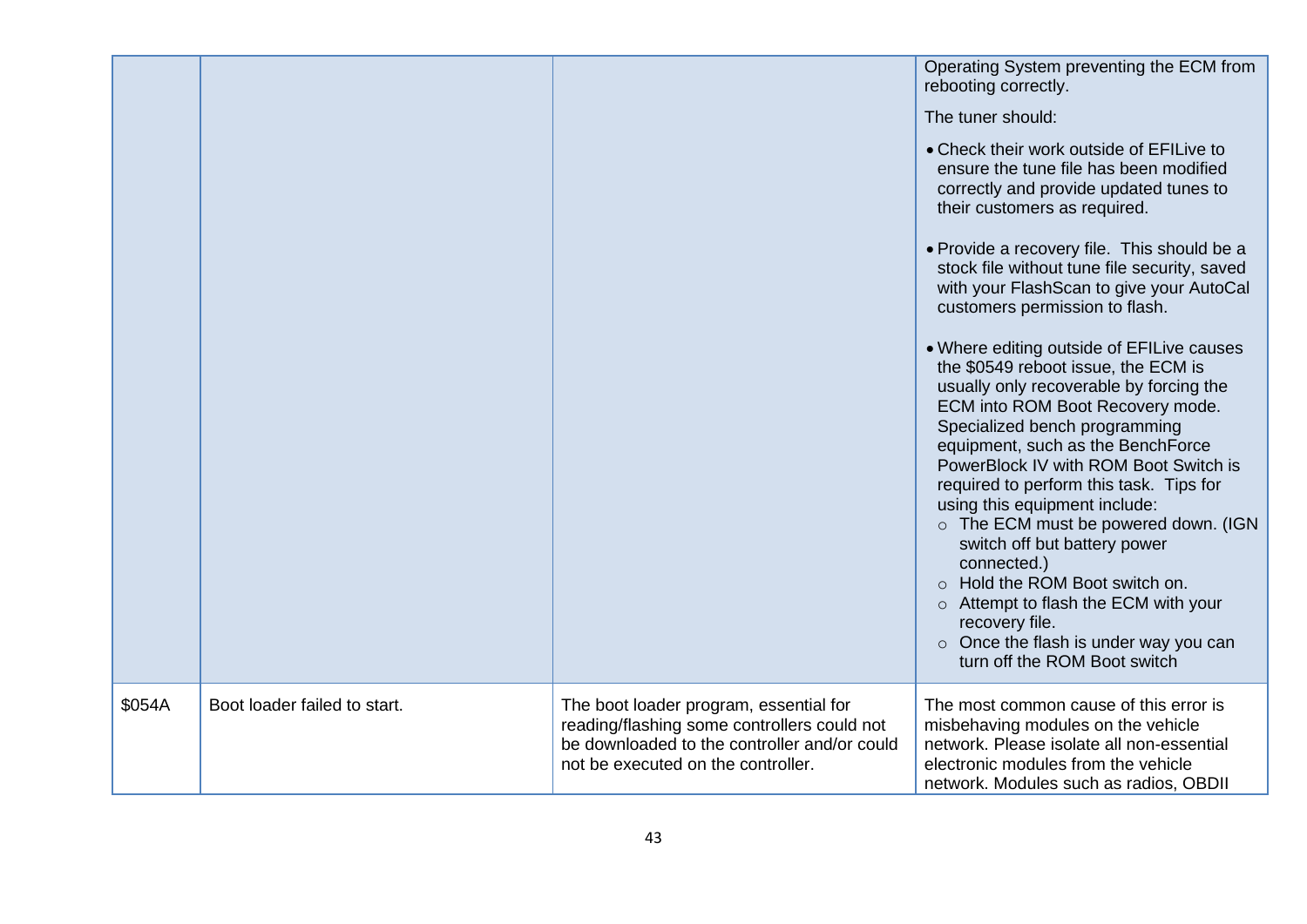| | | | |
|---|---|---|---|
| | | | Operating System preventing the ECM from rebooting correctly.<br><br>The tuner should:<br><br>• Check their work outside of EFILive to ensure the tune file has been modified correctly and provide updated tunes to their customers as required.<br><br>• Provide a recovery file. This should be a stock file without tune file security, saved with your FlashScan to give your AutoCal customers permission to flash.<br><br>• Where editing outside of EFILive causes the $0549 reboot issue, the ECM is usually only recoverable by forcing the ECM into ROM Boot Recovery mode. Specialized bench programming equipment, such as the BenchForce PowerBlock IV with ROM Boot Switch is required to perform this task. Tips for using this equipment include:<br>○ The ECM must be powered down. (IGN switch off but battery power connected.)<br>○ Hold the ROM Boot switch on.<br>○ Attempt to flash the ECM with your recovery file.<br>○ Once the flash is under way you can turn off the ROM Boot switch |
| $054A | Boot loader failed to start. | The boot loader program, essential for reading/flashing some controllers could not be downloaded to the controller and/or could not be executed on the controller. | The most common cause of this error is misbehaving modules on the vehicle network. Please isolate all non-essential electronic modules from the vehicle network. Modules such as radios, OBDII |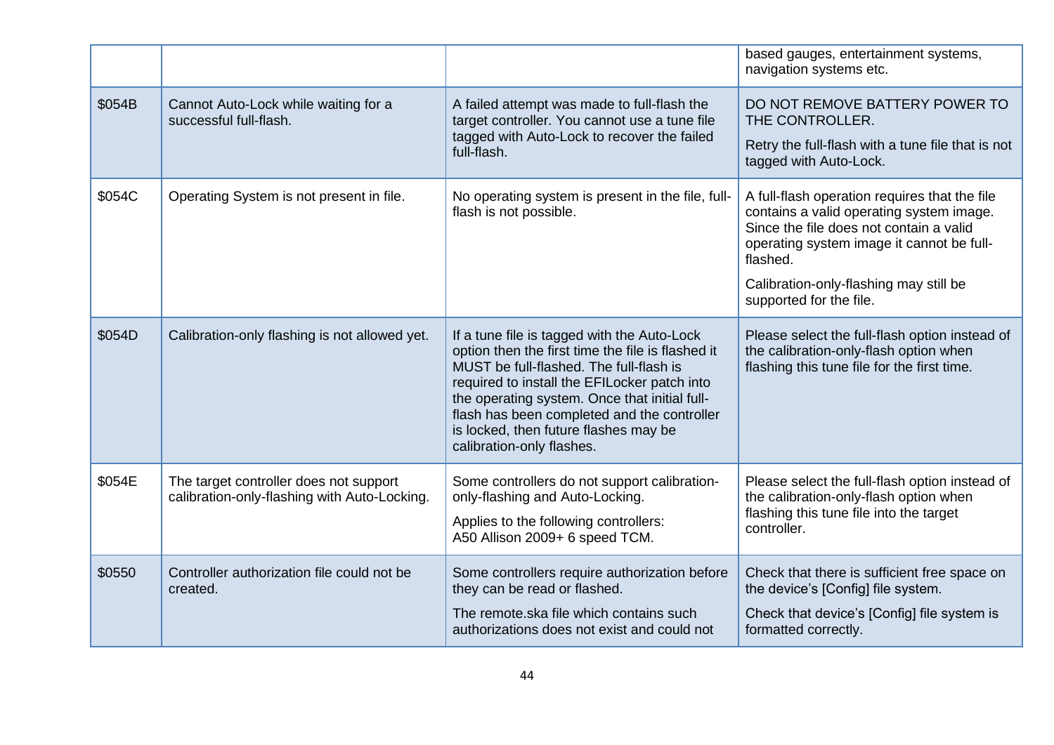| | | | |
|---|---|---|---|
| | | | based gauges, entertainment systems, navigation systems etc. |
| $054B | Cannot Auto-Lock while waiting for a successful full-flash. | A failed attempt was made to full-flash the target controller. You cannot use a tune file tagged with Auto-Lock to recover the failed full-flash. | DO NOT REMOVE BATTERY POWER TO THE CONTROLLER.<br><br>Retry the full-flash with a tune file that is not tagged with Auto-Lock. |
| $054C | Operating System is not present in file. | No operating system is present in the file, full-flash is not possible. | A full-flash operation requires that the file contains a valid operating system image. Since the file does not contain a valid operating system image it cannot be full-flashed.<br><br>Calibration-only-flashing may still be supported for the file. |
| $054D | Calibration-only flashing is not allowed yet. | If a tune file is tagged with the Auto-Lock option then the first time the file is flashed it MUST be full-flashed. The full-flash is required to install the EFILocker patch into the operating system. Once that initial full-flash has been completed and the controller is locked, then future flashes may be calibration-only flashes. | Please select the full-flash option instead of the calibration-only-flash option when flashing this tune file for the first time. |
| $054E | The target controller does not support calibration-only-flashing with Auto-Locking. | Some controllers do not support calibration-only-flashing and Auto-Locking.<br><br>Applies to the following controllers:<br>A50 Allison 2009+ 6 speed TCM. | Please select the full-flash option instead of the calibration-only-flash option when flashing this tune file into the target controller. |
| $0550 | Controller authorization file could not be created. | Some controllers require authorization before they can be read or flashed.<br><br>The remote.ska file which contains such authorizations does not exist and could not | Check that there is sufficient free space on the device's [Config] file system.<br><br>Check that device's [Config] file system is formatted correctly. |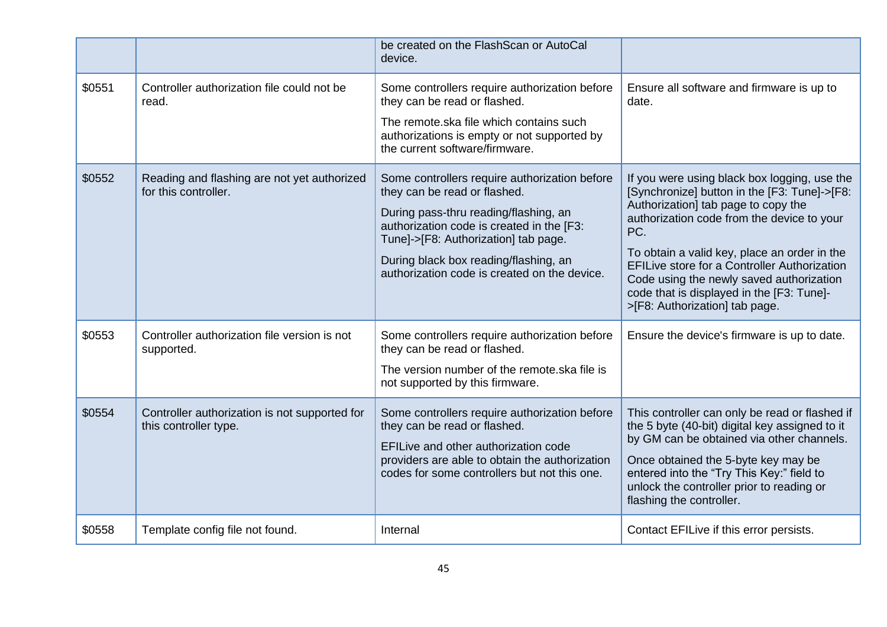| | | | |
|---|---|---|---|
| | | be created on the FlashScan or AutoCal device. | |
| $0551 | Controller authorization file could not be read. | Some controllers require authorization before they can be read or flashed.<br><br>The remote.ska file which contains such authorizations is empty or not supported by the current software/firmware. | Ensure all software and firmware is up to date. |
| $0552 | Reading and flashing are not yet authorized for this controller. | Some controllers require authorization before they can be read or flashed.<br><br>During pass-thru reading/flashing, an authorization code is created in the [F3: Tune]->[F8: Authorization] tab page.<br><br>During black box reading/flashing, an authorization code is created on the device. | If you were using black box logging, use the [Synchronize] button in the [F3: Tune]->[F8: Authorization] tab page to copy the authorization code from the device to your PC.<br><br>To obtain a valid key, place an order in the EFILive store for a Controller Authorization Code using the newly saved authorization code that is displayed in the [F3: Tune]->[F8: Authorization] tab page. |
| $0553 | Controller authorization file version is not supported. | Some controllers require authorization before they can be read or flashed.<br><br>The version number of the remote.ska file is not supported by this firmware. | Ensure the device's firmware is up to date. |
| $0554 | Controller authorization is not supported for this controller type. | Some controllers require authorization before they can be read or flashed.<br><br>EFILive and other authorization code providers are able to obtain the authorization codes for some controllers but not this one. | This controller can only be read or flashed if the 5 byte (40-bit) digital key assigned to it by GM can be obtained via other channels.<br><br>Once obtained the 5-byte key may be entered into the "Try This Key:" field to unlock the controller prior to reading or flashing the controller. |
| $0558 | Template config file not found. | Internal | Contact EFILive if this error persists. |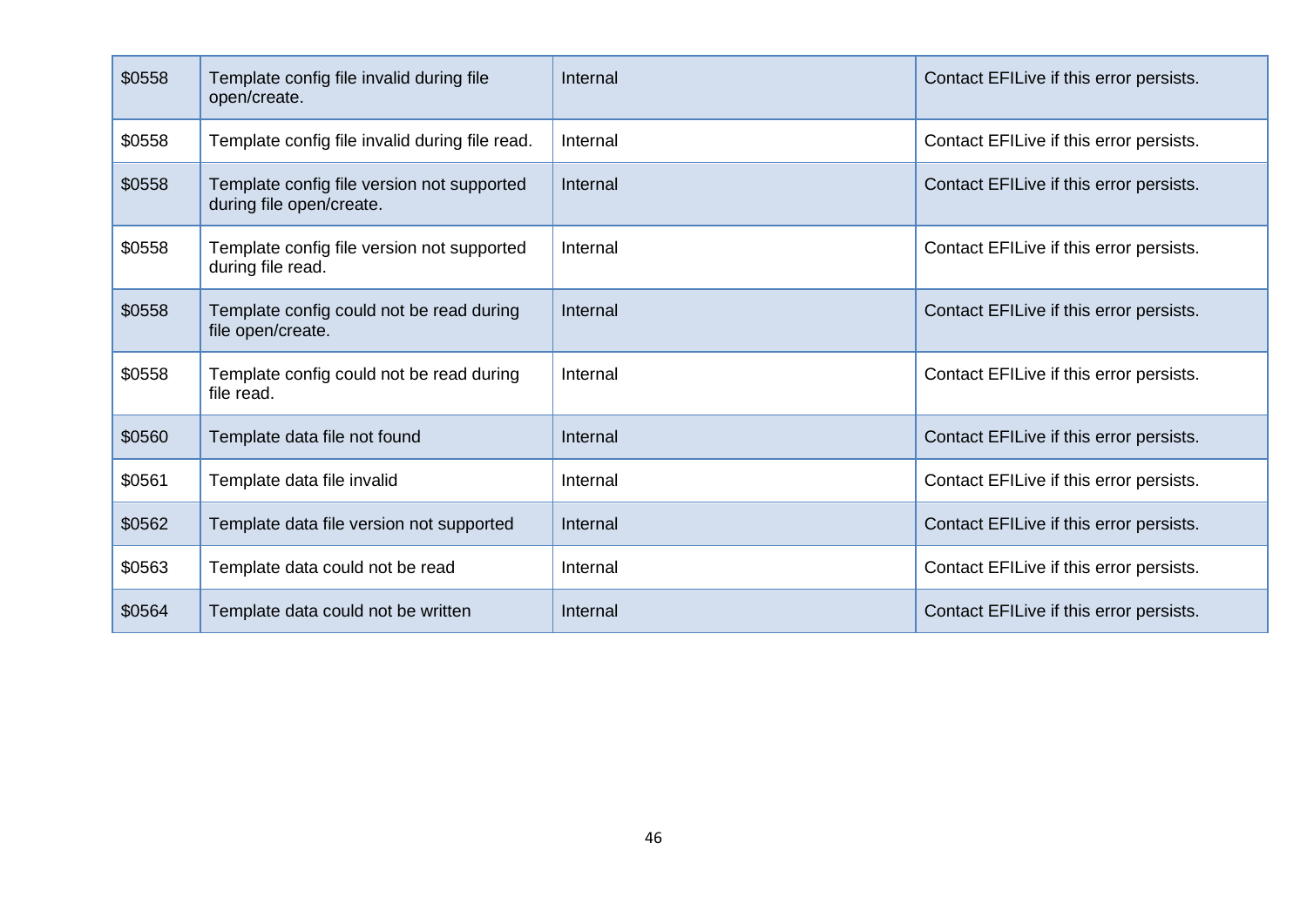| | | | |
|---|---|---|---|
| $0558 | Template config file invalid during file open/create. | Internal | Contact EFILive if this error persists. |
| $0558 | Template config file invalid during file read. | Internal | Contact EFILive if this error persists. |
| $0558 | Template config file version not supported during file open/create. | Internal | Contact EFILive if this error persists. |
| $0558 | Template config file version not supported during file read. | Internal | Contact EFILive if this error persists. |
| $0558 | Template config could not be read during file open/create. | Internal | Contact EFILive if this error persists. |
| $0558 | Template config could not be read during file read. | Internal | Contact EFILive if this error persists. |
| $0560 | Template data file not found | Internal | Contact EFILive if this error persists. |
| $0561 | Template data file invalid | Internal | Contact EFILive if this error persists. |
| $0562 | Template data file version not supported | Internal | Contact EFILive if this error persists. |
| $0563 | Template data could not be read | Internal | Contact EFILive if this error persists. |
| $0564 | Template data could not be written | Internal | Contact EFILive if this error persists. |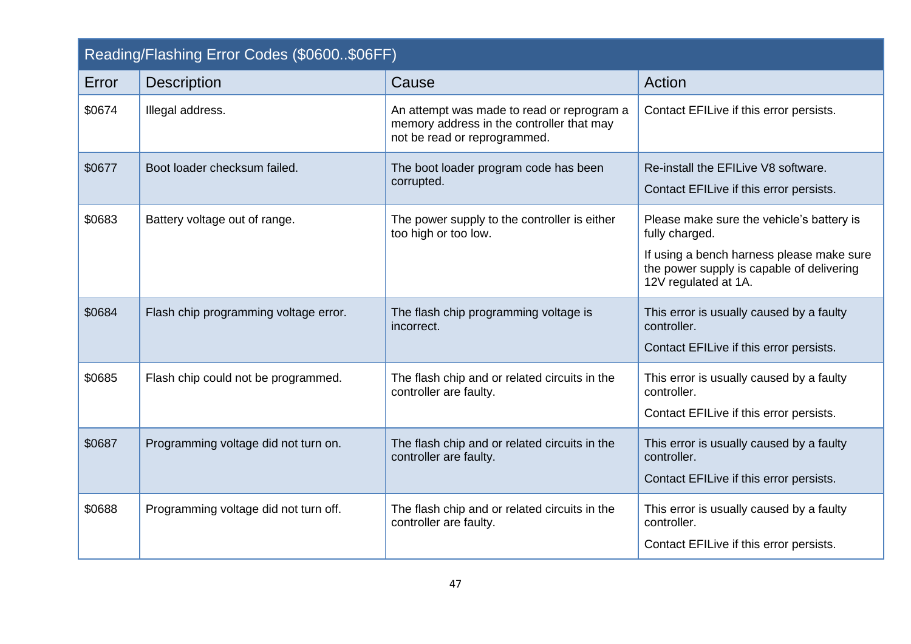| Reading/Flashing Error Codes ($0600..$06FF) | | | |
|---|---|---|---|
| Error | Description | Cause | Action |
| $0674 | Illegal address. | An attempt was made to read or reprogram a memory address in the controller that may not be read or reprogrammed. | Contact EFILive if this error persists. |
| $0677 | Boot loader checksum failed. | The boot loader program code has been corrupted. | Re-install the EFILive V8 software.<br><br>Contact EFILive if this error persists. |
| $0683 | Battery voltage out of range. | The power supply to the controller is either too high or too low. | Please make sure the vehicle's battery is fully charged.<br><br>If using a bench harness please make sure the power supply is capable of delivering 12V regulated at 1A. |
| $0684 | Flash chip programming voltage error. | The flash chip programming voltage is incorrect. | This error is usually caused by a faulty controller.<br><br>Contact EFILive if this error persists. |
| $0685 | Flash chip could not be programmed. | The flash chip and or related circuits in the controller are faulty. | This error is usually caused by a faulty controller.<br><br>Contact EFILive if this error persists. |
| $0687 | Programming voltage did not turn on. | The flash chip and or related circuits in the controller are faulty. | This error is usually caused by a faulty controller.<br><br>Contact EFILive if this error persists. |
| $0688 | Programming voltage did not turn off. | The flash chip and or related circuits in the controller are faulty. | This error is usually caused by a faulty controller.<br><br>Contact EFILive if this error persists. |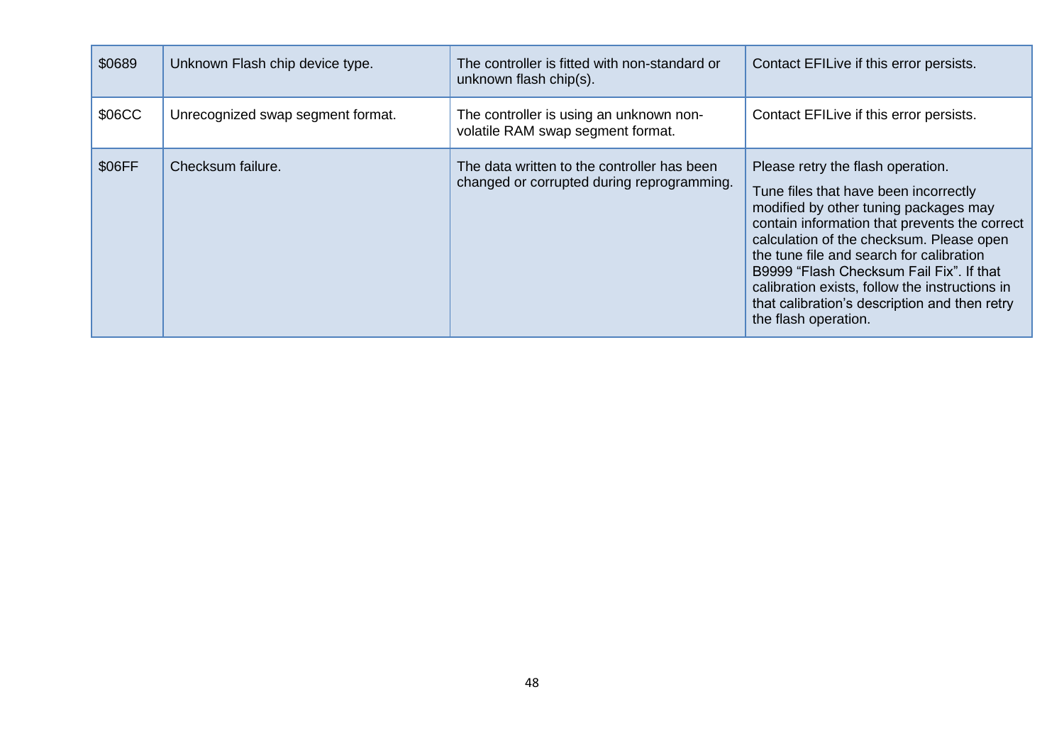| | | | |
|---|---|---|---|
| $0689 | Unknown Flash chip device type. | The controller is fitted with non-standard or unknown flash chip(s). | Contact EFILive if this error persists. |
| $06CC | Unrecognized swap segment format. | The controller is using an unknown non-volatile RAM swap segment format. | Contact EFILive if this error persists. |
| $06FF | Checksum failure. | The data written to the controller has been changed or corrupted during reprogramming. | Please retry the flash operation.<br><br>Tune files that have been incorrectly modified by other tuning packages may contain information that prevents the correct calculation of the checksum. Please open the tune file and search for calibration B9999 "Flash Checksum Fail Fix". If that calibration exists, follow the instructions in that calibration's description and then retry the flash operation. |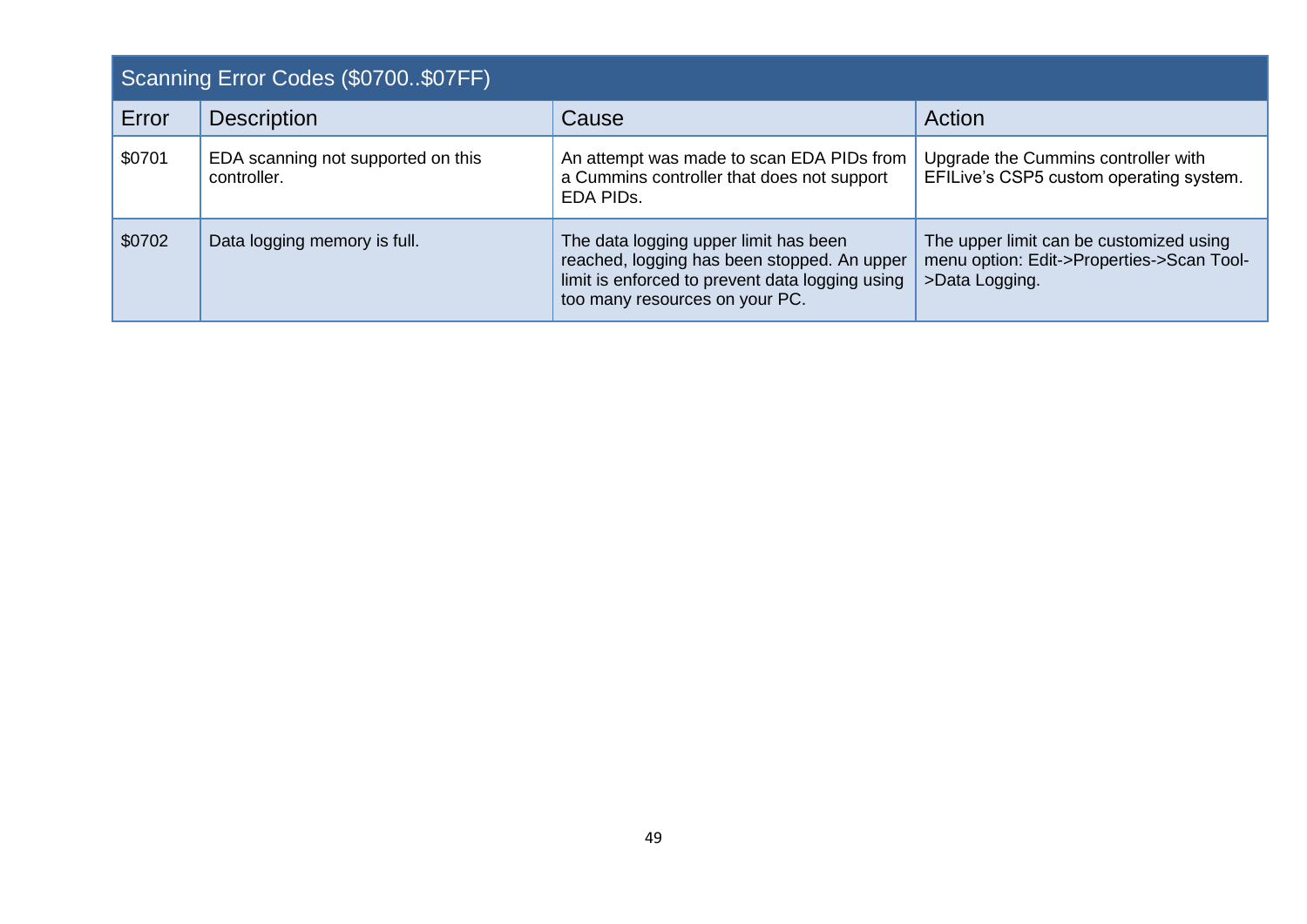| Scanning Error Codes ($0700..$07FF) | | | |
|---|---|---|---|
| Error | Description | Cause | Action |
| $0701 | EDA scanning not supported on this controller. | An attempt was made to scan EDA PIDs from a Cummins controller that does not support EDA PIDs. | Upgrade the Cummins controller with EFILive's CSP5 custom operating system. |
| $0702 | Data logging memory is full. | The data logging upper limit has been reached, logging has been stopped. An upper limit is enforced to prevent data logging using too many resources on your PC. | The upper limit can be customized using menu option: Edit->Properties->Scan Tool->Data Logging. |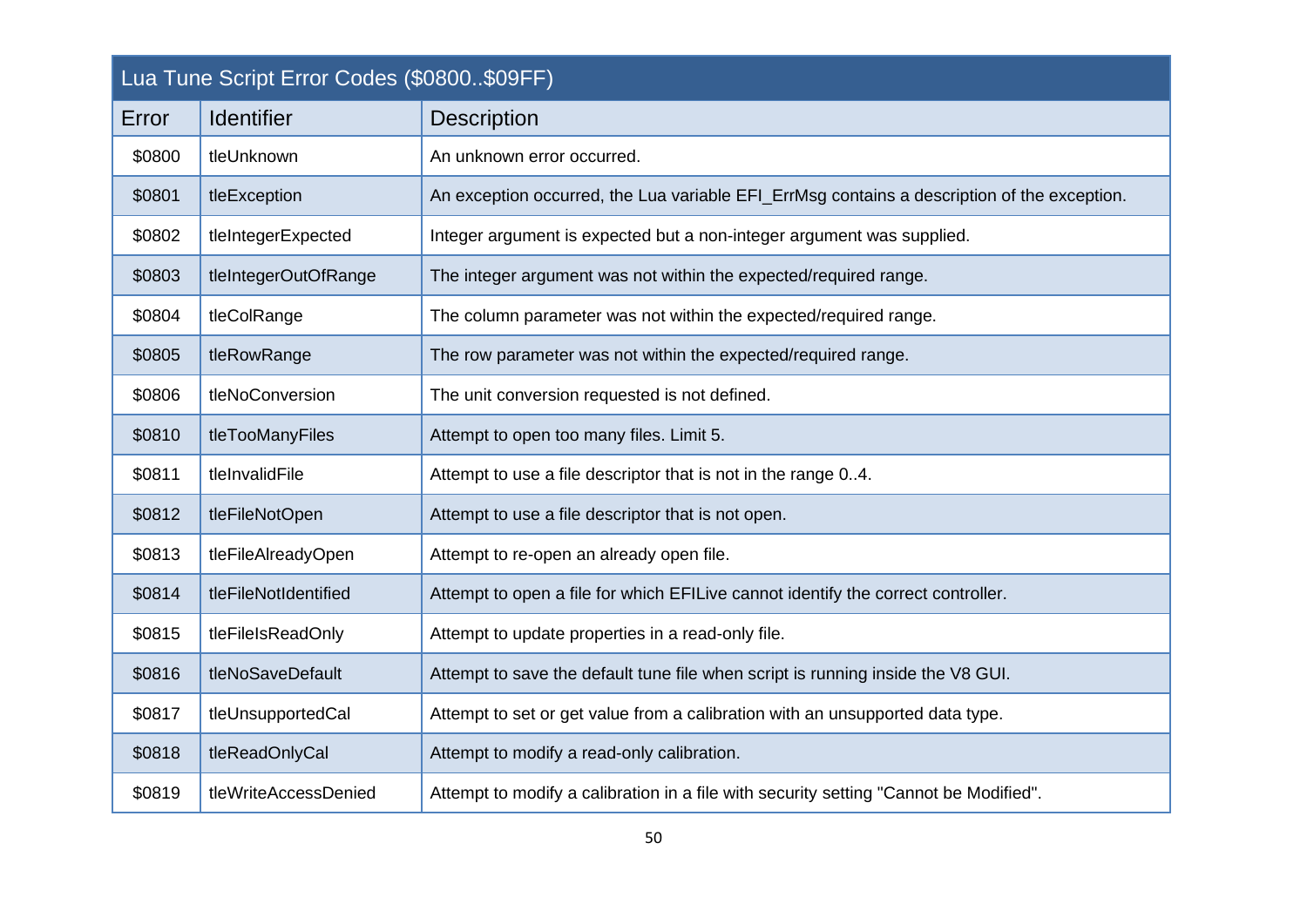| Lua Tune Script Error Codes ($0800..$09FF) | | |
|---|---|---|
| Error | Identifier | Description |
| $0800 | tleUnknown | An unknown error occurred. |
| $0801 | tleException | An exception occurred, the Lua variable EFI_ErrMsg contains a description of the exception. |
| $0802 | tleIntegerExpected | Integer argument is expected but a non-integer argument was supplied. |
| $0803 | tleIntegerOutOfRange | The integer argument was not within the expected/required range. |
| $0804 | tleColRange | The column parameter was not within the expected/required range. |
| $0805 | tleRowRange | The row parameter was not within the expected/required range. |
| $0806 | tleNoConversion | The unit conversion requested is not defined. |
| $0810 | tleTooManyFiles | Attempt to open too many files. Limit 5. |
| $0811 | tleInvalidFile | Attempt to use a file descriptor that is not in the range 0..4. |
| $0812 | tleFileNotOpen | Attempt to use a file descriptor that is not open. |
| $0813 | tleFileAlreadyOpen | Attempt to re-open an already open file. |
| $0814 | tleFileNotIdentified | Attempt to open a file for which EFILive cannot identify the correct controller. |
| $0815 | tleFileIsReadOnly | Attempt to update properties in a read-only file. |
| $0816 | tleNoSaveDefault | Attempt to save the default tune file when script is running inside the V8 GUI. |
| $0817 | tleUnsupportedCal | Attempt to set or get value from a calibration with an unsupported data type. |
| $0818 | tleReadOnlyCal | Attempt to modify a read-only calibration. |
| $0819 | tleWriteAccessDenied | Attempt to modify a calibration in a file with security setting "Cannot be Modified". |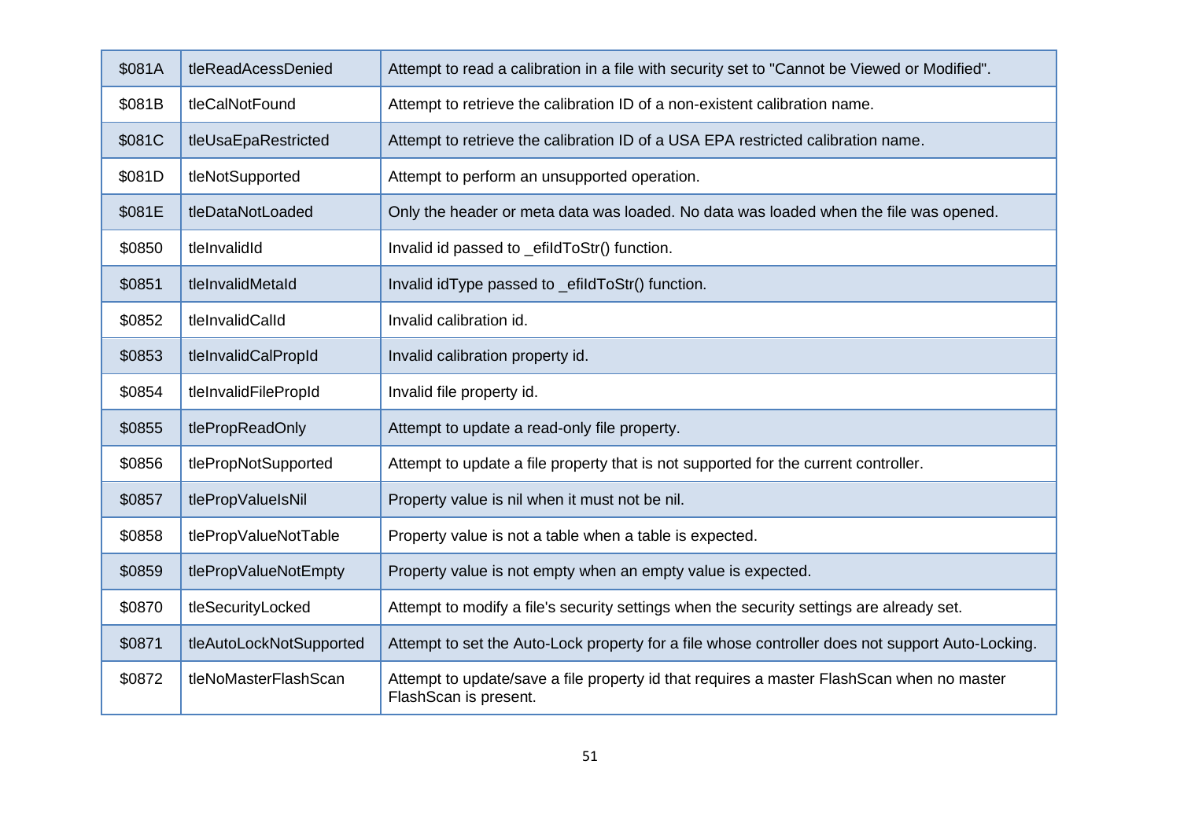| | | |
|---|---|---|
| $081A | tleReadAcessDenied | Attempt to read a calibration in a file with security set to "Cannot be Viewed or Modified". |
| $081B | tleCalNotFound | Attempt to retrieve the calibration ID of a non-existent calibration name. |
| $081C | tleUsaEpaRestricted | Attempt to retrieve the calibration ID of a USA EPA restricted calibration name. |
| $081D | tleNotSupported | Attempt to perform an unsupported operation. |
| $081E | tleDataNotLoaded | Only the header or meta data was loaded. No data was loaded when the file was opened. |
| $0850 | tleInvalidId | Invalid id passed to _efiIdToStr() function. |
| $0851 | tleInvalidMetaId | Invalid idType passed to _efiIdToStr() function. |
| $0852 | tleInvalidCalId | Invalid calibration id. |
| $0853 | tleInvalidCalPropId | Invalid calibration property id. |
| $0854 | tleInvalidFilePropId | Invalid file property id. |
| $0855 | tlePropReadOnly | Attempt to update a read-only file property. |
| $0856 | tlePropNotSupported | Attempt to update a file property that is not supported for the current controller. |
| $0857 | tlePropValueIsNil | Property value is nil when it must not be nil. |
| $0858 | tlePropValueNotTable | Property value is not a table when a table is expected. |
| $0859 | tlePropValueNotEmpty | Property value is not empty when an empty value is expected. |
| $0870 | tleSecurityLocked | Attempt to modify a file's security settings when the security settings are already set. |
| $0871 | tleAutoLockNotSupported | Attempt to set the Auto-Lock property for a file whose controller does not support Auto-Locking. |
| $0872 | tleNoMasterFlashScan | Attempt to update/save a file property id that requires a master FlashScan when no master FlashScan is present. |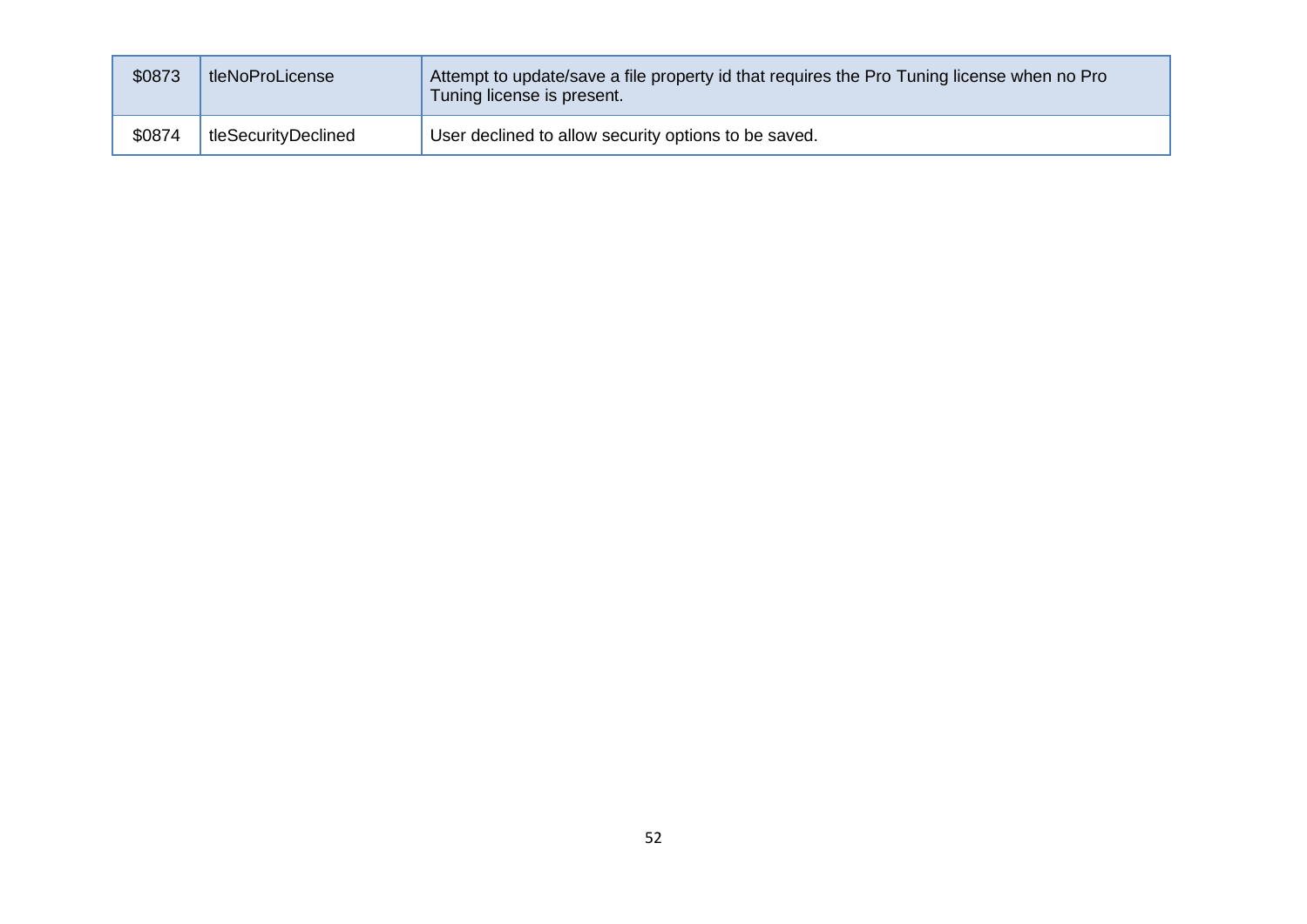| | | |
|---|---|---|
| $0873 | tleNoProLicense | Attempt to update/save a file property id that requires the Pro Tuning license when no Pro Tuning license is present. |
| $0874 | tleSecurityDeclined | User declined to allow security options to be saved. |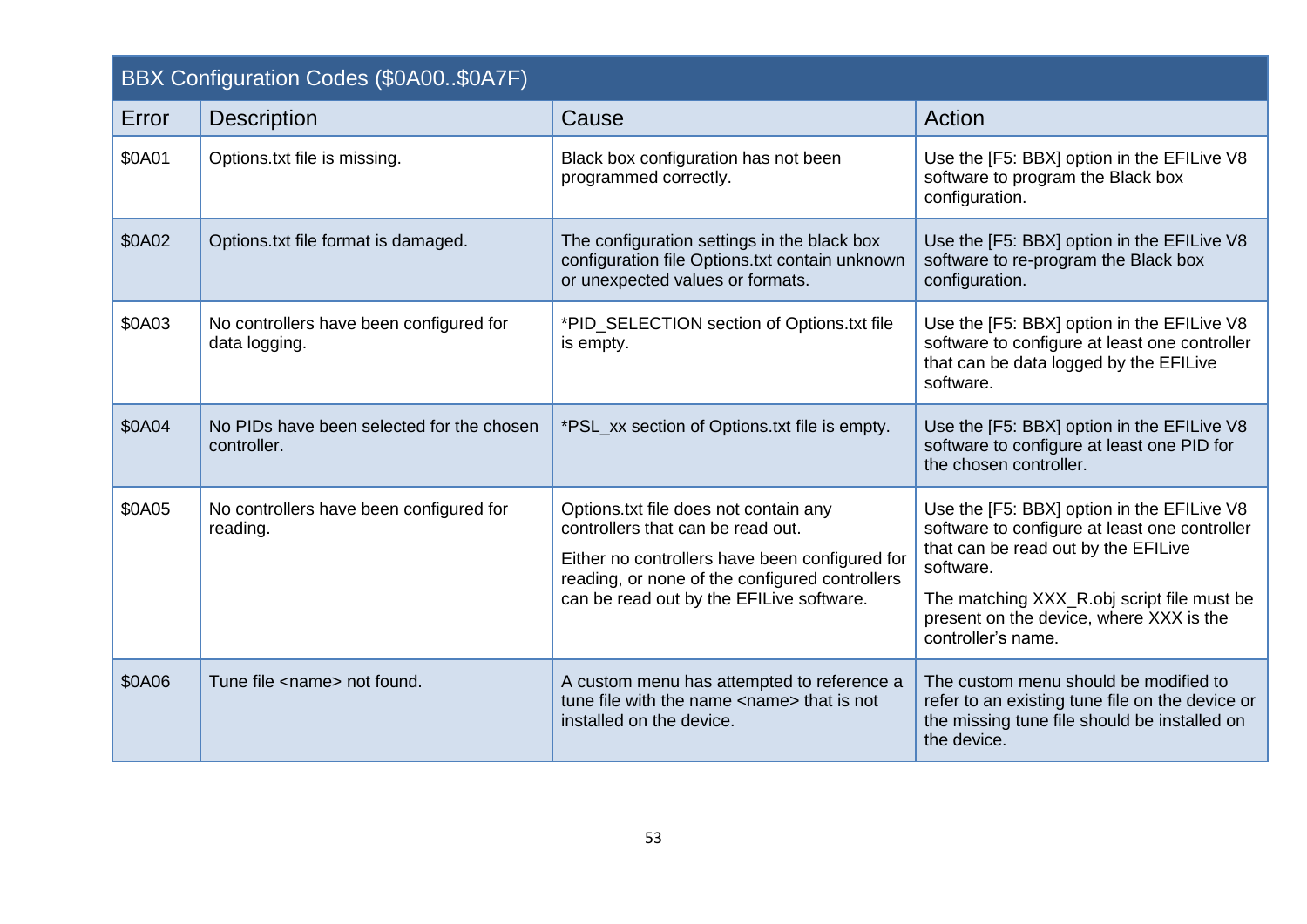| BBX Configuration Codes ($0A00..$0A7F) | | | |
|---|---|---|---|
| Error | Description | Cause | Action |
| $0A01 | Options.txt file is missing. | Black box configuration has not been programmed correctly. | Use the [F5: BBX] option in the EFILive V8 software to program the Black box configuration. |
| $0A02 | Options.txt file format is damaged. | The configuration settings in the black box configuration file Options.txt contain unknown or unexpected values or formats. | Use the [F5: BBX] option in the EFILive V8 software to re-program the Black box configuration. |
| $0A03 | No controllers have been configured for data logging. | *PID_SELECTION section of Options.txt file is empty. | Use the [F5: BBX] option in the EFILive V8 software to configure at least one controller that can be data logged by the EFILive software. |
| $0A04 | No PIDs have been selected for the chosen controller. | *PSL_xx section of Options.txt file is empty. | Use the [F5: BBX] option in the EFILive V8 software to configure at least one PID for the chosen controller. |
| $0A05 | No controllers have been configured for reading. | Options.txt file does not contain any controllers that can be read out.<br><br>Either no controllers have been configured for reading, or none of the configured controllers can be read out by the EFILive software. | Use the [F5: BBX] option in the EFILive V8 software to configure at least one controller that can be read out by the EFILive software.<br><br>The matching XXX_R.obj script file must be present on the device, where XXX is the controller's name. |
| $0A06 | Tune file <name> not found. | A custom menu has attempted to reference a tune file with the name <name> that is not installed on the device. | The custom menu should be modified to refer to an existing tune file on the device or the missing tune file should be installed on the device. |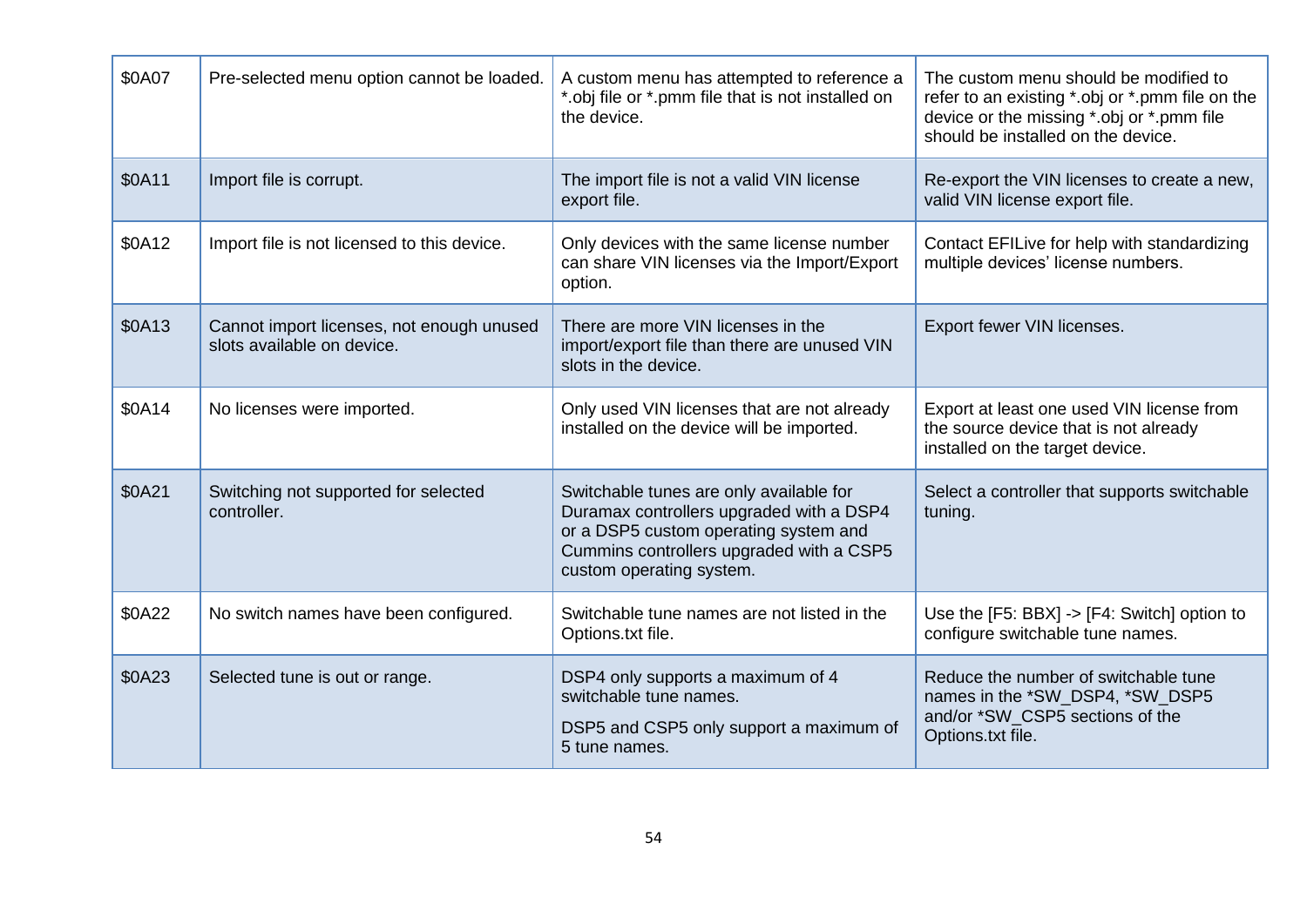| | | | |
|---|---|---|---|
| $0A07 | Pre-selected menu option cannot be loaded. | A custom menu has attempted to reference a *.obj file or *.pmm file that is not installed on the device. | The custom menu should be modified to refer to an existing *.obj or *.pmm file on the device or the missing *.obj or *.pmm file should be installed on the device. |
| $0A11 | Import file is corrupt. | The import file is not a valid VIN license export file. | Re-export the VIN licenses to create a new, valid VIN license export file. |
| $0A12 | Import file is not licensed to this device. | Only devices with the same license number can share VIN licenses via the Import/Export option. | Contact EFILive for help with standardizing multiple devices' license numbers. |
| $0A13 | Cannot import licenses, not enough unused slots available on device. | There are more VIN licenses in the import/export file than there are unused VIN slots in the device. | Export fewer VIN licenses. |
| $0A14 | No licenses were imported. | Only used VIN licenses that are not already installed on the device will be imported. | Export at least one used VIN license from the source device that is not already installed on the target device. |
| $0A21 | Switching not supported for selected controller. | Switchable tunes are only available for Duramax controllers upgraded with a DSP4 or a DSP5 custom operating system and Cummins controllers upgraded with a CSP5 custom operating system. | Select a controller that supports switchable tuning. |
| $0A22 | No switch names have been configured. | Switchable tune names are not listed in the Options.txt file. | Use the [F5: BBX] -> [F4: Switch] option to configure switchable tune names. |
| $0A23 | Selected tune is out or range. | DSP4 only supports a maximum of 4 switchable tune names.<br><br>DSP5 and CSP5 only support a maximum of 5 tune names. | Reduce the number of switchable tune names in the *SW_DSP4, *SW_DSP5 and/or *SW_CSP5 sections of the Options.txt file. |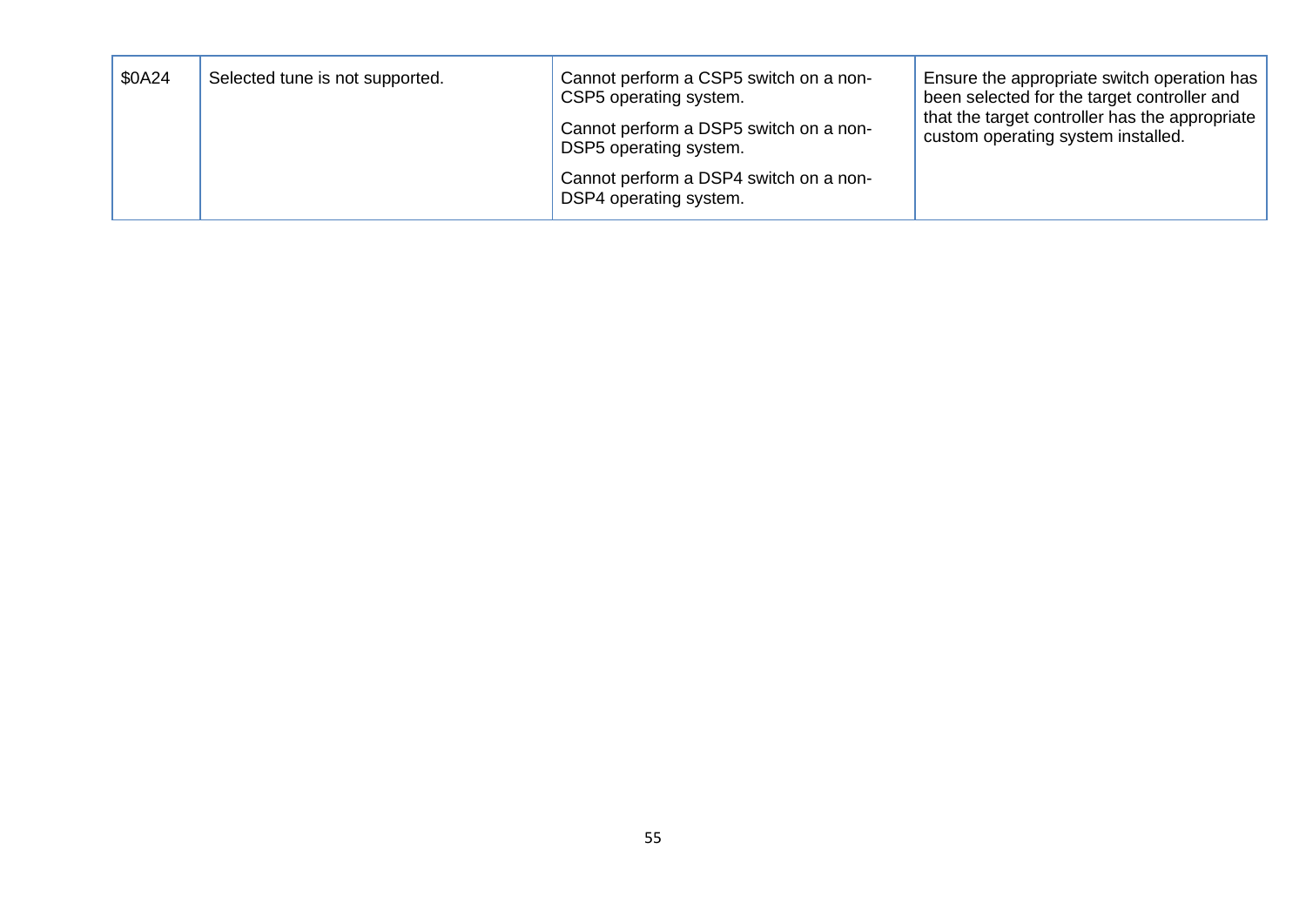| | | | |
|---|---|---|---|
| $0A24 | Selected tune is not supported. | Cannot perform a CSP5 switch on a non-CSP5 operating system.<br><br>Cannot perform a DSP5 switch on a non-DSP5 operating system.<br><br>Cannot perform a DSP4 switch on a non-DSP4 operating system. | Ensure the appropriate switch operation has been selected for the target controller and that the target controller has the appropriate custom operating system installed. |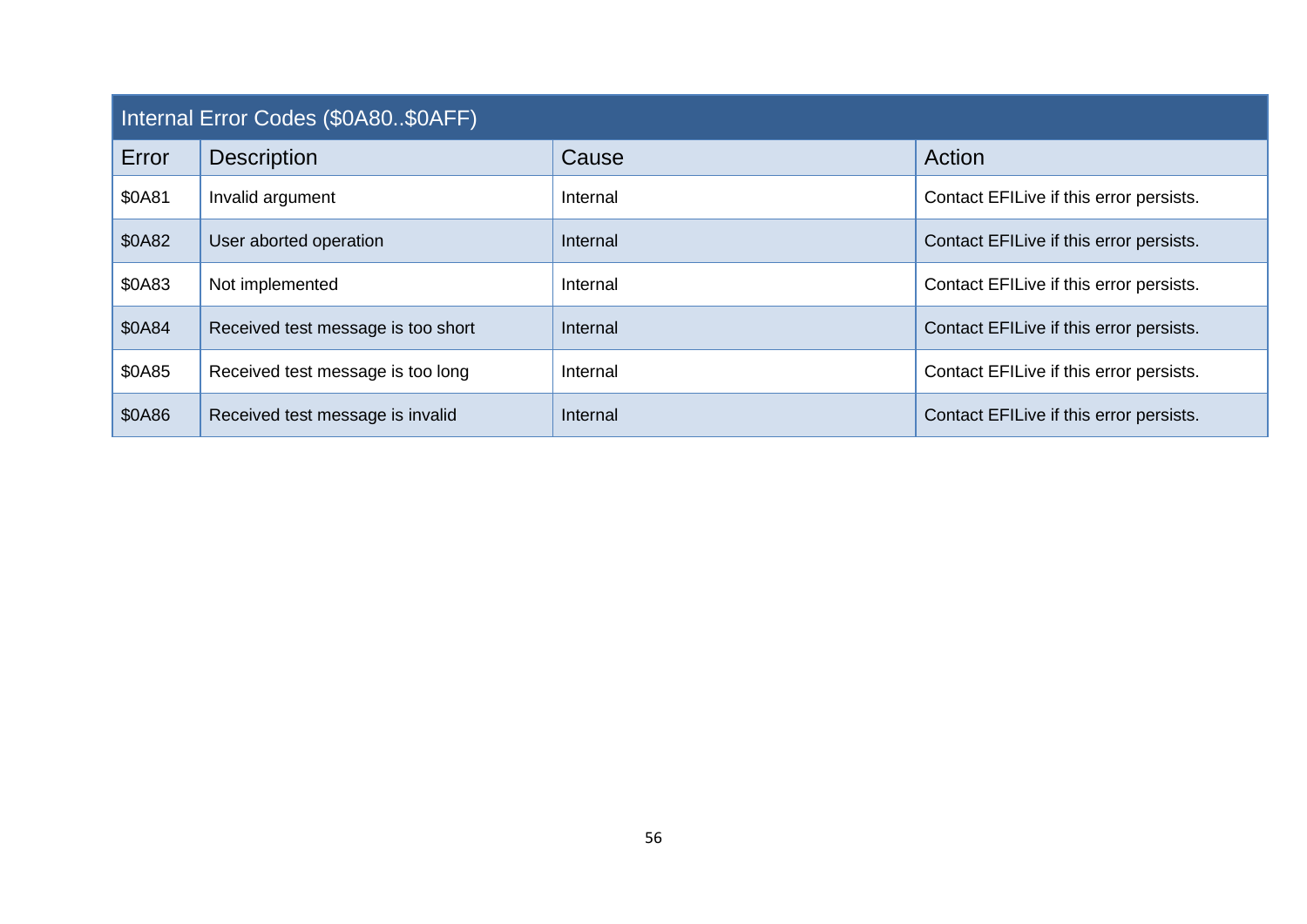| Internal Error Codes ($0A80..$0AFF) | | | |
|---|---|---|---|
| Error | Description | Cause | Action |
| $0A81 | Invalid argument | Internal | Contact EFILive if this error persists. |
| $0A82 | User aborted operation | Internal | Contact EFILive if this error persists. |
| $0A83 | Not implemented | Internal | Contact EFILive if this error persists. |
| $0A84 | Received test message is too short | Internal | Contact EFILive if this error persists. |
| $0A85 | Received test message is too long | Internal | Contact EFILive if this error persists. |
| $0A86 | Received test message is invalid | Internal | Contact EFILive if this error persists. |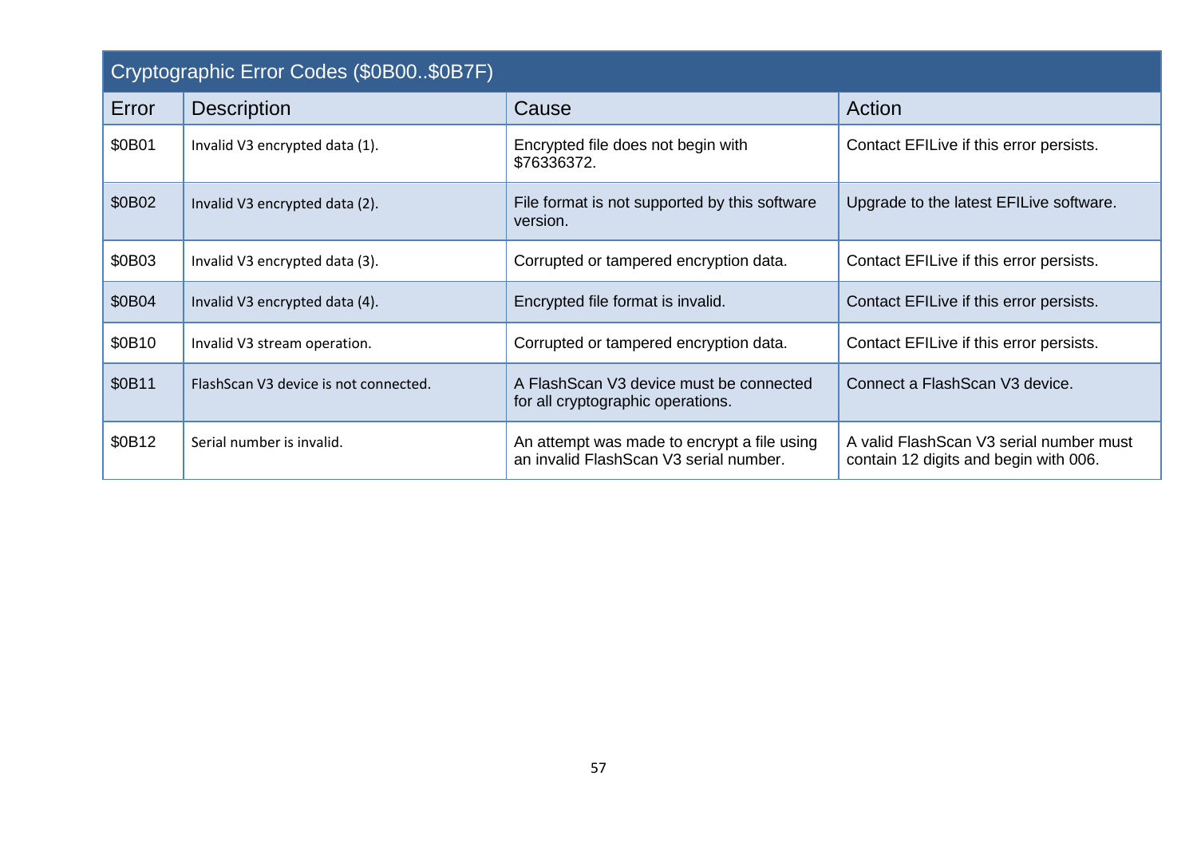| Cryptographic Error Codes ($0B00..$0B7F) | | | |
|---|---|---|---|
| Error | Description | Cause | Action |
| $0B01 | Invalid V3 encrypted data (1). | Encrypted file does not begin with $76336372. | Contact EFILive if this error persists. |
| $0B02 | Invalid V3 encrypted data (2). | File format is not supported by this software version. | Upgrade to the latest EFILive software. |
| $0B03 | Invalid V3 encrypted data (3). | Corrupted or tampered encryption data. | Contact EFILive if this error persists. |
| $0B04 | Invalid V3 encrypted data (4). | Encrypted file format is invalid. | Contact EFILive if this error persists. |
| $0B10 | Invalid V3 stream operation. | Corrupted or tampered encryption data. | Contact EFILive if this error persists. |
| $0B11 | FlashScan V3 device is not connected. | A FlashScan V3 device must be connected for all cryptographic operations. | Connect a FlashScan V3 device. |
| $0B12 | Serial number is invalid. | An attempt was made to encrypt a file using an invalid FlashScan V3 serial number. | A valid FlashScan V3 serial number must contain 12 digits and begin with 006. |